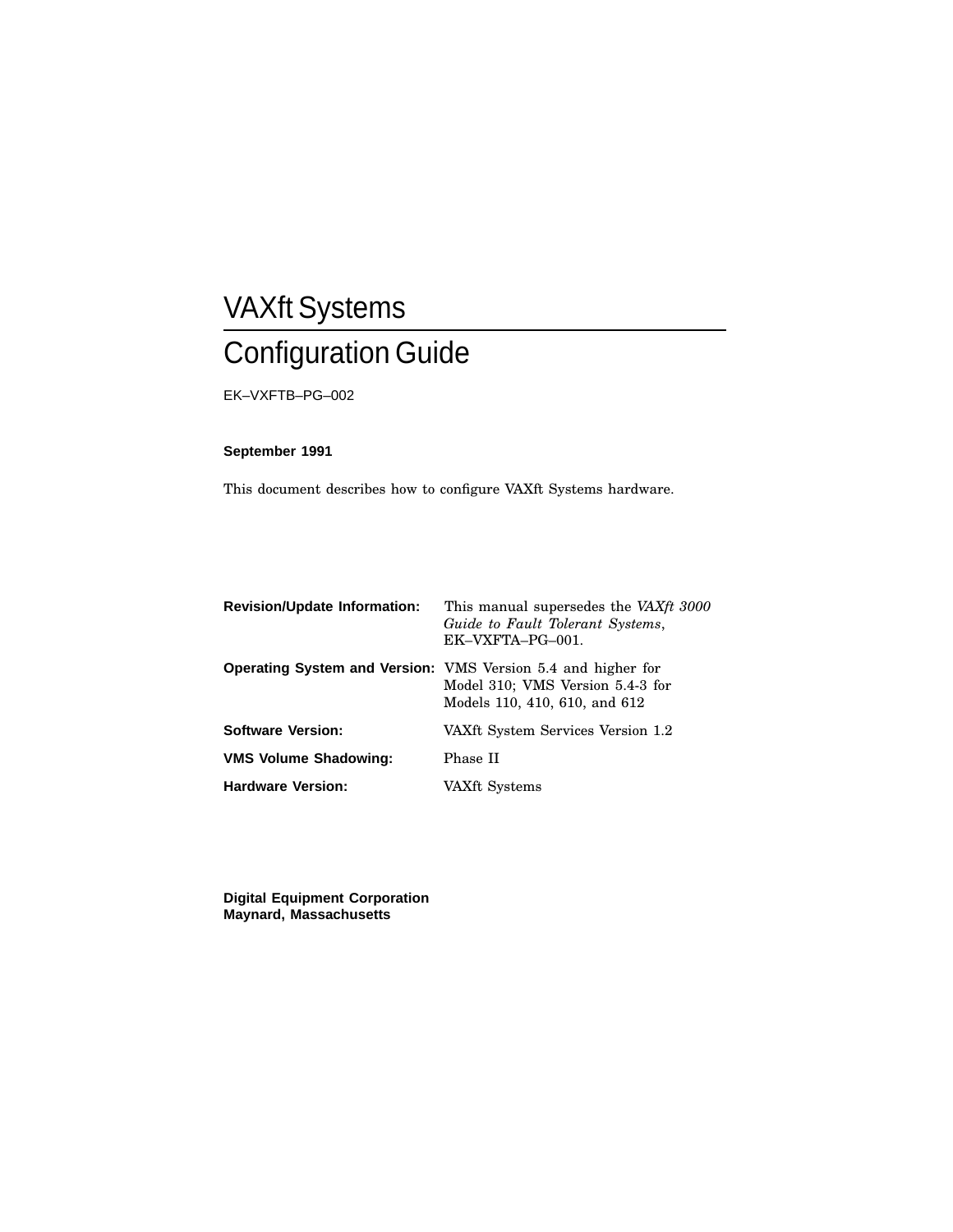# VAXft Systems

# Configuration Guide

EK–VXFTB–PG–002

**September 1991**

This document describes how to configure VAXft Systems hardware.

**Revision/Update Information:** This manual supersedes the *VAXft 3000 Guide to Fault Tolerant Systems*, EK–VXFTA–PG–001.

**Operating System and Version:** VMS Version 5.4 and higher for Model 310; VMS Version 5.4-3 for Models 110, 410, 610, and 612

**Software Version:** VAXft System Services Version 1.2

**VMS Volume Shadowing:** Phase II

**Hardware Version:** VAXft Systems

**Digital Equipment Corporation**
**Maynard, Massachusetts**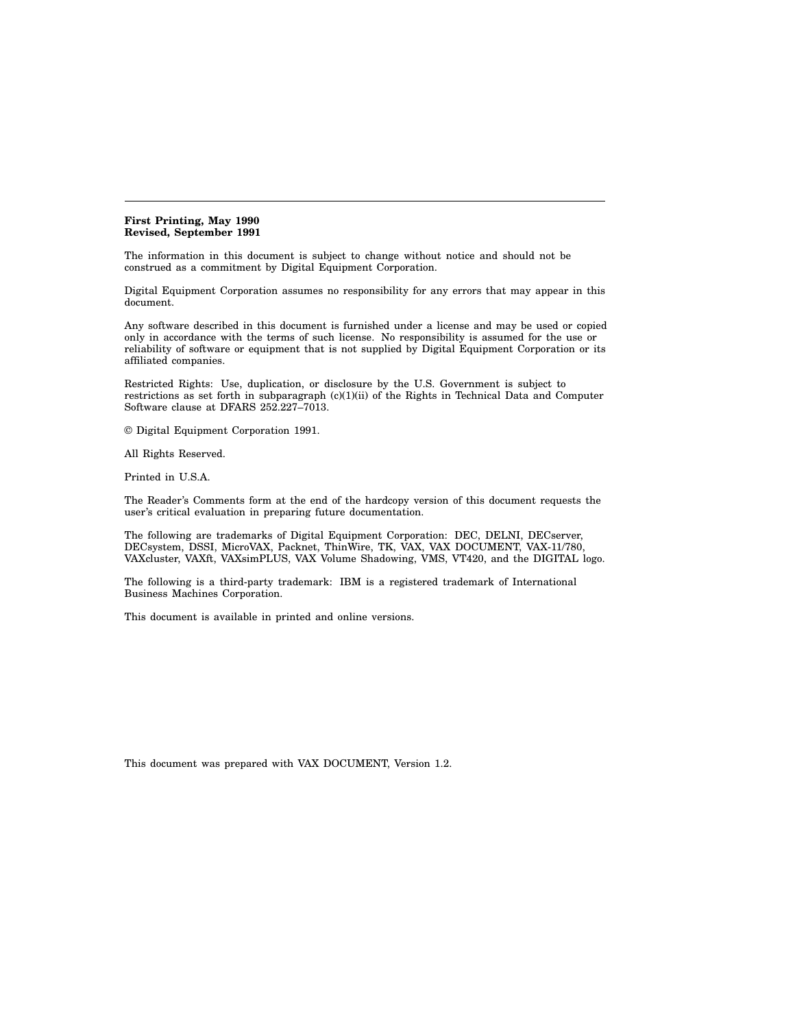**First Printing, May 1990**
**Revised, September 1991**

The information in this document is subject to change without notice and should not be construed as a commitment by Digital Equipment Corporation.

Digital Equipment Corporation assumes no responsibility for any errors that may appear in this document.

Any software described in this document is furnished under a license and may be used or copied only in accordance with the terms of such license. No responsibility is assumed for the use or reliability of software or equipment that is not supplied by Digital Equipment Corporation or its affiliated companies.

Restricted Rights: Use, duplication, or disclosure by the U.S. Government is subject to restrictions as set forth in subparagraph (c)(1)(ii) of the Rights in Technical Data and Computer Software clause at DFARS 252.227–7013.

© Digital Equipment Corporation 1991.

All Rights Reserved.

Printed in U.S.A.

The Reader's Comments form at the end of the hardcopy version of this document requests the user's critical evaluation in preparing future documentation.

The following are trademarks of Digital Equipment Corporation: DEC, DELNI, DECserver, DECsystem, DSSI, MicroVAX, Packnet, ThinWire, TK, VAX, VAX DOCUMENT, VAX-11/780, VAXcluster, VAXft, VAXsimPLUS, VAX Volume Shadowing, VMS, VT420, and the DIGITAL logo.

The following is a third-party trademark: IBM is a registered trademark of International Business Machines Corporation.

This document is available in printed and online versions.

This document was prepared with VAX DOCUMENT, Version 1.2.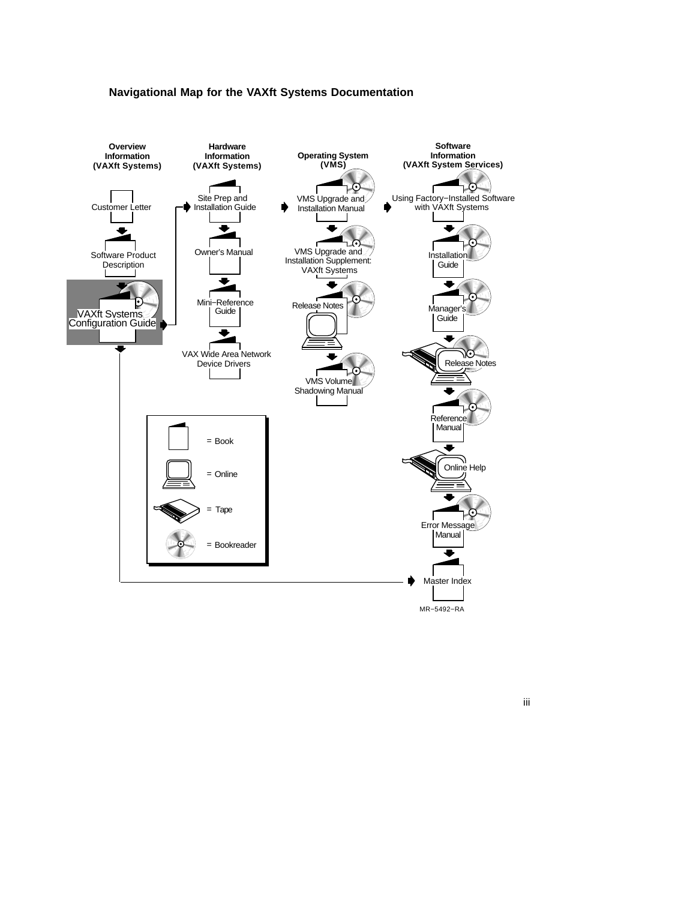## Navigational Map for the VAXft Systems Documentation

**Overview Information (VAXft Systems)**

- Customer Letter
- Software Product Description
- VAXft Systems Configuration Guide

**Hardware Information (VAXft Systems)**

- Site Prep and Installation Guide
- Owner's Manual
- Mini−Reference Guide
- VAX Wide Area Network Device Drivers

**Operating System (VMS)**

- VMS Upgrade and Installation Manual
- VMS Upgrade and Installation Supplement: VAXft Systems
- Release Notes
- VMS Volume Shadowing Manual

**Software Information (VAXft System Services)**

- Using Factory−Installed Software with VAXft Systems
- Installation Guide
- Manager's Guide
- Release Notes
- Reference Manual
- Online Help
- Error Message Manual
- Master Index

Legend:

- = Book
- = Online
- = Tape
- = Bookreader

MR−5492−RA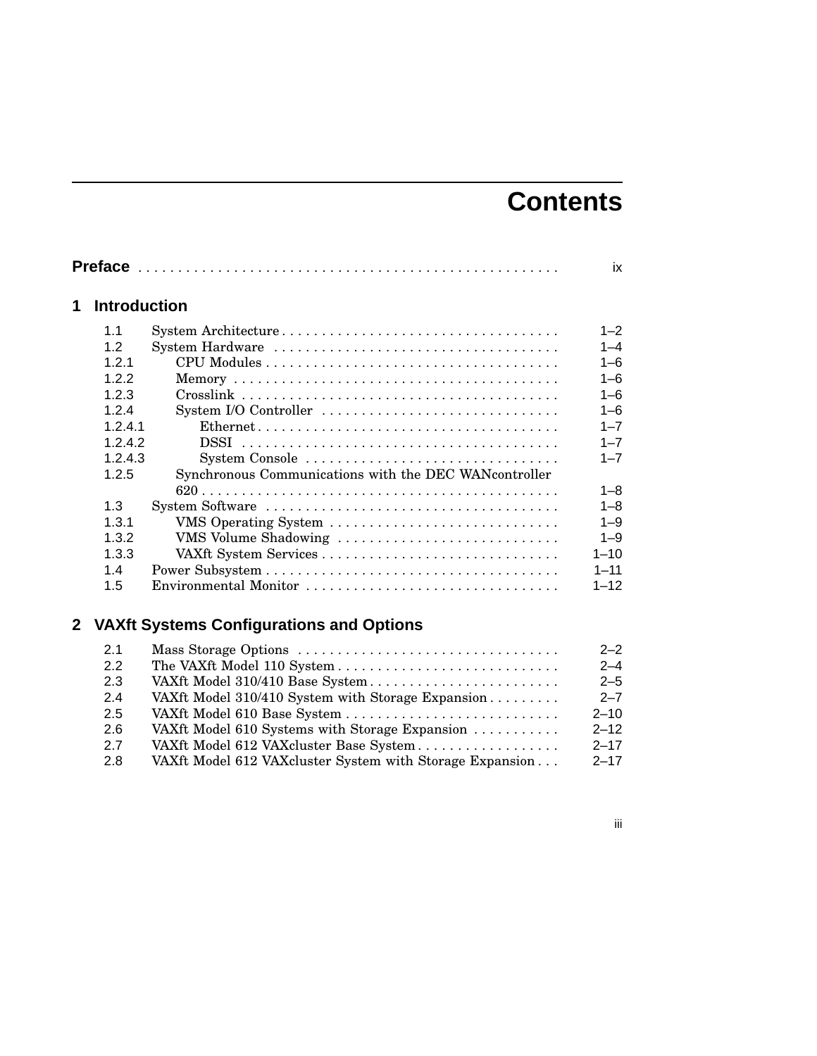# Contents

**Preface** . . . . . . . . . . . . . . . . . . . . . . . . . . . . . . . . . . . . . . . . . . . . . . . . . . . ix

## 1 Introduction

| | | |
|---|---|---|
| 1.1 | System Architecture | 1–2 |
| 1.2 | System Hardware | 1–4 |
| 1.2.1 | CPU Modules | 1–6 |
| 1.2.2 | Memory | 1–6 |
| 1.2.3 | Crosslink | 1–6 |
| 1.2.4 | System I/O Controller | 1–6 |
| 1.2.4.1 | Ethernet | 1–7 |
| 1.2.4.2 | DSSI | 1–7 |
| 1.2.4.3 | System Console | 1–7 |
| 1.2.5 | Synchronous Communications with the DEC WANcontroller 620 | 1–8 |
| 1.3 | System Software | 1–8 |
| 1.3.1 | VMS Operating System | 1–9 |
| 1.3.2 | VMS Volume Shadowing | 1–9 |
| 1.3.3 | VAXft System Services | 1–10 |
| 1.4 | Power Subsystem | 1–11 |
| 1.5 | Environmental Monitor | 1–12 |

## 2 VAXft Systems Configurations and Options

| | | |
|---|---|---|
| 2.1 | Mass Storage Options | 2–2 |
| 2.2 | The VAXft Model 110 System | 2–4 |
| 2.3 | VAXft Model 310/410 Base System | 2–5 |
| 2.4 | VAXft Model 310/410 System with Storage Expansion | 2–7 |
| 2.5 | VAXft Model 610 Base System | 2–10 |
| 2.6 | VAXft Model 610 Systems with Storage Expansion | 2–12 |
| 2.7 | VAXft Model 612 VAXcluster Base System | 2–17 |
| 2.8 | VAXft Model 612 VAXcluster System with Storage Expansion | 2–17 |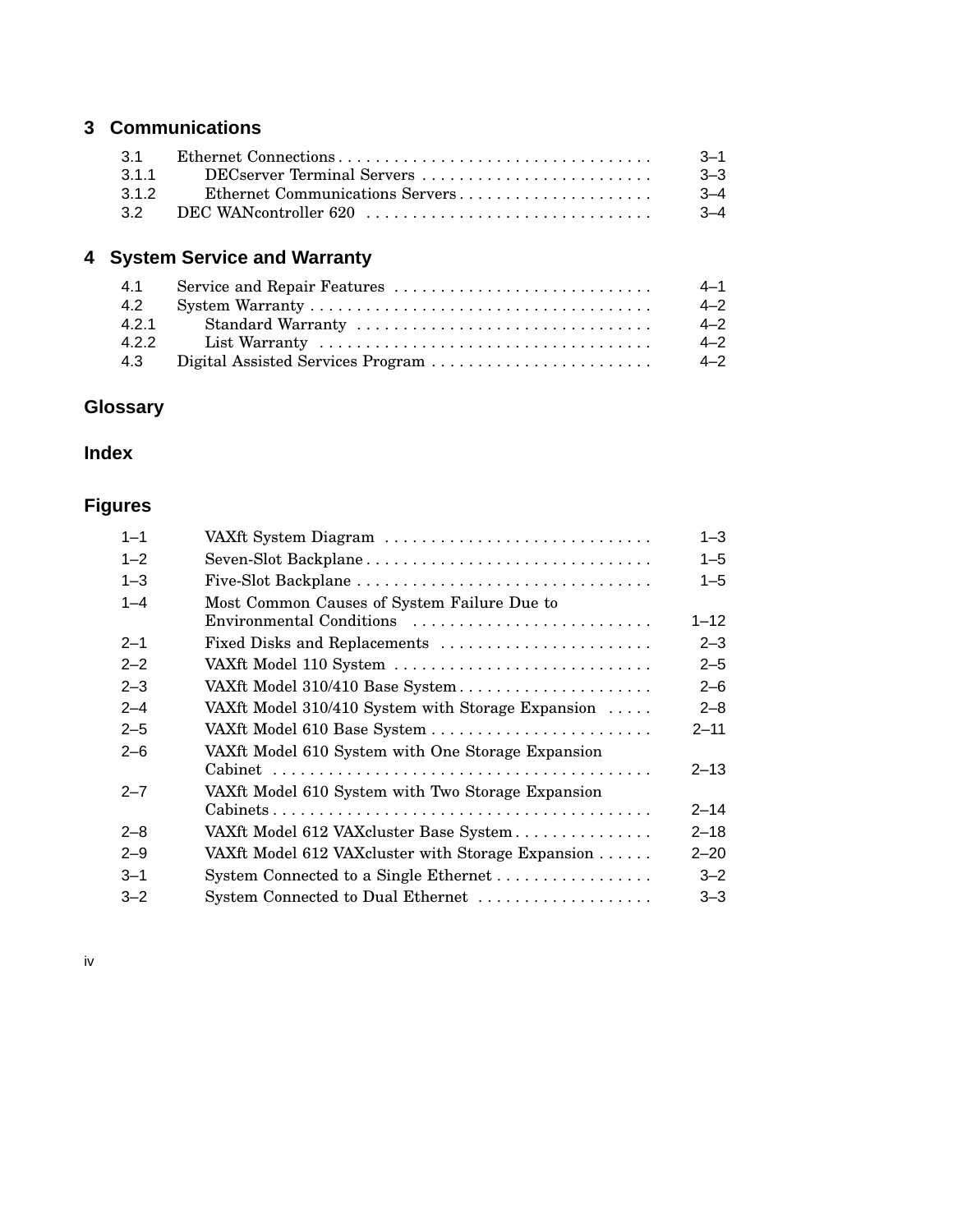## 3 Communications

| | | |
|---|---|---|
| 3.1 | Ethernet Connections | 3–1 |
| 3.1.1 | DECserver Terminal Servers | 3–3 |
| 3.1.2 | Ethernet Communications Servers | 3–4 |
| 3.2 | DEC WANcontroller 620 | 3–4 |

## 4 System Service and Warranty

| | | |
|---|---|---|
| 4.1 | Service and Repair Features | 4–1 |
| 4.2 | System Warranty | 4–2 |
| 4.2.1 | Standard Warranty | 4–2 |
| 4.2.2 | List Warranty | 4–2 |
| 4.3 | Digital Assisted Services Program | 4–2 |

## Glossary

## Index

## Figures

| | | |
|---|---|---|
| 1–1 | VAXft System Diagram | 1–3 |
| 1–2 | Seven-Slot Backplane | 1–5 |
| 1–3 | Five-Slot Backplane | 1–5 |
| 1–4 | Most Common Causes of System Failure Due to Environmental Conditions | 1–12 |
| 2–1 | Fixed Disks and Replacements | 2–3 |
| 2–2 | VAXft Model 110 System | 2–5 |
| 2–3 | VAXft Model 310/410 Base System | 2–6 |
| 2–4 | VAXft Model 310/410 System with Storage Expansion | 2–8 |
| 2–5 | VAXft Model 610 Base System | 2–11 |
| 2–6 | VAXft Model 610 System with One Storage Expansion Cabinet | 2–13 |
| 2–7 | VAXft Model 610 System with Two Storage Expansion Cabinets | 2–14 |
| 2–8 | VAXft Model 612 VAXcluster Base System | 2–18 |
| 2–9 | VAXft Model 612 VAXcluster with Storage Expansion | 2–20 |
| 3–1 | System Connected to a Single Ethernet | 3–2 |
| 3–2 | System Connected to Dual Ethernet | 3–3 |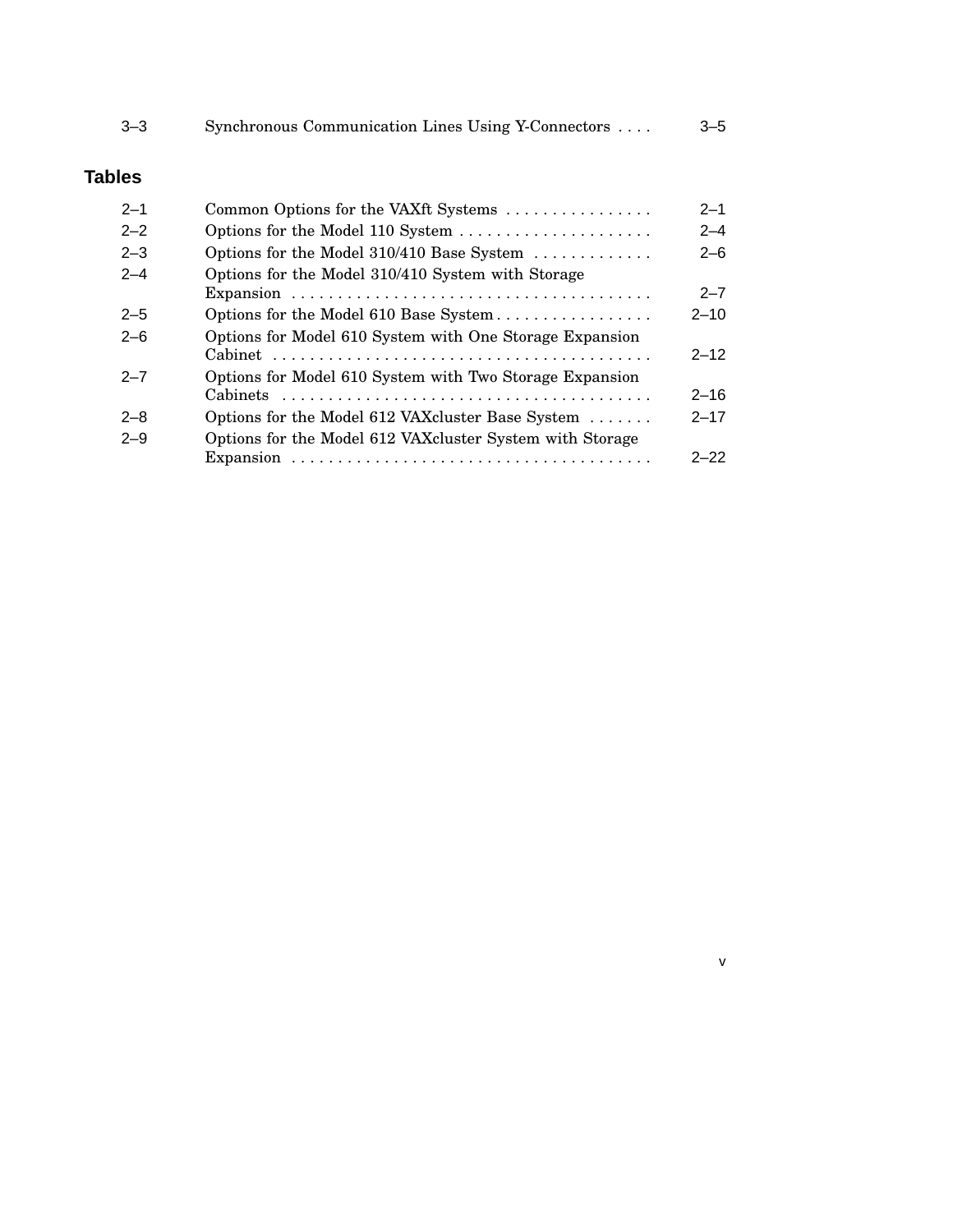| | | |
|---|---|---|
| 3–3 | Synchronous Communication Lines Using Y-Connectors | 3–5 |

## Tables

| | | |
|---|---|---|
| 2–1 | Common Options for the VAXft Systems | 2–1 |
| 2–2 | Options for the Model 110 System | 2–4 |
| 2–3 | Options for the Model 310/410 Base System | 2–6 |
| 2–4 | Options for the Model 310/410 System with Storage Expansion | 2–7 |
| 2–5 | Options for the Model 610 Base System | 2–10 |
| 2–6 | Options for Model 610 System with One Storage Expansion Cabinet | 2–12 |
| 2–7 | Options for Model 610 System with Two Storage Expansion Cabinets | 2–16 |
| 2–8 | Options for the Model 612 VAXcluster Base System | 2–17 |
| 2–9 | Options for the Model 612 VAXcluster System with Storage Expansion | 2–22 |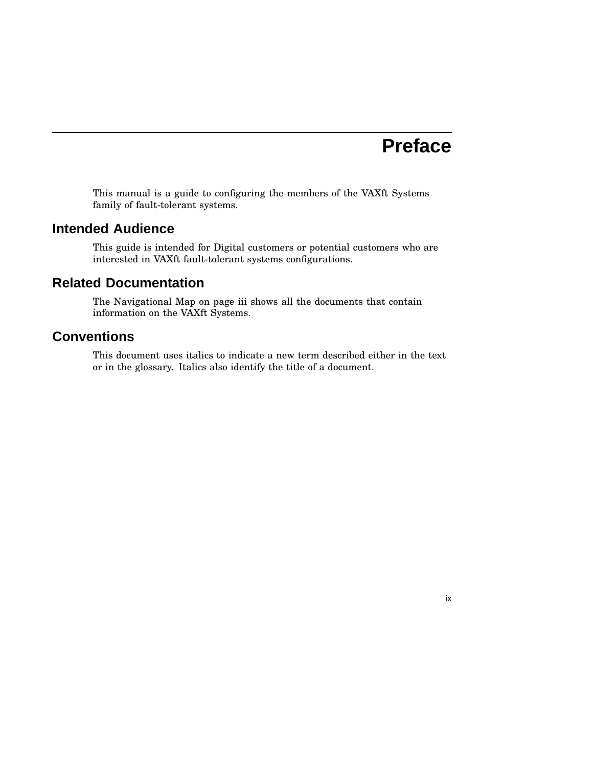# Preface

This manual is a guide to configuring the members of the VAXft Systems family of fault-tolerant systems.

## Intended Audience

This guide is intended for Digital customers or potential customers who are interested in VAXft fault-tolerant systems configurations.

## Related Documentation

The Navigational Map on page iii shows all the documents that contain information on the VAXft Systems.

## Conventions

This document uses italics to indicate a new term described either in the text or in the glossary. Italics also identify the title of a document.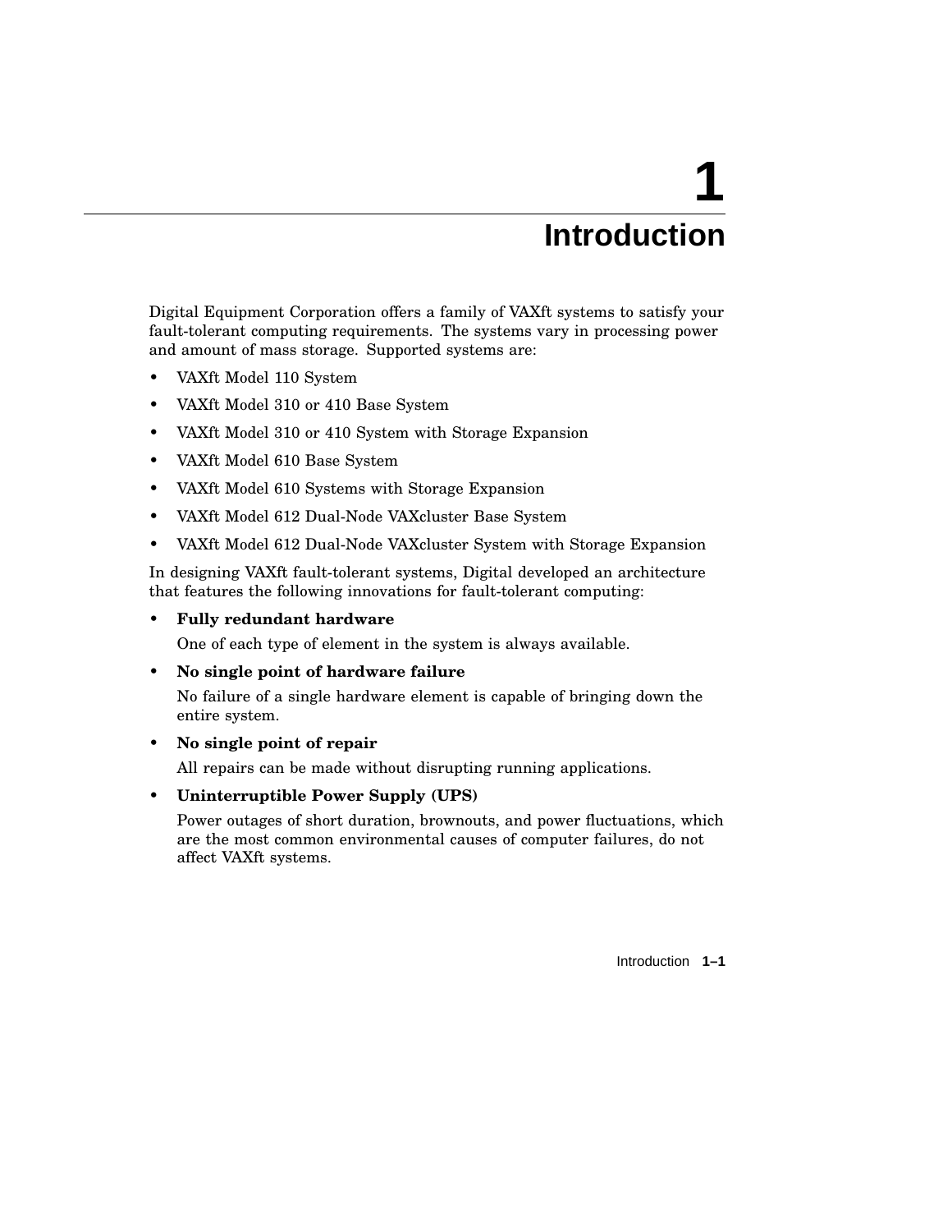# 1 Introduction

Digital Equipment Corporation offers a family of VAXft systems to satisfy your fault-tolerant computing requirements. The systems vary in processing power and amount of mass storage. Supported systems are:

- VAXft Model 110 System
- VAXft Model 310 or 410 Base System
- VAXft Model 310 or 410 System with Storage Expansion
- VAXft Model 610 Base System
- VAXft Model 610 Systems with Storage Expansion
- VAXft Model 612 Dual-Node VAXcluster Base System
- VAXft Model 612 Dual-Node VAXcluster System with Storage Expansion

In designing VAXft fault-tolerant systems, Digital developed an architecture that features the following innovations for fault-tolerant computing:

- **Fully redundant hardware**

  One of each type of element in the system is always available.

- **No single point of hardware failure**

  No failure of a single hardware element is capable of bringing down the entire system.

- **No single point of repair**

  All repairs can be made without disrupting running applications.

- **Uninterruptible Power Supply (UPS)**

  Power outages of short duration, brownouts, and power fluctuations, which are the most common environmental causes of computer failures, do not affect VAXft systems.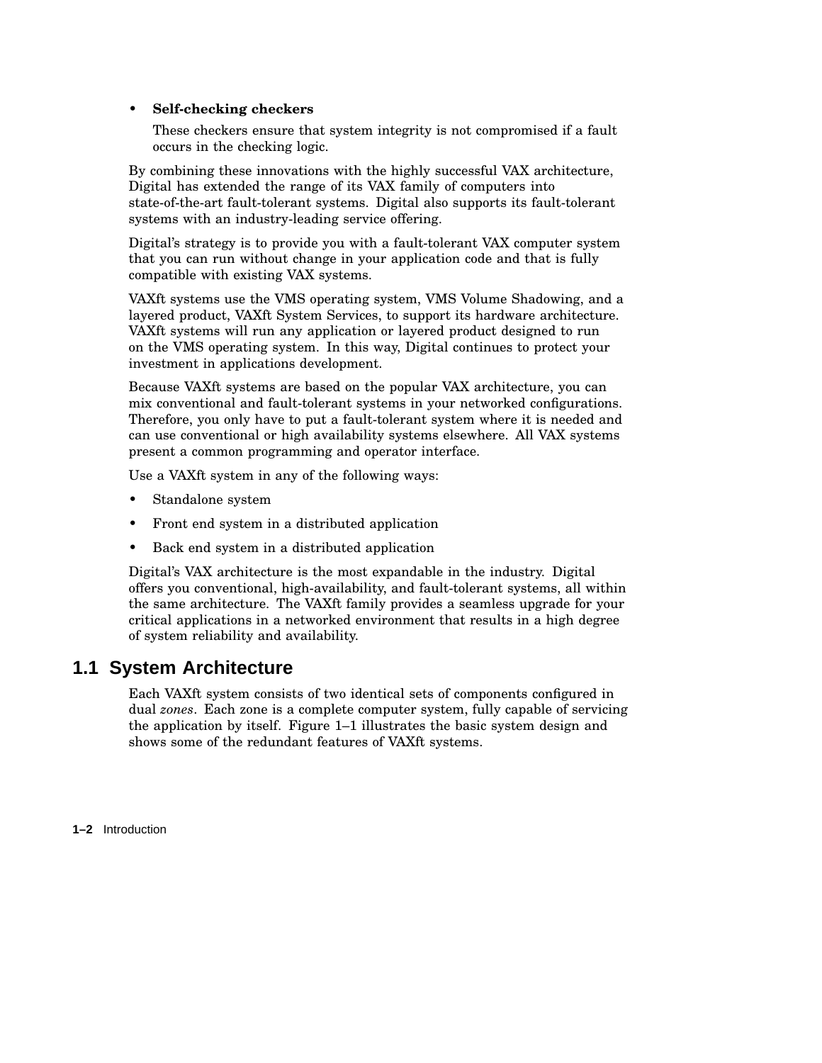- **Self-checking checkers**

  These checkers ensure that system integrity is not compromised if a fault occurs in the checking logic.

By combining these innovations with the highly successful VAX architecture, Digital has extended the range of its VAX family of computers into state-of-the-art fault-tolerant systems. Digital also supports its fault-tolerant systems with an industry-leading service offering.

Digital's strategy is to provide you with a fault-tolerant VAX computer system that you can run without change in your application code and that is fully compatible with existing VAX systems.

VAXft systems use the VMS operating system, VMS Volume Shadowing, and a layered product, VAXft System Services, to support its hardware architecture. VAXft systems will run any application or layered product designed to run on the VMS operating system. In this way, Digital continues to protect your investment in applications development.

Because VAXft systems are based on the popular VAX architecture, you can mix conventional and fault-tolerant systems in your networked configurations. Therefore, you only have to put a fault-tolerant system where it is needed and can use conventional or high availability systems elsewhere. All VAX systems present a common programming and operator interface.

Use a VAXft system in any of the following ways:

- Standalone system
- Front end system in a distributed application
- Back end system in a distributed application

Digital's VAX architecture is the most expandable in the industry. Digital offers you conventional, high-availability, and fault-tolerant systems, all within the same architecture. The VAXft family provides a seamless upgrade for your critical applications in a networked environment that results in a high degree of system reliability and availability.

## 1.1 System Architecture

Each VAXft system consists of two identical sets of components configured in dual *zones*. Each zone is a complete computer system, fully capable of servicing the application by itself. Figure 1–1 illustrates the basic system design and shows some of the redundant features of VAXft systems.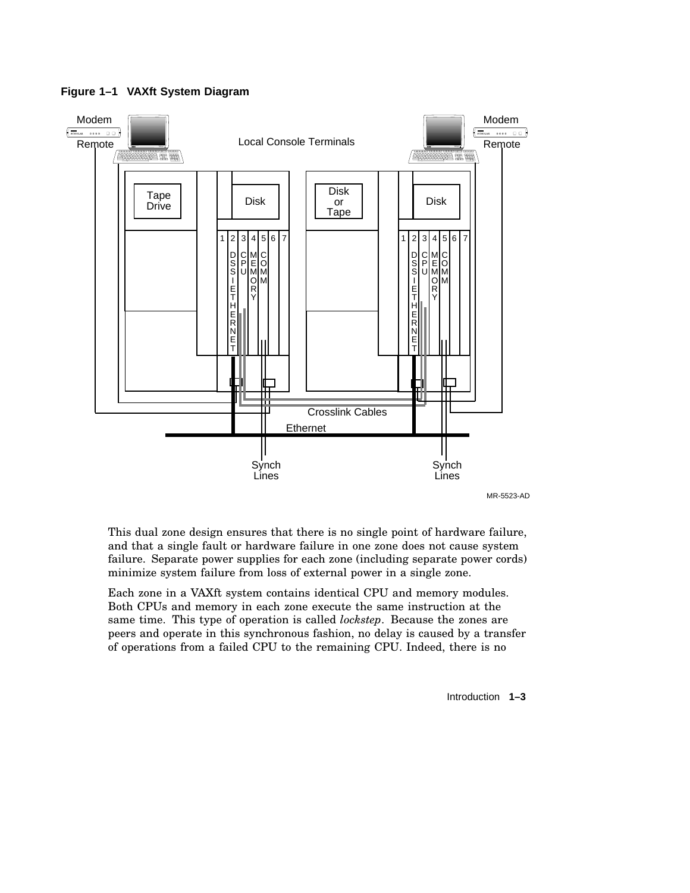**Figure 1–1 VAXft System Diagram**

This dual zone design ensures that there is no single point of hardware failure, and that a single fault or hardware failure in one zone does not cause system failure. Separate power supplies for each zone (including separate power cords) minimize system failure from loss of external power in a single zone.

Each zone in a VAXft system contains identical CPU and memory modules. Both CPUs and memory in each zone execute the same instruction at the same time. This type of operation is called *lockstep*. Because the zones are peers and operate in this synchronous fashion, no delay is caused by a transfer of operations from a failed CPU to the remaining CPU. Indeed, there is no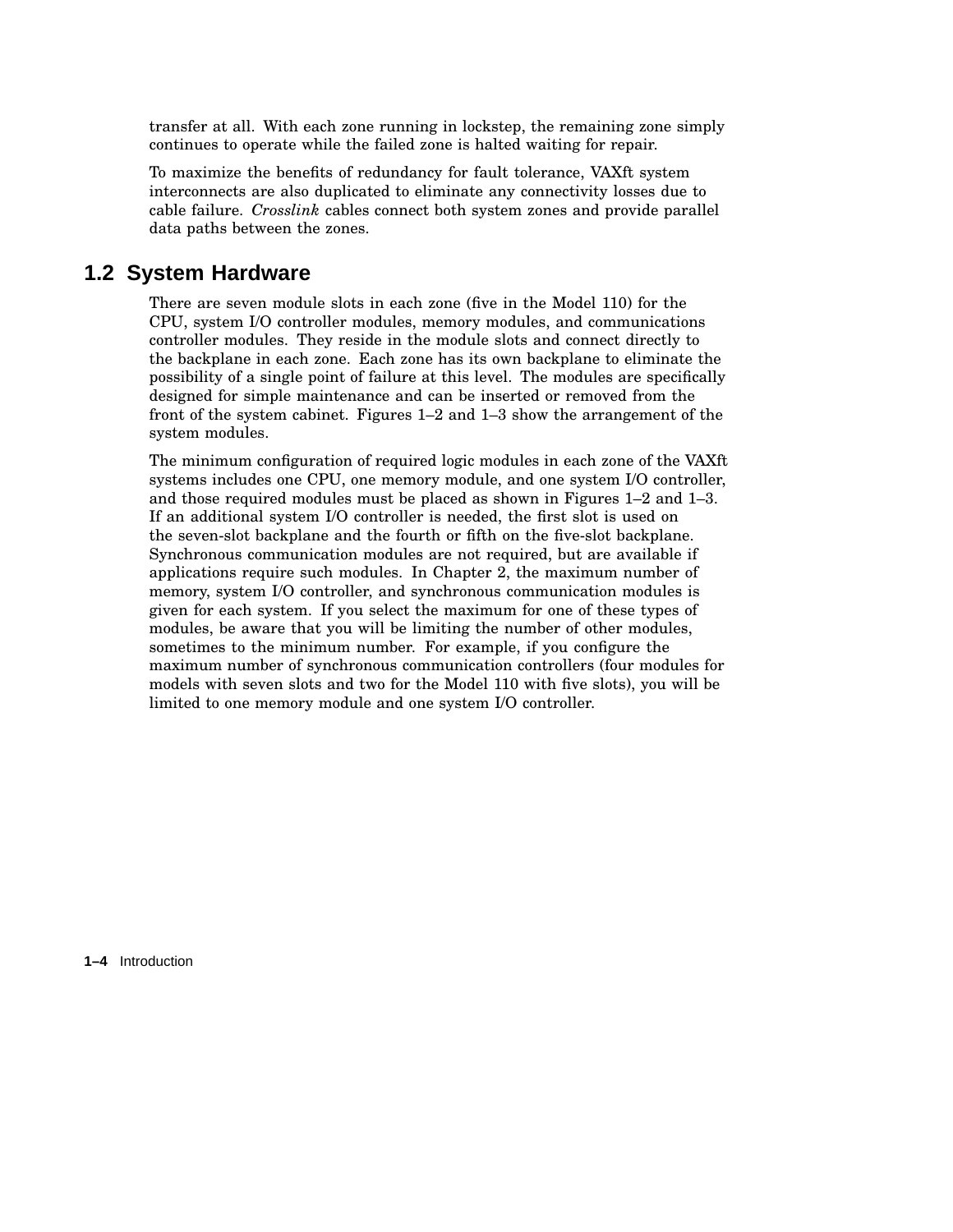transfer at all. With each zone running in lockstep, the remaining zone simply continues to operate while the failed zone is halted waiting for repair.

To maximize the benefits of redundancy for fault tolerance, VAXft system interconnects are also duplicated to eliminate any connectivity losses due to cable failure. *Crosslink* cables connect both system zones and provide parallel data paths between the zones.

## 1.2 System Hardware

There are seven module slots in each zone (five in the Model 110) for the CPU, system I/O controller modules, memory modules, and communications controller modules. They reside in the module slots and connect directly to the backplane in each zone. Each zone has its own backplane to eliminate the possibility of a single point of failure at this level. The modules are specifically designed for simple maintenance and can be inserted or removed from the front of the system cabinet. Figures 1–2 and 1–3 show the arrangement of the system modules.

The minimum configuration of required logic modules in each zone of the VAXft systems includes one CPU, one memory module, and one system I/O controller, and those required modules must be placed as shown in Figures 1–2 and 1–3. If an additional system I/O controller is needed, the first slot is used on the seven-slot backplane and the fourth or fifth on the five-slot backplane. Synchronous communication modules are not required, but are available if applications require such modules. In Chapter 2, the maximum number of memory, system I/O controller, and synchronous communication modules is given for each system. If you select the maximum for one of these types of modules, be aware that you will be limiting the number of other modules, sometimes to the minimum number. For example, if you configure the maximum number of synchronous communication controllers (four modules for models with seven slots and two for the Model 110 with five slots), you will be limited to one memory module and one system I/O controller.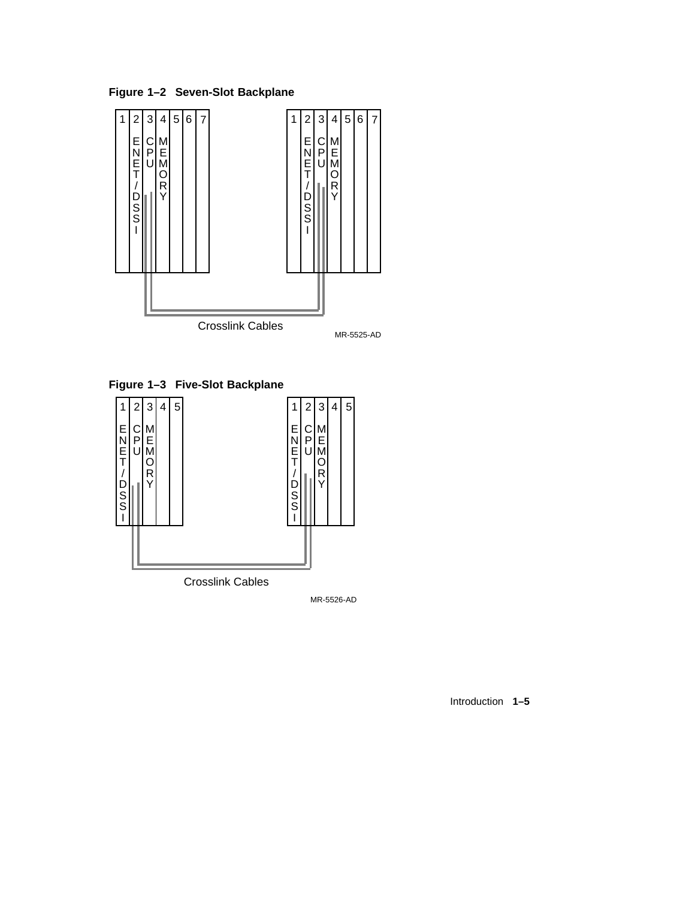**Figure 1–2 Seven-Slot Backplane**

| 1 | 2 | 3 | 4 | 5 | 6 | 7 |
|---|---|---|---|---|---|---|
| | ENET/DSSI | CPU | MEMORY | | | |

| 1 | 2 | 3 | 4 | 5 | 6 | 7 |
|---|---|---|---|---|---|---|
| | ENET/DSSI | CPU | MEMORY | | | |

Crosslink Cables

MR-5525-AD

**Figure 1–3 Five-Slot Backplane**

| 1 | 2 | 3 | 4 | 5 |
|---|---|---|---|---|
| ENET/DSSI | CPU | MEMORY | | |

| 1 | 2 | 3 | 4 | 5 |
|---|---|---|---|---|
| ENET/DSSI | CPU | MEMORY | | |

Crosslink Cables

MR-5526-AD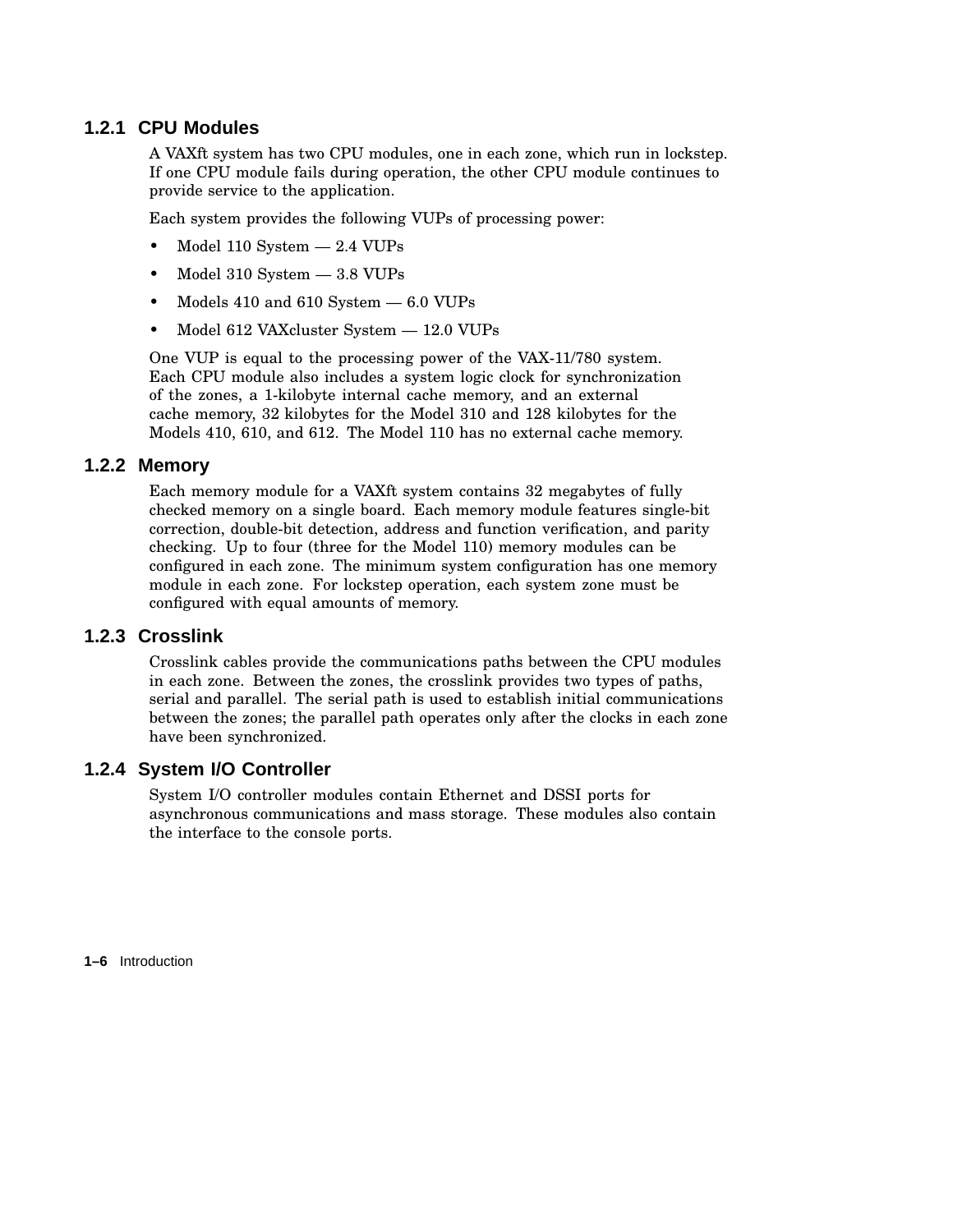### 1.2.1 CPU Modules

A VAXft system has two CPU modules, one in each zone, which run in lockstep. If one CPU module fails during operation, the other CPU module continues to provide service to the application.

Each system provides the following VUPs of processing power:

- Model 110 System — 2.4 VUPs
- Model 310 System — 3.8 VUPs
- Models 410 and 610 System — 6.0 VUPs
- Model 612 VAXcluster System — 12.0 VUPs

One VUP is equal to the processing power of the VAX-11/780 system. Each CPU module also includes a system logic clock for synchronization of the zones, a 1-kilobyte internal cache memory, and an external cache memory, 32 kilobytes for the Model 310 and 128 kilobytes for the Models 410, 610, and 612. The Model 110 has no external cache memory.

### 1.2.2 Memory

Each memory module for a VAXft system contains 32 megabytes of fully checked memory on a single board. Each memory module features single-bit correction, double-bit detection, address and function verification, and parity checking. Up to four (three for the Model 110) memory modules can be configured in each zone. The minimum system configuration has one memory module in each zone. For lockstep operation, each system zone must be configured with equal amounts of memory.

### 1.2.3 Crosslink

Crosslink cables provide the communications paths between the CPU modules in each zone. Between the zones, the crosslink provides two types of paths, serial and parallel. The serial path is used to establish initial communications between the zones; the parallel path operates only after the clocks in each zone have been synchronized.

### 1.2.4 System I/O Controller

System I/O controller modules contain Ethernet and DSSI ports for asynchronous communications and mass storage. These modules also contain the interface to the console ports.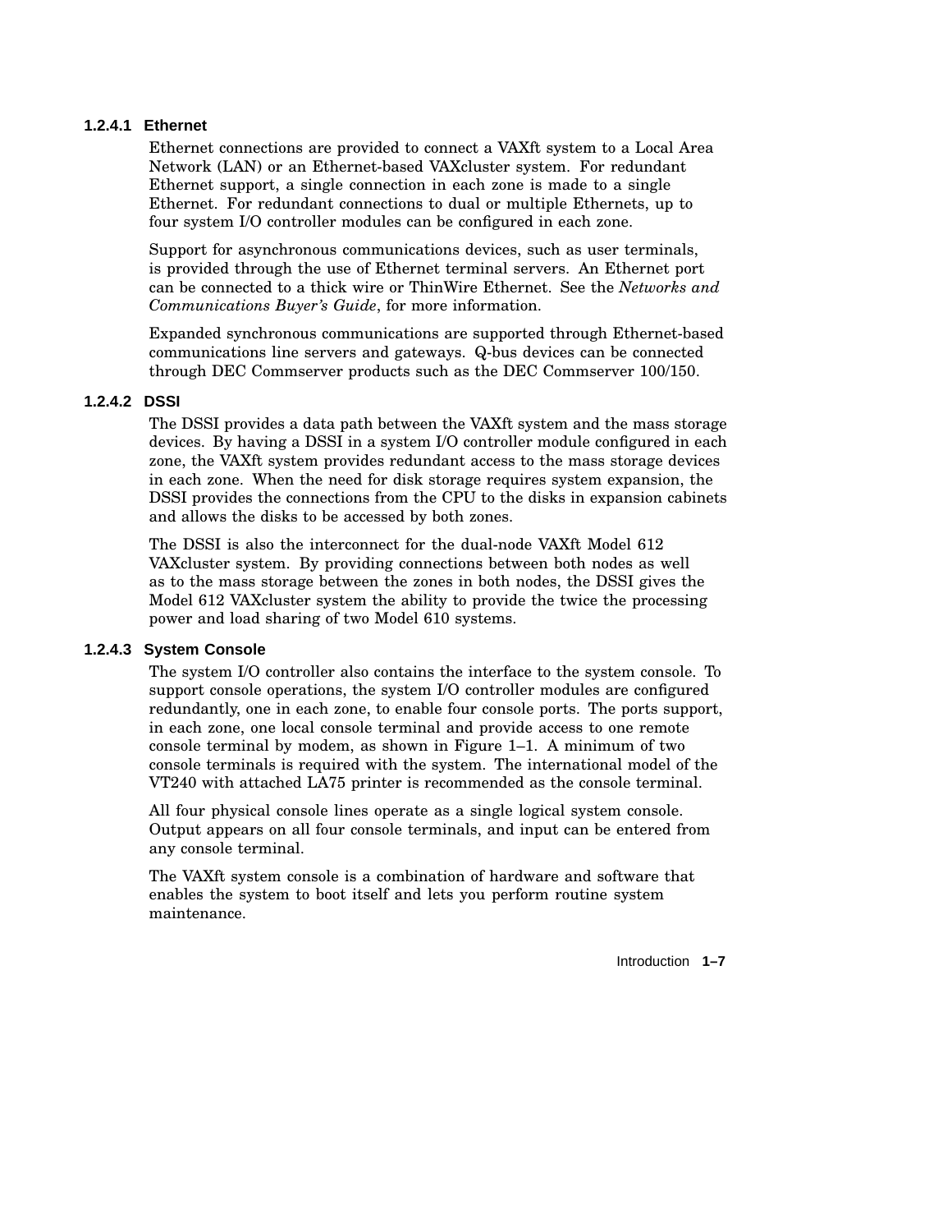#### 1.2.4.1 Ethernet

Ethernet connections are provided to connect a VAXft system to a Local Area Network (LAN) or an Ethernet-based VAXcluster system. For redundant Ethernet support, a single connection in each zone is made to a single Ethernet. For redundant connections to dual or multiple Ethernets, up to four system I/O controller modules can be configured in each zone.

Support for asynchronous communications devices, such as user terminals, is provided through the use of Ethernet terminal servers. An Ethernet port can be connected to a thick wire or ThinWire Ethernet. See the *Networks and Communications Buyer's Guide*, for more information.

Expanded synchronous communications are supported through Ethernet-based communications line servers and gateways. Q-bus devices can be connected through DEC Commserver products such as the DEC Commserver 100/150.

#### 1.2.4.2 DSSI

The DSSI provides a data path between the VAXft system and the mass storage devices. By having a DSSI in a system I/O controller module configured in each zone, the VAXft system provides redundant access to the mass storage devices in each zone. When the need for disk storage requires system expansion, the DSSI provides the connections from the CPU to the disks in expansion cabinets and allows the disks to be accessed by both zones.

The DSSI is also the interconnect for the dual-node VAXft Model 612 VAXcluster system. By providing connections between both nodes as well as to the mass storage between the zones in both nodes, the DSSI gives the Model 612 VAXcluster system the ability to provide the twice the processing power and load sharing of two Model 610 systems.

#### 1.2.4.3 System Console

The system I/O controller also contains the interface to the system console. To support console operations, the system I/O controller modules are configured redundantly, one in each zone, to enable four console ports. The ports support, in each zone, one local console terminal and provide access to one remote console terminal by modem, as shown in Figure 1–1. A minimum of two console terminals is required with the system. The international model of the VT240 with attached LA75 printer is recommended as the console terminal.

All four physical console lines operate as a single logical system console. Output appears on all four console terminals, and input can be entered from any console terminal.

The VAXft system console is a combination of hardware and software that enables the system to boot itself and lets you perform routine system maintenance.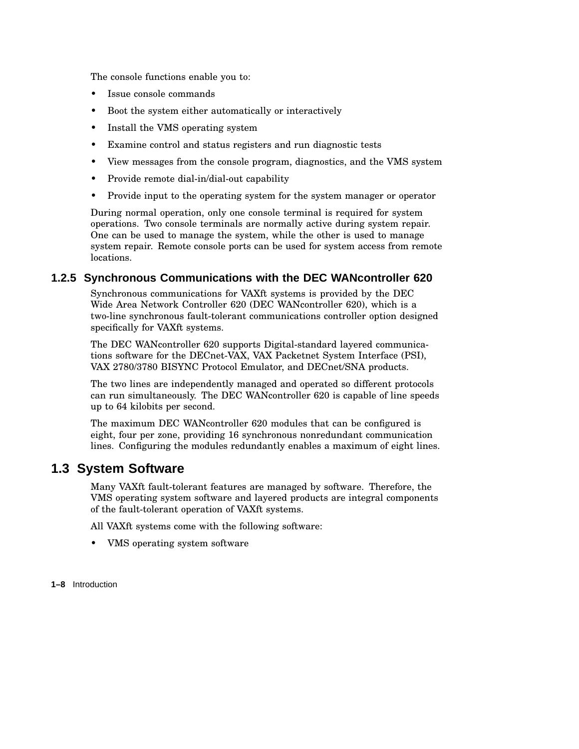The console functions enable you to:

- Issue console commands
- Boot the system either automatically or interactively
- Install the VMS operating system
- Examine control and status registers and run diagnostic tests
- View messages from the console program, diagnostics, and the VMS system
- Provide remote dial-in/dial-out capability
- Provide input to the operating system for the system manager or operator

During normal operation, only one console terminal is required for system operations. Two console terminals are normally active during system repair. One can be used to manage the system, while the other is used to manage system repair. Remote console ports can be used for system access from remote locations.

### 1.2.5 Synchronous Communications with the DEC WANcontroller 620

Synchronous communications for VAXft systems is provided by the DEC Wide Area Network Controller 620 (DEC WANcontroller 620), which is a two-line synchronous fault-tolerant communications controller option designed specifically for VAXft systems.

The DEC WANcontroller 620 supports Digital-standard layered communications software for the DECnet-VAX, VAX Packetnet System Interface (PSI), VAX 2780/3780 BISYNC Protocol Emulator, and DECnet/SNA products.

The two lines are independently managed and operated so different protocols can run simultaneously. The DEC WANcontroller 620 is capable of line speeds up to 64 kilobits per second.

The maximum DEC WANcontroller 620 modules that can be configured is eight, four per zone, providing 16 synchronous nonredundant communication lines. Configuring the modules redundantly enables a maximum of eight lines.

## 1.3 System Software

Many VAXft fault-tolerant features are managed by software. Therefore, the VMS operating system software and layered products are integral components of the fault-tolerant operation of VAXft systems.

All VAXft systems come with the following software:

- VMS operating system software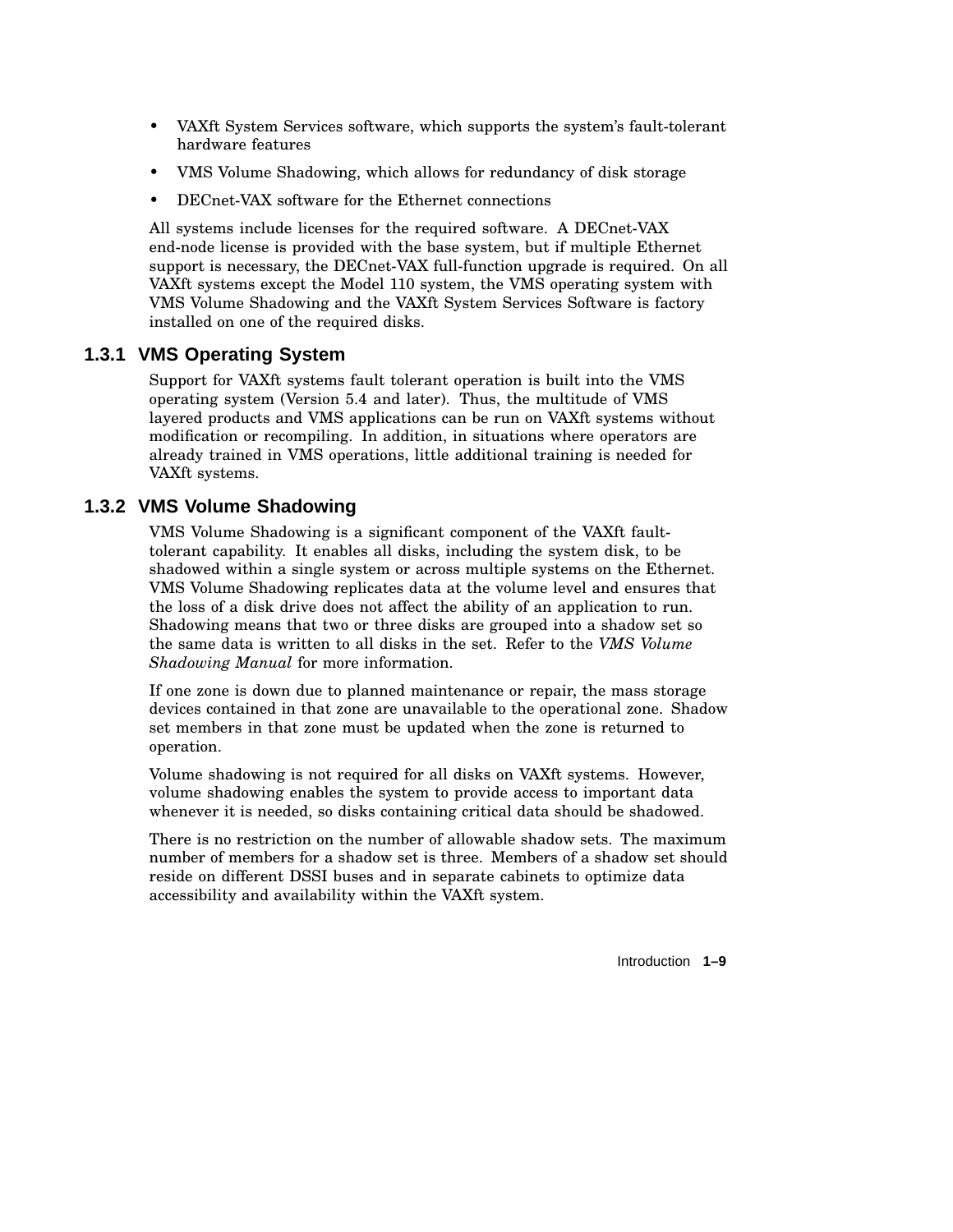- VAXft System Services software, which supports the system's fault-tolerant hardware features
- VMS Volume Shadowing, which allows for redundancy of disk storage
- DECnet-VAX software for the Ethernet connections

All systems include licenses for the required software. A DECnet-VAX end-node license is provided with the base system, but if multiple Ethernet support is necessary, the DECnet-VAX full-function upgrade is required. On all VAXft systems except the Model 110 system, the VMS operating system with VMS Volume Shadowing and the VAXft System Services Software is factory installed on one of the required disks.

### 1.3.1 VMS Operating System

Support for VAXft systems fault tolerant operation is built into the VMS operating system (Version 5.4 and later). Thus, the multitude of VMS layered products and VMS applications can be run on VAXft systems without modification or recompiling. In addition, in situations where operators are already trained in VMS operations, little additional training is needed for VAXft systems.

### 1.3.2 VMS Volume Shadowing

VMS Volume Shadowing is a significant component of the VAXft fault-tolerant capability. It enables all disks, including the system disk, to be shadowed within a single system or across multiple systems on the Ethernet. VMS Volume Shadowing replicates data at the volume level and ensures that the loss of a disk drive does not affect the ability of an application to run. Shadowing means that two or three disks are grouped into a shadow set so the same data is written to all disks in the set. Refer to the *VMS Volume Shadowing Manual* for more information.

If one zone is down due to planned maintenance or repair, the mass storage devices contained in that zone are unavailable to the operational zone. Shadow set members in that zone must be updated when the zone is returned to operation.

Volume shadowing is not required for all disks on VAXft systems. However, volume shadowing enables the system to provide access to important data whenever it is needed, so disks containing critical data should be shadowed.

There is no restriction on the number of allowable shadow sets. The maximum number of members for a shadow set is three. Members of a shadow set should reside on different DSSI buses and in separate cabinets to optimize data accessibility and availability within the VAXft system.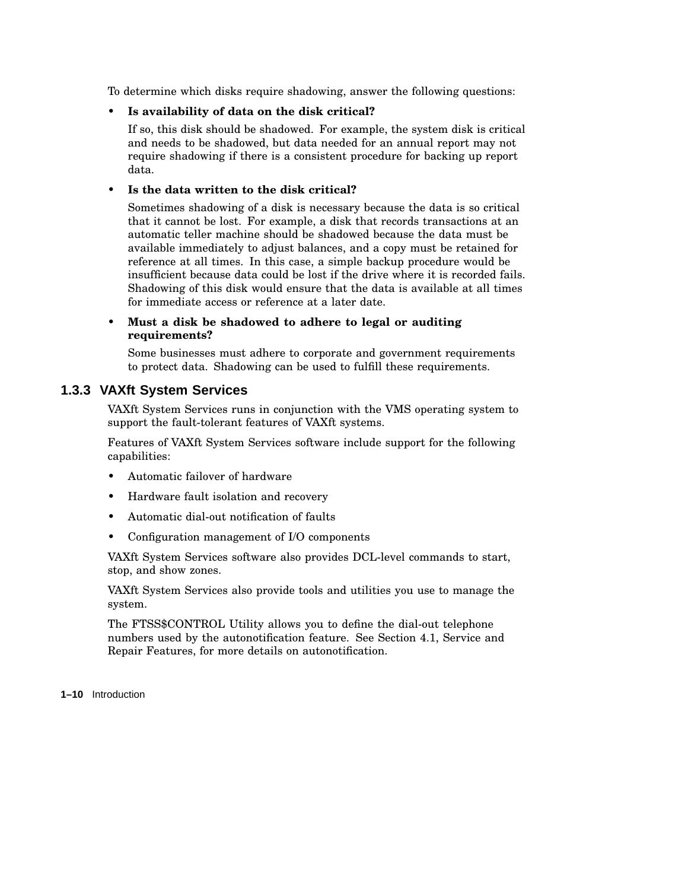To determine which disks require shadowing, answer the following questions:

- **Is availability of data on the disk critical?**

  If so, this disk should be shadowed. For example, the system disk is critical and needs to be shadowed, but data needed for an annual report may not require shadowing if there is a consistent procedure for backing up report data.

- **Is the data written to the disk critical?**

  Sometimes shadowing of a disk is necessary because the data is so critical that it cannot be lost. For example, a disk that records transactions at an automatic teller machine should be shadowed because the data must be available immediately to adjust balances, and a copy must be retained for reference at all times. In this case, a simple backup procedure would be insufficient because data could be lost if the drive where it is recorded fails. Shadowing of this disk would ensure that the data is available at all times for immediate access or reference at a later date.

- **Must a disk be shadowed to adhere to legal or auditing requirements?**

  Some businesses must adhere to corporate and government requirements to protect data. Shadowing can be used to fulfill these requirements.

### 1.3.3 VAXft System Services

VAXft System Services runs in conjunction with the VMS operating system to support the fault-tolerant features of VAXft systems.

Features of VAXft System Services software include support for the following capabilities:

- Automatic failover of hardware
- Hardware fault isolation and recovery
- Automatic dial-out notification of faults
- Configuration management of I/O components

VAXft System Services software also provides DCL-level commands to start, stop, and show zones.

VAXft System Services also provide tools and utilities you use to manage the system.

The FTSS$CONTROL Utility allows you to define the dial-out telephone numbers used by the autonotification feature. See Section 4.1, Service and Repair Features, for more details on autonotification.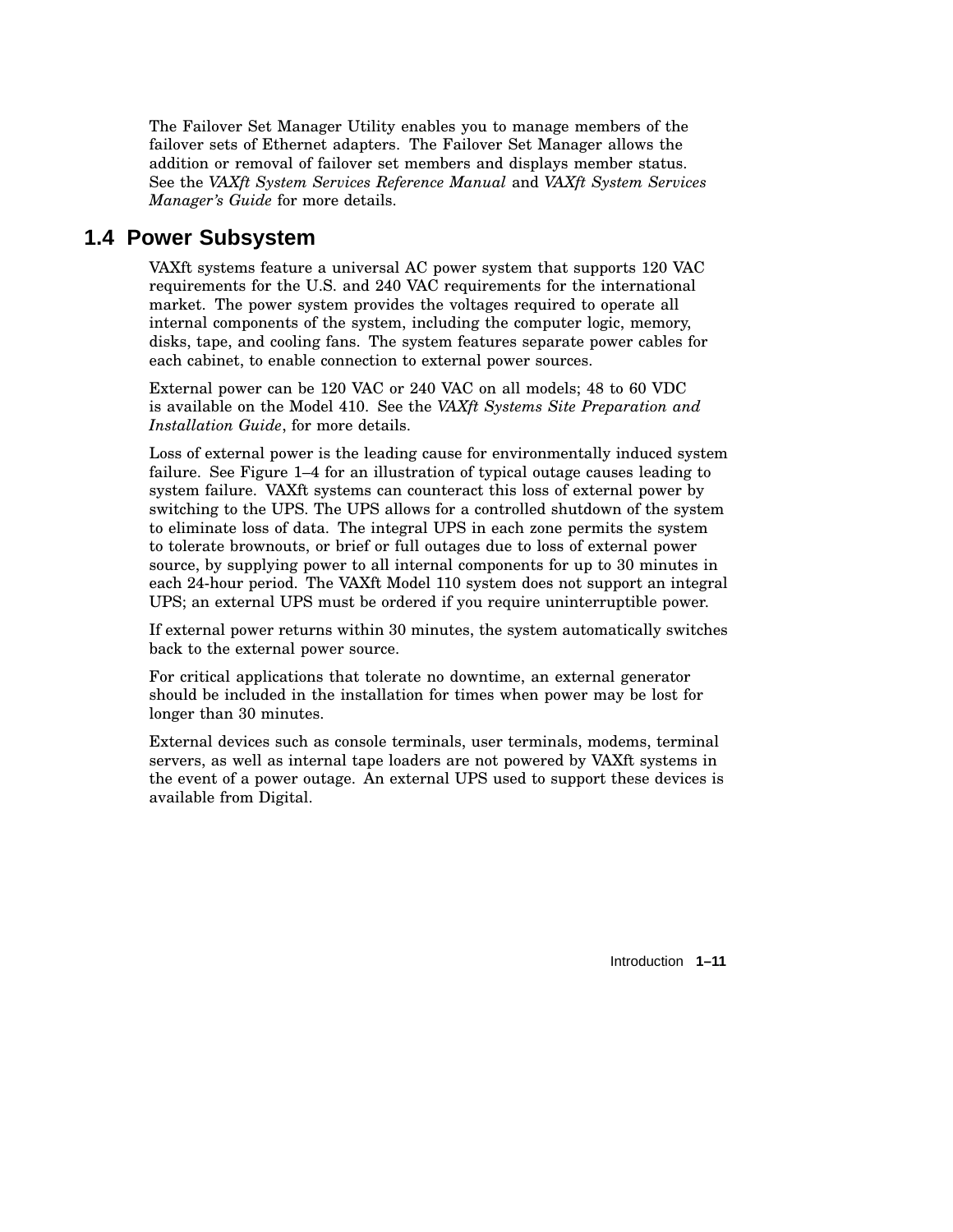The Failover Set Manager Utility enables you to manage members of the failover sets of Ethernet adapters. The Failover Set Manager allows the addition or removal of failover set members and displays member status. See the *VAXft System Services Reference Manual* and *VAXft System Services Manager's Guide* for more details.

## 1.4 Power Subsystem

VAXft systems feature a universal AC power system that supports 120 VAC requirements for the U.S. and 240 VAC requirements for the international market. The power system provides the voltages required to operate all internal components of the system, including the computer logic, memory, disks, tape, and cooling fans. The system features separate power cables for each cabinet, to enable connection to external power sources.

External power can be 120 VAC or 240 VAC on all models; 48 to 60 VDC is available on the Model 410. See the *VAXft Systems Site Preparation and Installation Guide*, for more details.

Loss of external power is the leading cause for environmentally induced system failure. See Figure 1–4 for an illustration of typical outage causes leading to system failure. VAXft systems can counteract this loss of external power by switching to the UPS. The UPS allows for a controlled shutdown of the system to eliminate loss of data. The integral UPS in each zone permits the system to tolerate brownouts, or brief or full outages due to loss of external power source, by supplying power to all internal components for up to 30 minutes in each 24-hour period. The VAXft Model 110 system does not support an integral UPS; an external UPS must be ordered if you require uninterruptible power.

If external power returns within 30 minutes, the system automatically switches back to the external power source.

For critical applications that tolerate no downtime, an external generator should be included in the installation for times when power may be lost for longer than 30 minutes.

External devices such as console terminals, user terminals, modems, terminal servers, as well as internal tape loaders are not powered by VAXft systems in the event of a power outage. An external UPS used to support these devices is available from Digital.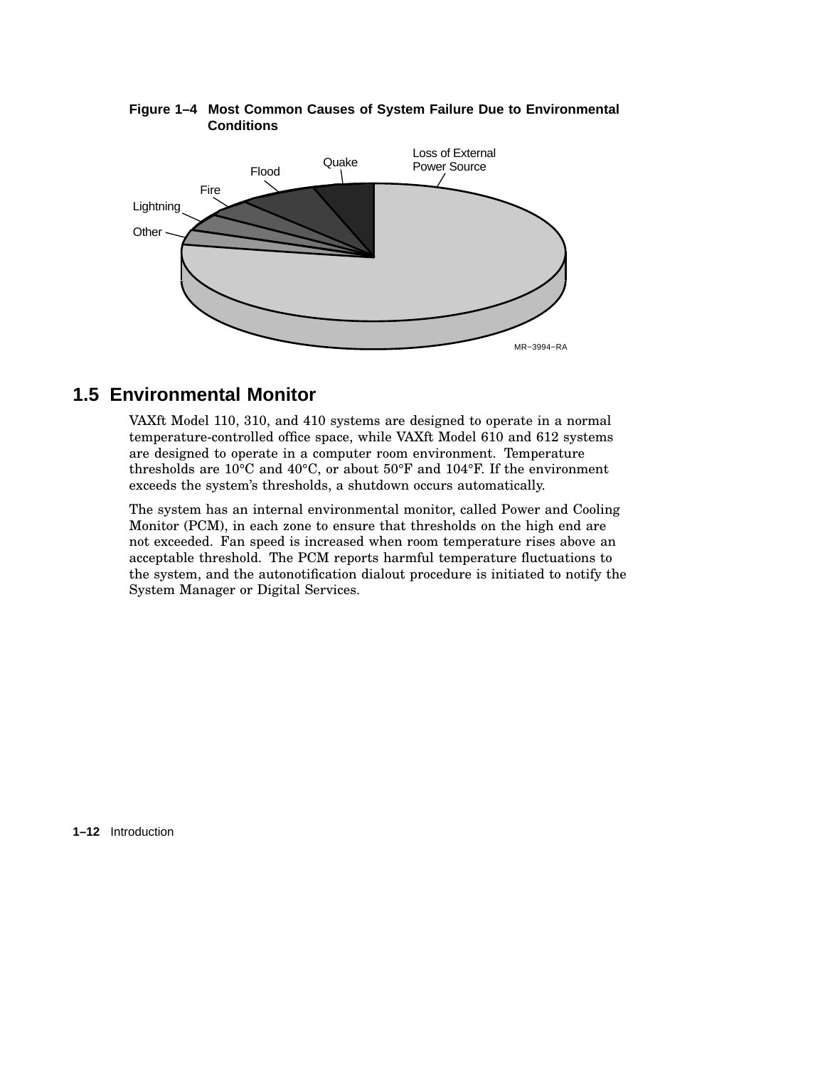**Figure 1–4 Most Common Causes of System Failure Due to Environmental Conditions**

## 1.5 Environmental Monitor

VAXft Model 110, 310, and 410 systems are designed to operate in a normal temperature-controlled office space, while VAXft Model 610 and 612 systems are designed to operate in a computer room environment. Temperature thresholds are 10°C and 40°C, or about 50°F and 104°F. If the environment exceeds the system's thresholds, a shutdown occurs automatically.

The system has an internal environmental monitor, called Power and Cooling Monitor (PCM), in each zone to ensure that thresholds on the high end are not exceeded. Fan speed is increased when room temperature rises above an acceptable threshold. The PCM reports harmful temperature fluctuations to the system, and the autonotification dialout procedure is initiated to notify the System Manager or Digital Services.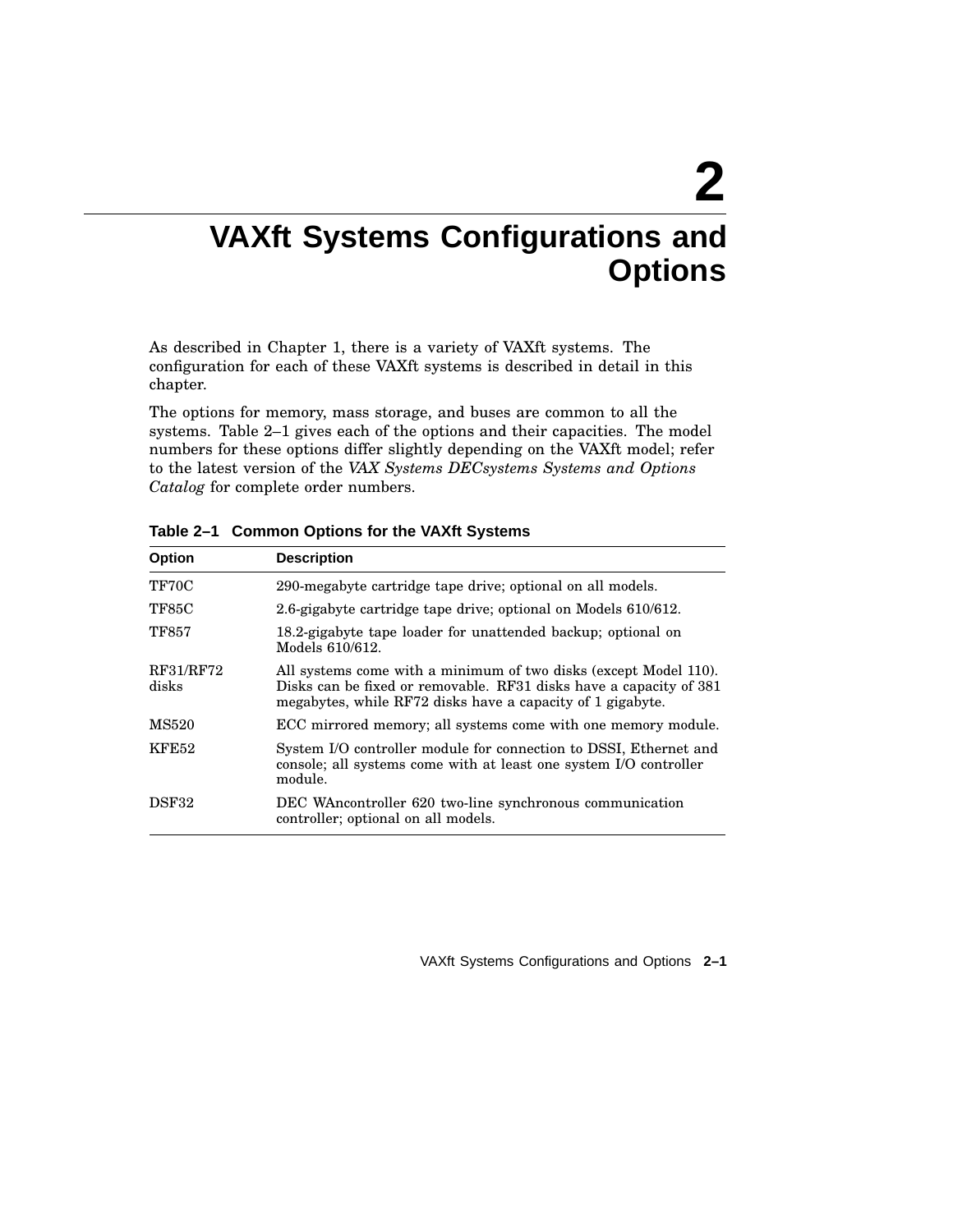# 2 VAXft Systems Configurations and Options

As described in Chapter 1, there is a variety of VAXft systems. The configuration for each of these VAXft systems is described in detail in this chapter.

The options for memory, mass storage, and buses are common to all the systems. Table 2–1 gives each of the options and their capacities. The model numbers for these options differ slightly depending on the VAXft model; refer to the latest version of the *VAX Systems DECsystems Systems and Options Catalog* for complete order numbers.

**Table 2–1 Common Options for the VAXft Systems**

| Option | Description |
|---|---|
| TF70C | 290-megabyte cartridge tape drive; optional on all models. |
| TF85C | 2.6-gigabyte cartridge tape drive; optional on Models 610/612. |
| TF857 | 18.2-gigabyte tape loader for unattended backup; optional on Models 610/612. |
| RF31/RF72 disks | All systems come with a minimum of two disks (except Model 110). Disks can be fixed or removable. RF31 disks have a capacity of 381 megabytes, while RF72 disks have a capacity of 1 gigabyte. |
| MS520 | ECC mirrored memory; all systems come with one memory module. |
| KFE52 | System I/O controller module for connection to DSSI, Ethernet and console; all systems come with at least one system I/O controller module. |
| DSF32 | DEC WANcontroller 620 two-line synchronous communication controller; optional on all models. |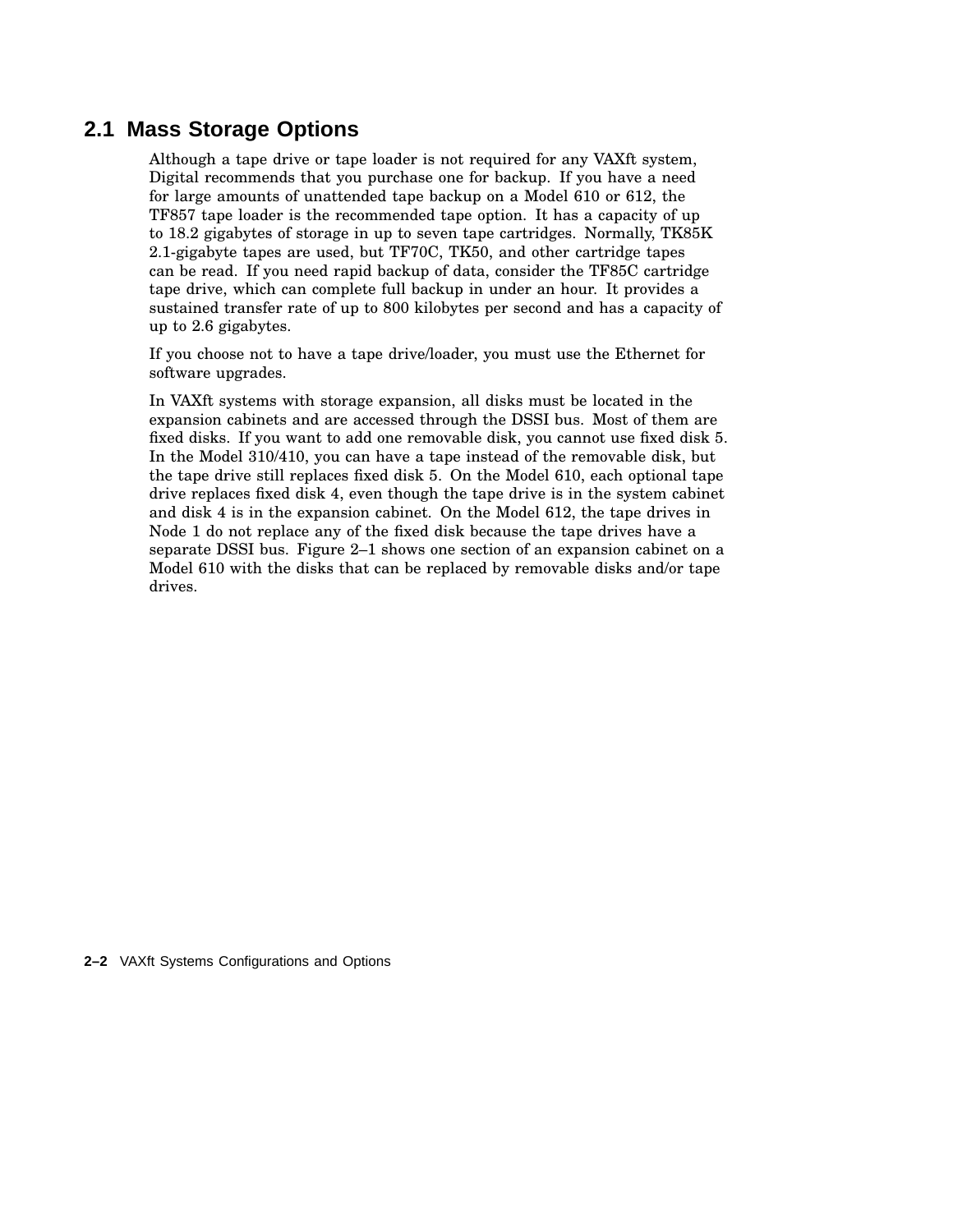## 2.1 Mass Storage Options

Although a tape drive or tape loader is not required for any VAXft system, Digital recommends that you purchase one for backup. If you have a need for large amounts of unattended tape backup on a Model 610 or 612, the TF857 tape loader is the recommended tape option. It has a capacity of up to 18.2 gigabytes of storage in up to seven tape cartridges. Normally, TK85K 2.1-gigabyte tapes are used, but TF70C, TK50, and other cartridge tapes can be read. If you need rapid backup of data, consider the TF85C cartridge tape drive, which can complete full backup in under an hour. It provides a sustained transfer rate of up to 800 kilobytes per second and has a capacity of up to 2.6 gigabytes.

If you choose not to have a tape drive/loader, you must use the Ethernet for software upgrades.

In VAXft systems with storage expansion, all disks must be located in the expansion cabinets and are accessed through the DSSI bus. Most of them are fixed disks. If you want to add one removable disk, you cannot use fixed disk 5. In the Model 310/410, you can have a tape instead of the removable disk, but the tape drive still replaces fixed disk 5. On the Model 610, each optional tape drive replaces fixed disk 4, even though the tape drive is in the system cabinet and disk 4 is in the expansion cabinet. On the Model 612, the tape drives in Node 1 do not replace any of the fixed disk because the tape drives have a separate DSSI bus. Figure 2–1 shows one section of an expansion cabinet on a Model 610 with the disks that can be replaced by removable disks and/or tape drives.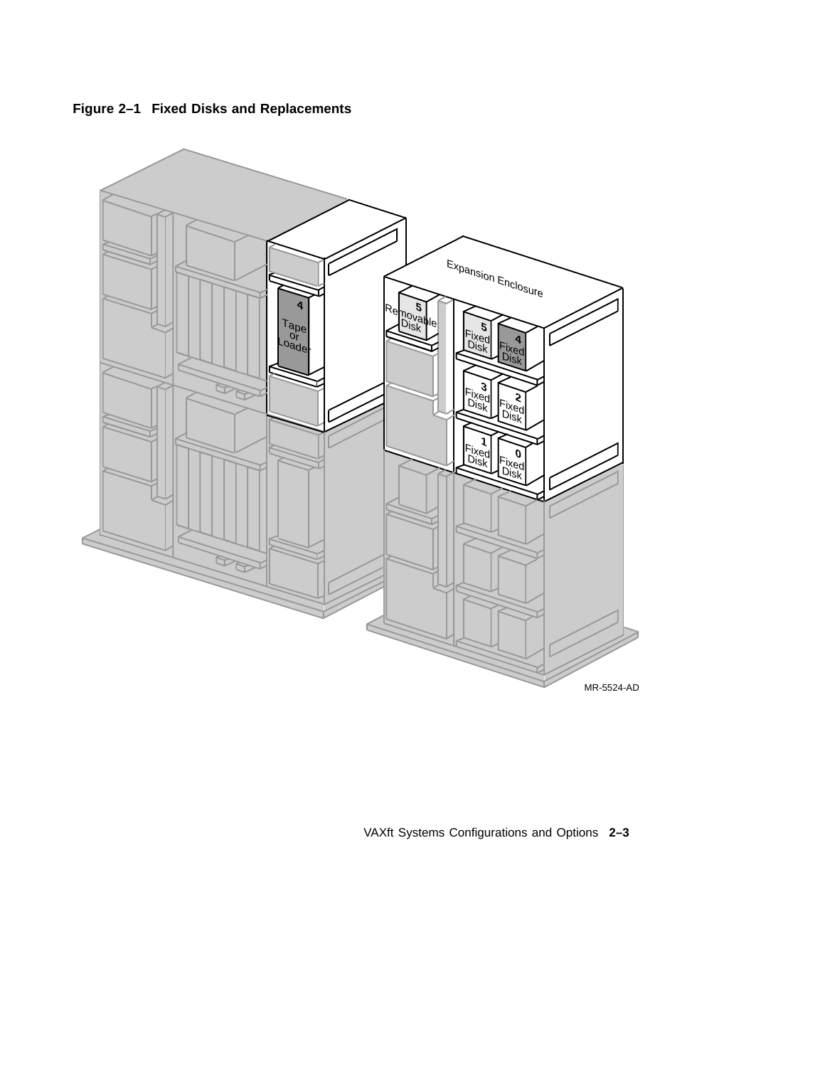**Figure 2–1 Fixed Disks and Replacements**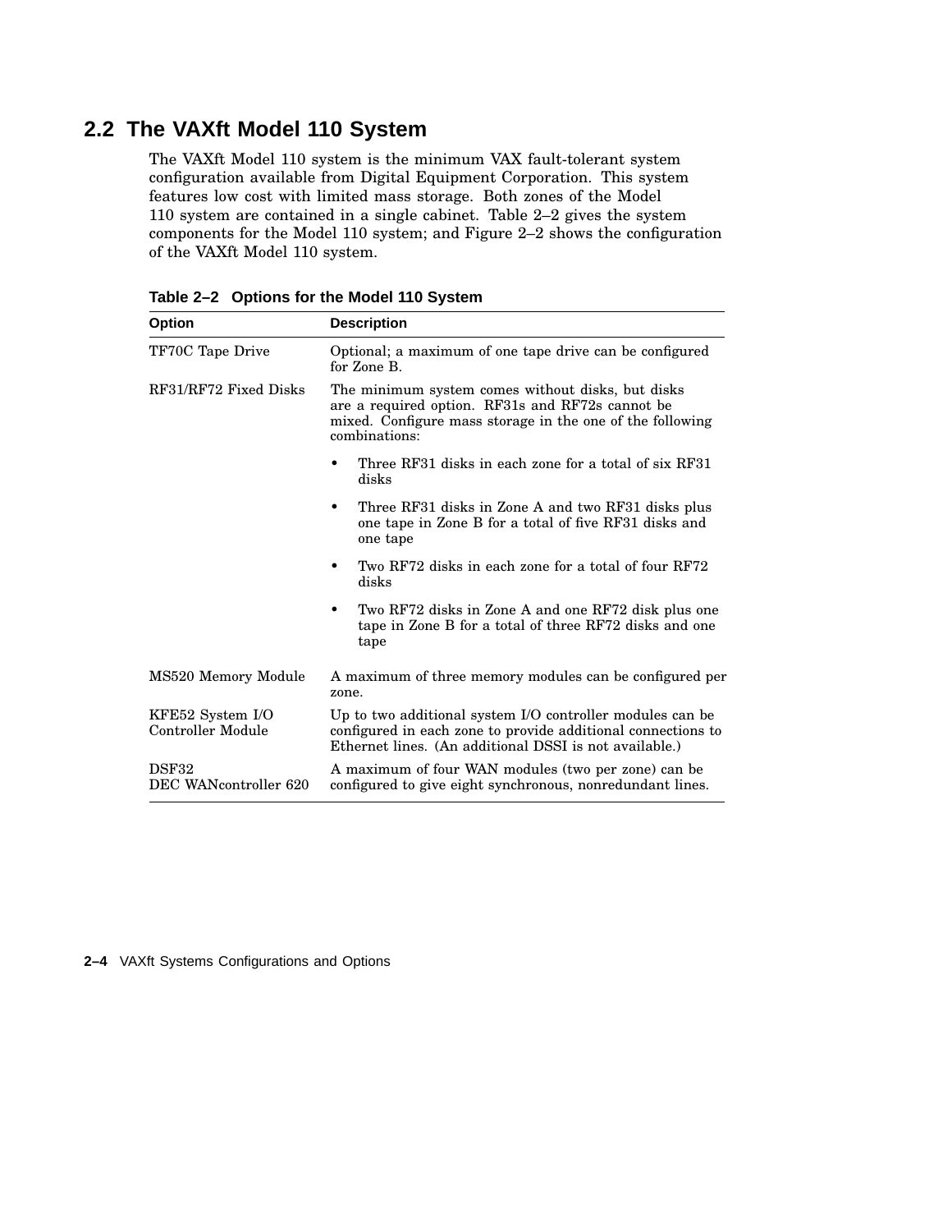## 2.2 The VAXft Model 110 System

The VAXft Model 110 system is the minimum VAX fault-tolerant system configuration available from Digital Equipment Corporation. This system features low cost with limited mass storage. Both zones of the Model 110 system are contained in a single cabinet. Table 2–2 gives the system components for the Model 110 system; and Figure 2–2 shows the configuration of the VAXft Model 110 system.

**Table 2–2 Options for the Model 110 System**

| Option | Description |
|---|---|
| TF70C Tape Drive | Optional; a maximum of one tape drive can be configured for Zone B. |
| RF31/RF72 Fixed Disks | The minimum system comes without disks, but disks are a required option. RF31s and RF72s cannot be mixed. Configure mass storage in the one of the following combinations:<br>• Three RF31 disks in each zone for a total of six RF31 disks<br>• Three RF31 disks in Zone A and two RF31 disks plus one tape in Zone B for a total of five RF31 disks and one tape<br>• Two RF72 disks in each zone for a total of four RF72 disks<br>• Two RF72 disks in Zone A and one RF72 disk plus one tape in Zone B for a total of three RF72 disks and one tape |
| MS520 Memory Module | A maximum of three memory modules can be configured per zone. |
| KFE52 System I/O Controller Module | Up to two additional system I/O controller modules can be configured in each zone to provide additional connections to Ethernet lines. (An additional DSSI is not available.) |
| DSF32 DEC WANcontroller 620 | A maximum of four WAN modules (two per zone) can be configured to give eight synchronous, nonredundant lines. |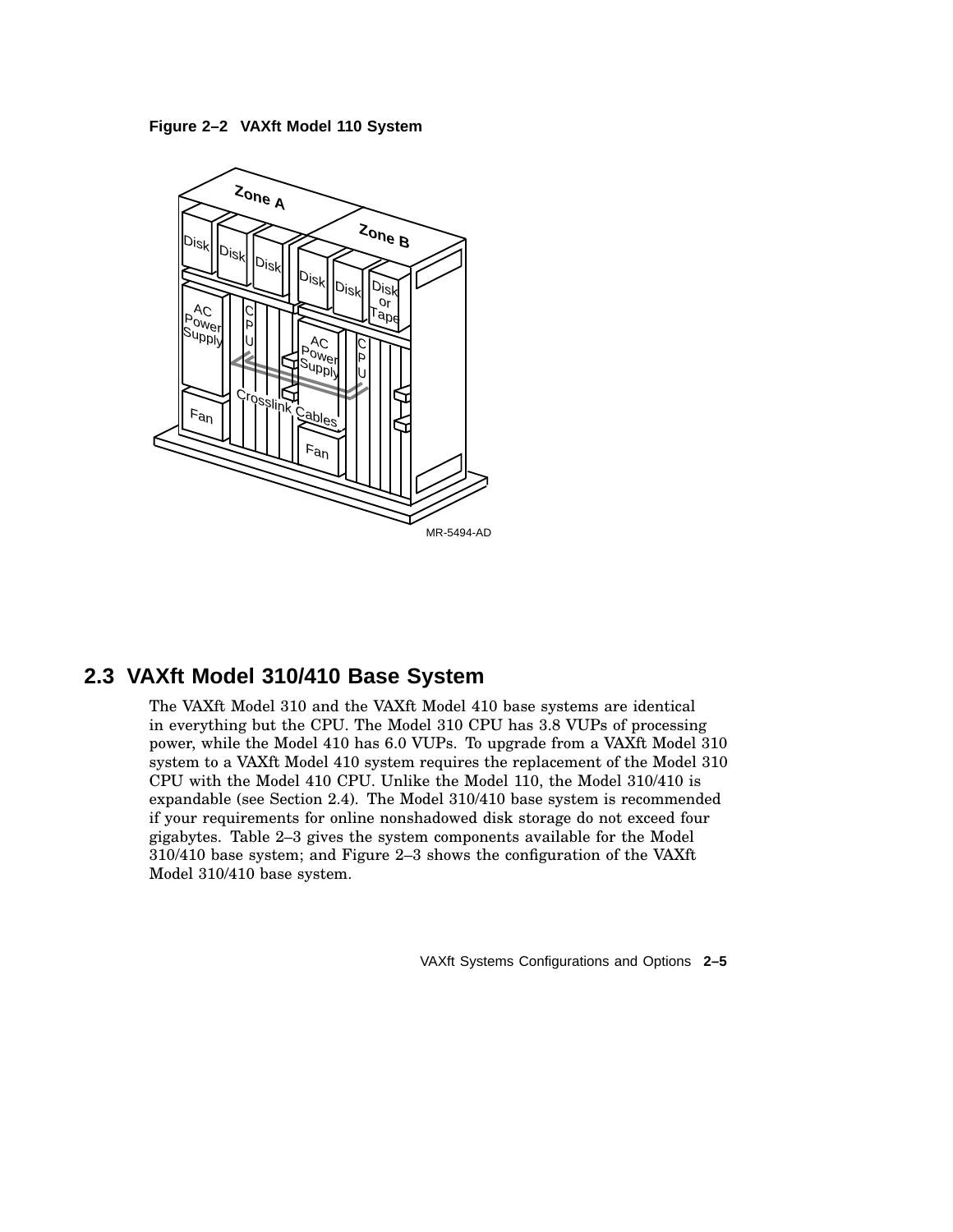**Figure 2–2 VAXft Model 110 System**

## 2.3 VAXft Model 310/410 Base System

The VAXft Model 310 and the VAXft Model 410 base systems are identical in everything but the CPU. The Model 310 CPU has 3.8 VUPs of processing power, while the Model 410 has 6.0 VUPs. To upgrade from a VAXft Model 310 system to a VAXft Model 410 system requires the replacement of the Model 310 CPU with the Model 410 CPU. Unlike the Model 110, the Model 310/410 is expandable (see Section 2.4). The Model 310/410 base system is recommended if your requirements for online nonshadowed disk storage do not exceed four gigabytes. Table 2–3 gives the system components available for the Model 310/410 base system; and Figure 2–3 shows the configuration of the VAXft Model 310/410 base system.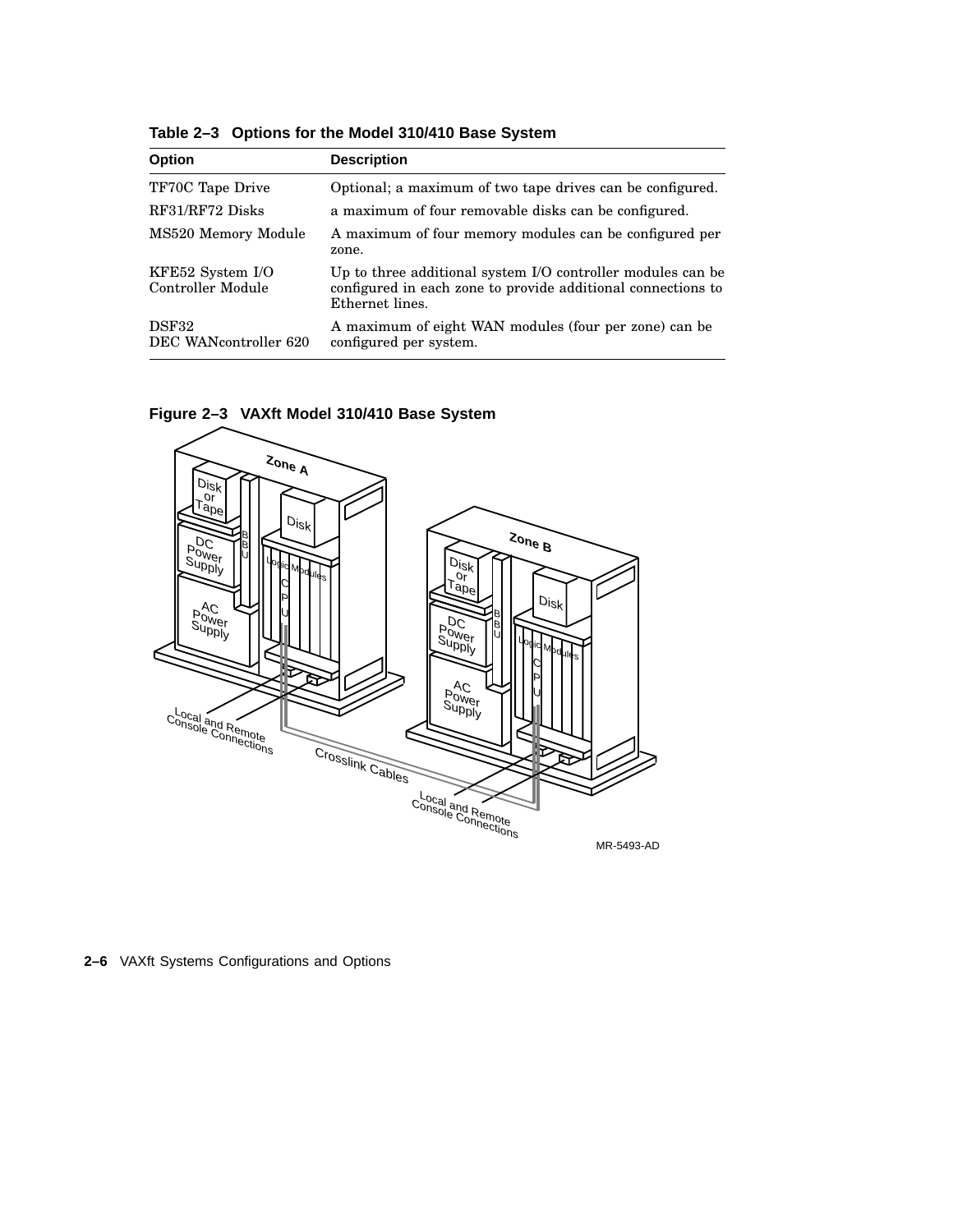**Table 2–3 Options for the Model 310/410 Base System**

| Option | Description |
|---|---|
| TF70C Tape Drive | Optional; a maximum of two tape drives can be configured. |
| RF31/RF72 Disks | a maximum of four removable disks can be configured. |
| MS520 Memory Module | A maximum of four memory modules can be configured per zone. |
| KFE52 System I/O Controller Module | Up to three additional system I/O controller modules can be configured in each zone to provide additional connections to Ethernet lines. |
| DSF32 DEC WANcontroller 620 | A maximum of eight WAN modules (four per zone) can be configured per system. |

**Figure 2–3 VAXft Model 310/410 Base System**

MR-5493-AD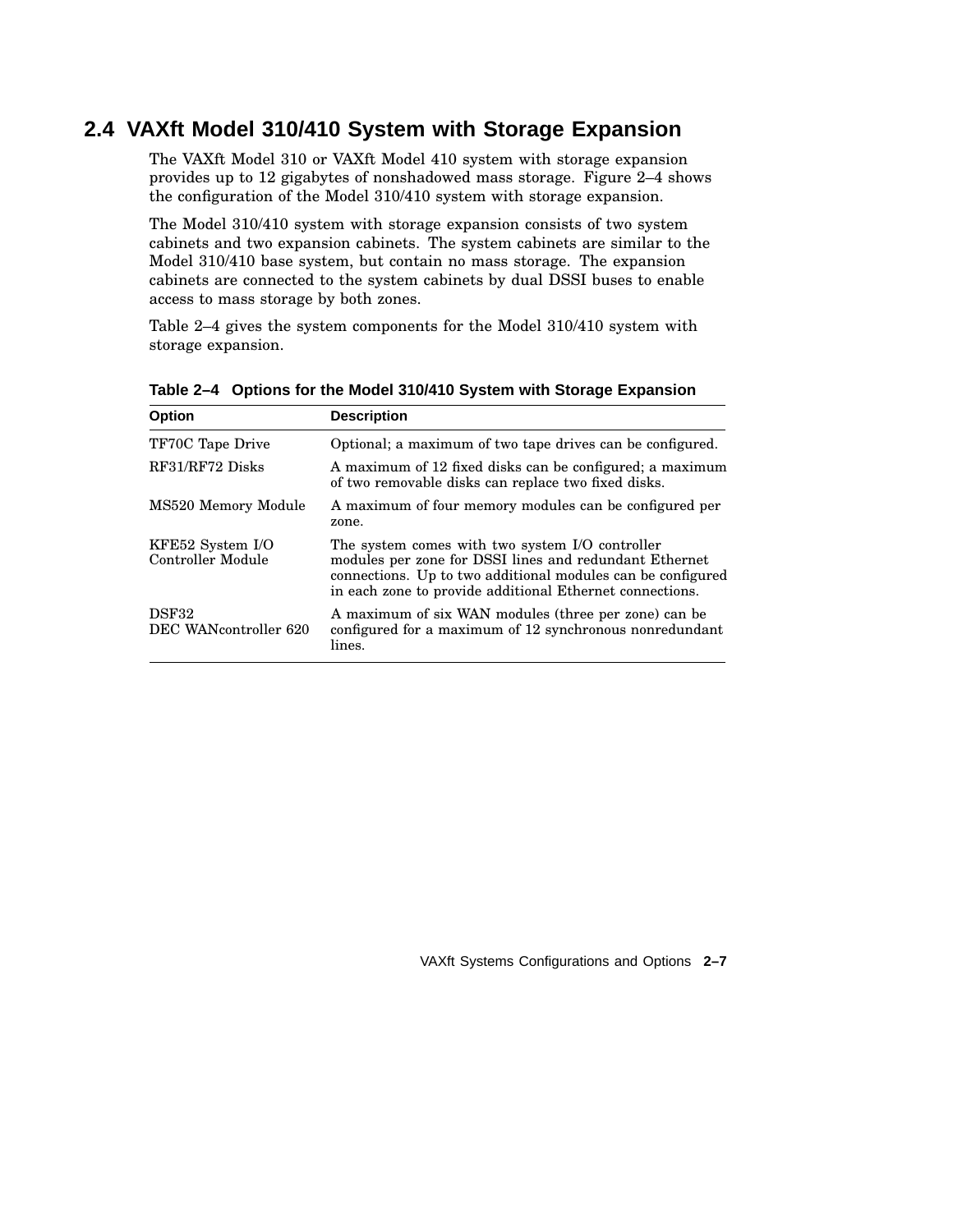## 2.4 VAXft Model 310/410 System with Storage Expansion

The VAXft Model 310 or VAXft Model 410 system with storage expansion provides up to 12 gigabytes of nonshadowed mass storage. Figure 2–4 shows the configuration of the Model 310/410 system with storage expansion.

The Model 310/410 system with storage expansion consists of two system cabinets and two expansion cabinets. The system cabinets are similar to the Model 310/410 base system, but contain no mass storage. The expansion cabinets are connected to the system cabinets by dual DSSI buses to enable access to mass storage by both zones.

Table 2–4 gives the system components for the Model 310/410 system with storage expansion.

**Table 2–4 Options for the Model 310/410 System with Storage Expansion**

| Option | Description |
|---|---|
| TF70C Tape Drive | Optional; a maximum of two tape drives can be configured. |
| RF31/RF72 Disks | A maximum of 12 fixed disks can be configured; a maximum of two removable disks can replace two fixed disks. |
| MS520 Memory Module | A maximum of four memory modules can be configured per zone. |
| KFE52 System I/O Controller Module | The system comes with two system I/O controller modules per zone for DSSI lines and redundant Ethernet connections. Up to two additional modules can be configured in each zone to provide additional Ethernet connections. |
| DSF32 DEC WANcontroller 620 | A maximum of six WAN modules (three per zone) can be configured for a maximum of 12 synchronous nonredundant lines. |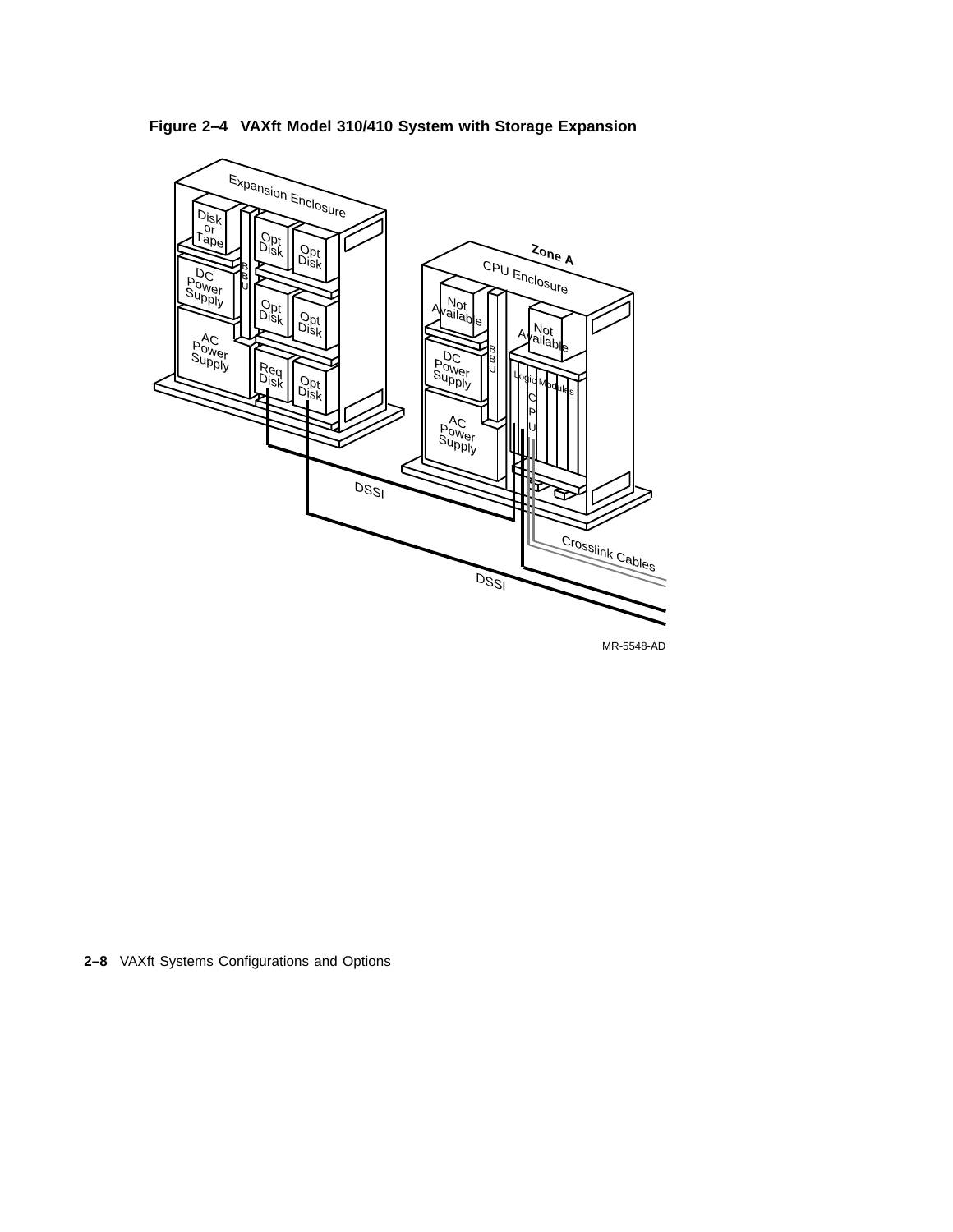**Figure 2–4 VAXft Model 310/410 System with Storage Expansion**

Expansion Enclosure

Disk or Tape

Opt Disk

Opt Disk

DC Power Supply

B B U

Opt Disk

Opt Disk

AC Power Supply

Req Disk

Opt Disk

Zone A

CPU Enclosure

Not Available

Not Available

DC Power Supply

B B U

Logic Modules

C P U

AC Power Supply

DSSI

Crosslink Cables

DSSI

MR-5548-AD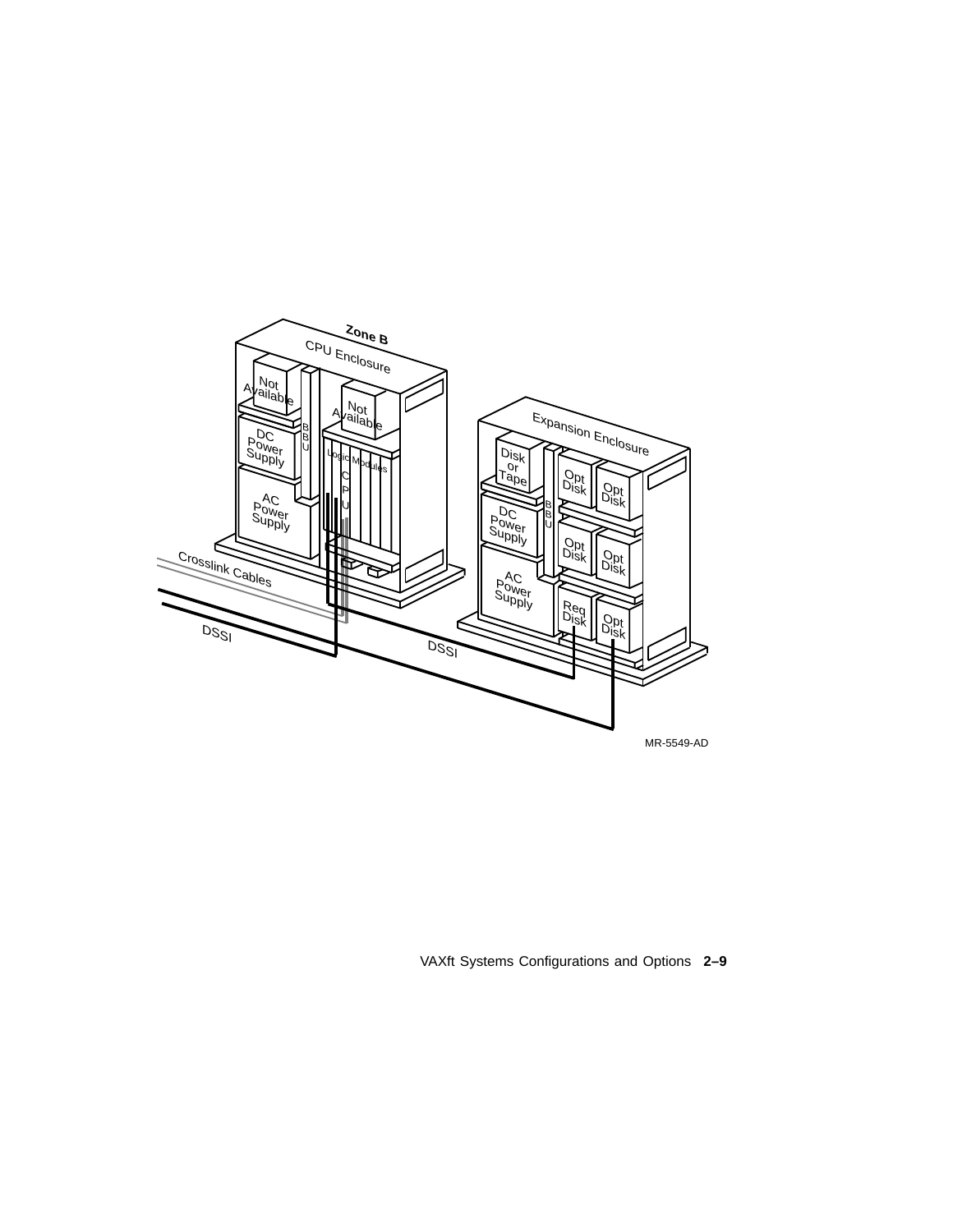Zone B

CPU Enclosure

Not Available

Not Available

B B U

DC Power Supply

AC Power Supply

Logic Modules

C P U

Crosslink Cables

DSSI

DSSI

Expansion Enclosure

Disk or Tape

B B U

Opt Disk

Opt Disk

DC Power Supply

Opt Disk

Opt Disk

AC Power Supply

Req Disk

Opt Disk

MR-5549-AD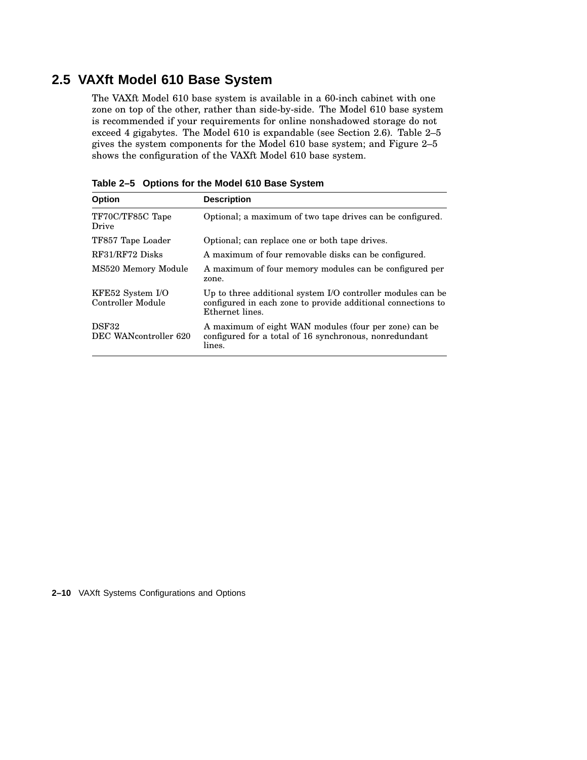## 2.5 VAXft Model 610 Base System

The VAXft Model 610 base system is available in a 60-inch cabinet with one zone on top of the other, rather than side-by-side. The Model 610 base system is recommended if your requirements for online nonshadowed storage do not exceed 4 gigabytes. The Model 610 is expandable (see Section 2.6). Table 2–5 gives the system components for the Model 610 base system; and Figure 2–5 shows the configuration of the VAXft Model 610 base system.

**Table 2–5 Options for the Model 610 Base System**

| Option | Description |
|---|---|
| TF70C/TF85C Tape Drive | Optional; a maximum of two tape drives can be configured. |
| TF857 Tape Loader | Optional; can replace one or both tape drives. |
| RF31/RF72 Disks | A maximum of four removable disks can be configured. |
| MS520 Memory Module | A maximum of four memory modules can be configured per zone. |
| KFE52 System I/O Controller Module | Up to three additional system I/O controller modules can be configured in each zone to provide additional connections to Ethernet lines. |
| DSF32 DEC WANcontroller 620 | A maximum of eight WAN modules (four per zone) can be configured for a total of 16 synchronous, nonredundant lines. |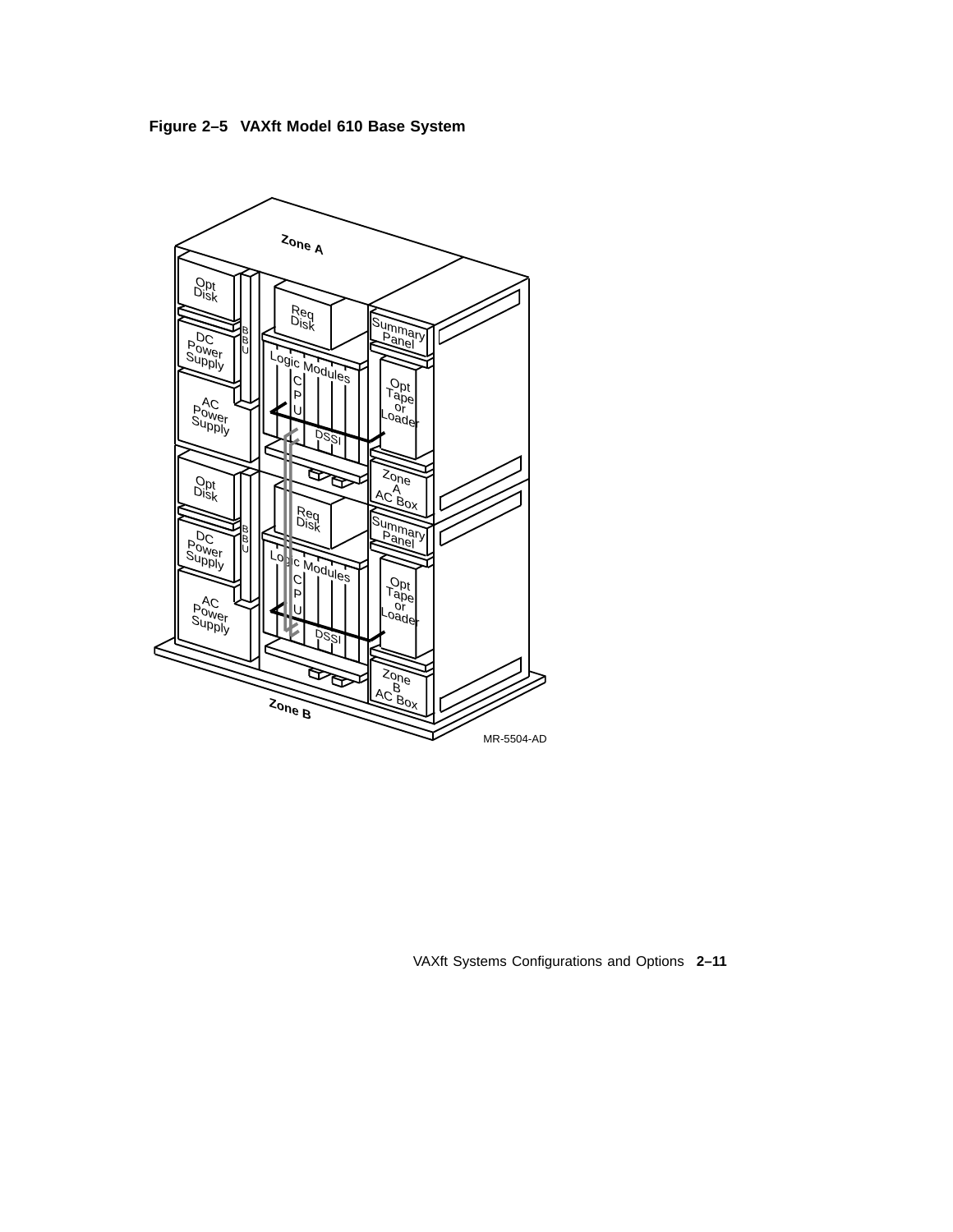**Figure 2–5 VAXft Model 610 Base System**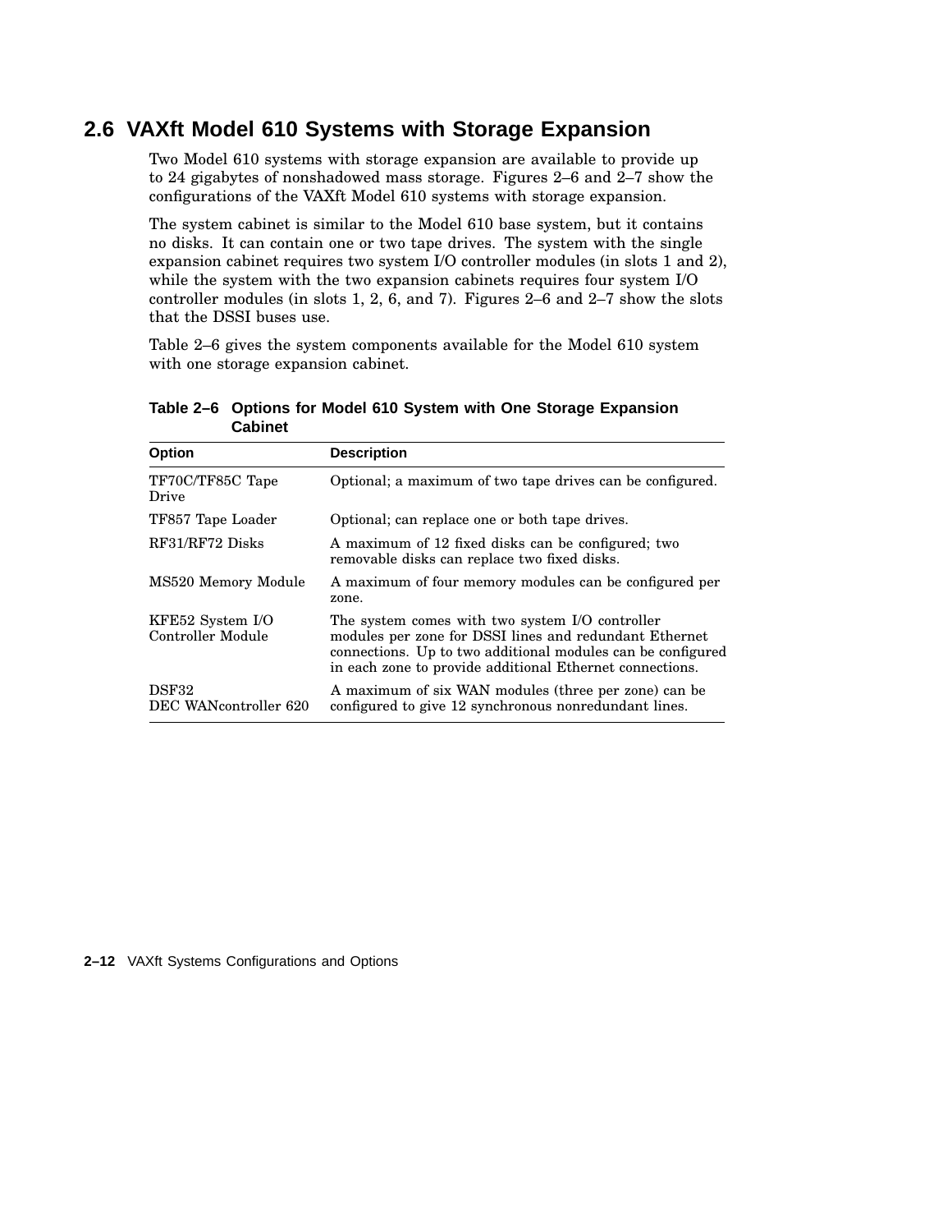## 2.6 VAXft Model 610 Systems with Storage Expansion

Two Model 610 systems with storage expansion are available to provide up to 24 gigabytes of nonshadowed mass storage. Figures 2–6 and 2–7 show the configurations of the VAXft Model 610 systems with storage expansion.

The system cabinet is similar to the Model 610 base system, but it contains no disks. It can contain one or two tape drives. The system with the single expansion cabinet requires two system I/O controller modules (in slots 1 and 2), while the system with the two expansion cabinets requires four system I/O controller modules (in slots 1, 2, 6, and 7). Figures 2–6 and 2–7 show the slots that the DSSI buses use.

Table 2–6 gives the system components available for the Model 610 system with one storage expansion cabinet.

**Table 2–6 Options for Model 610 System with One Storage Expansion Cabinet**

| Option | Description |
|---|---|
| TF70C/TF85C Tape Drive | Optional; a maximum of two tape drives can be configured. |
| TF857 Tape Loader | Optional; can replace one or both tape drives. |
| RF31/RF72 Disks | A maximum of 12 fixed disks can be configured; two removable disks can replace two fixed disks. |
| MS520 Memory Module | A maximum of four memory modules can be configured per zone. |
| KFE52 System I/O Controller Module | The system comes with two system I/O controller modules per zone for DSSI lines and redundant Ethernet connections. Up to two additional modules can be configured in each zone to provide additional Ethernet connections. |
| DSF32 DEC WANcontroller 620 | A maximum of six WAN modules (three per zone) can be configured to give 12 synchronous nonredundant lines. |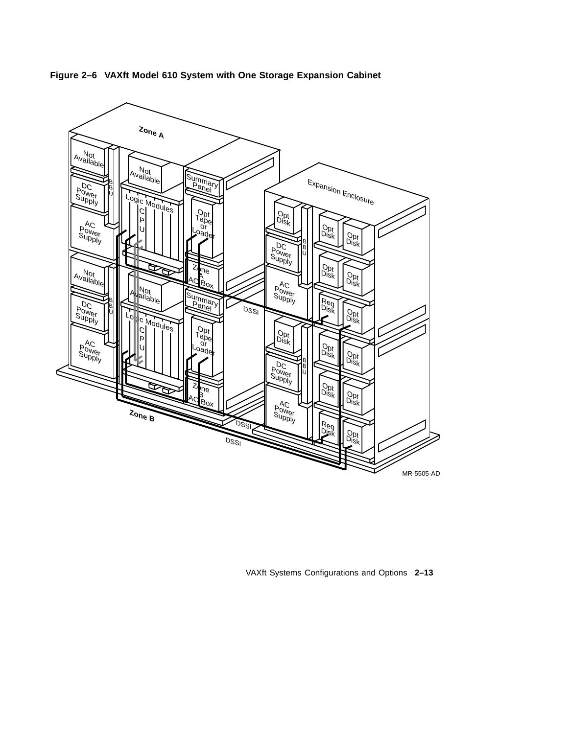**Figure 2–6 VAXft Model 610 System with One Storage Expansion Cabinet**

MR-5505-AD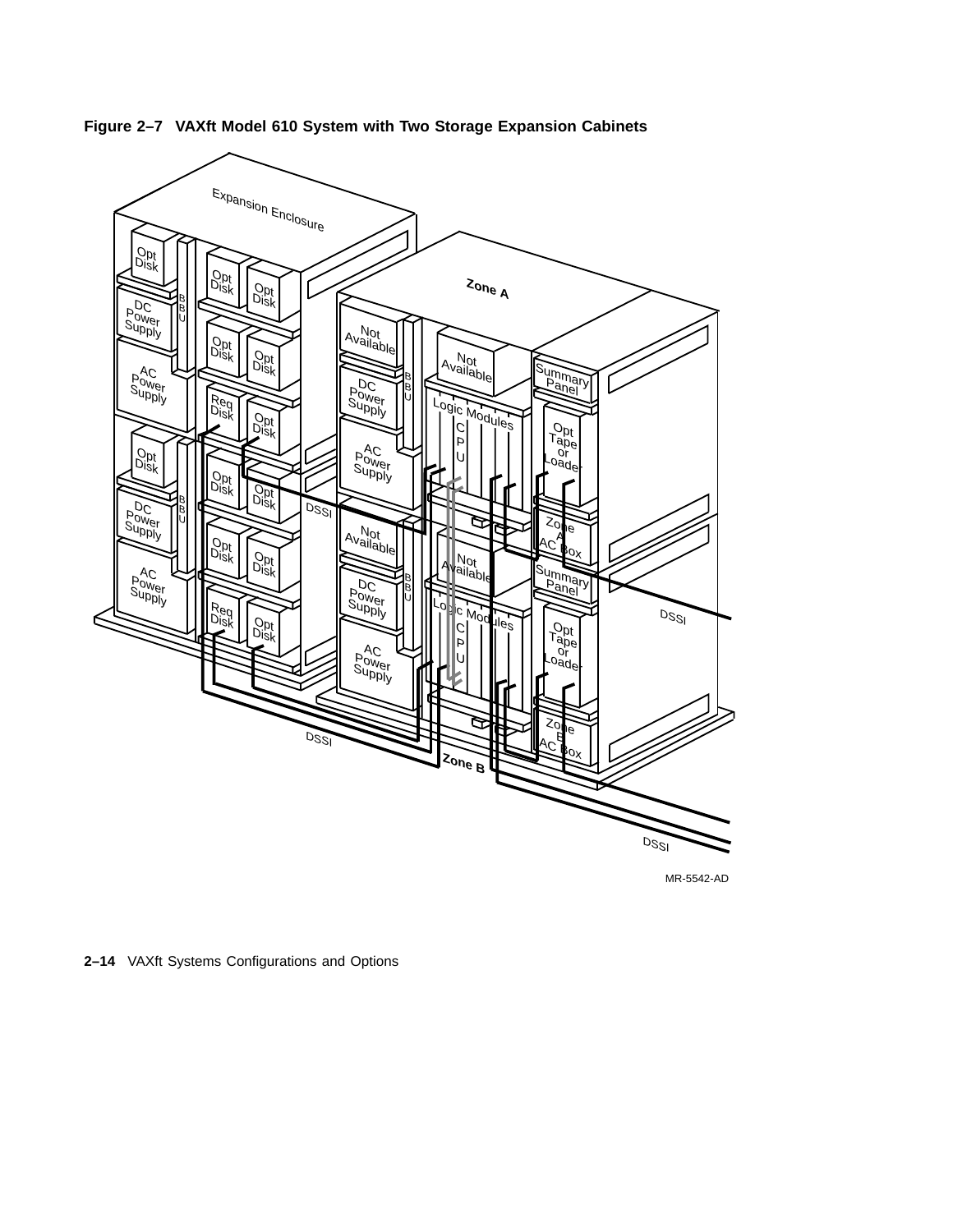**Figure 2–7 VAXft Model 610 System with Two Storage Expansion Cabinets**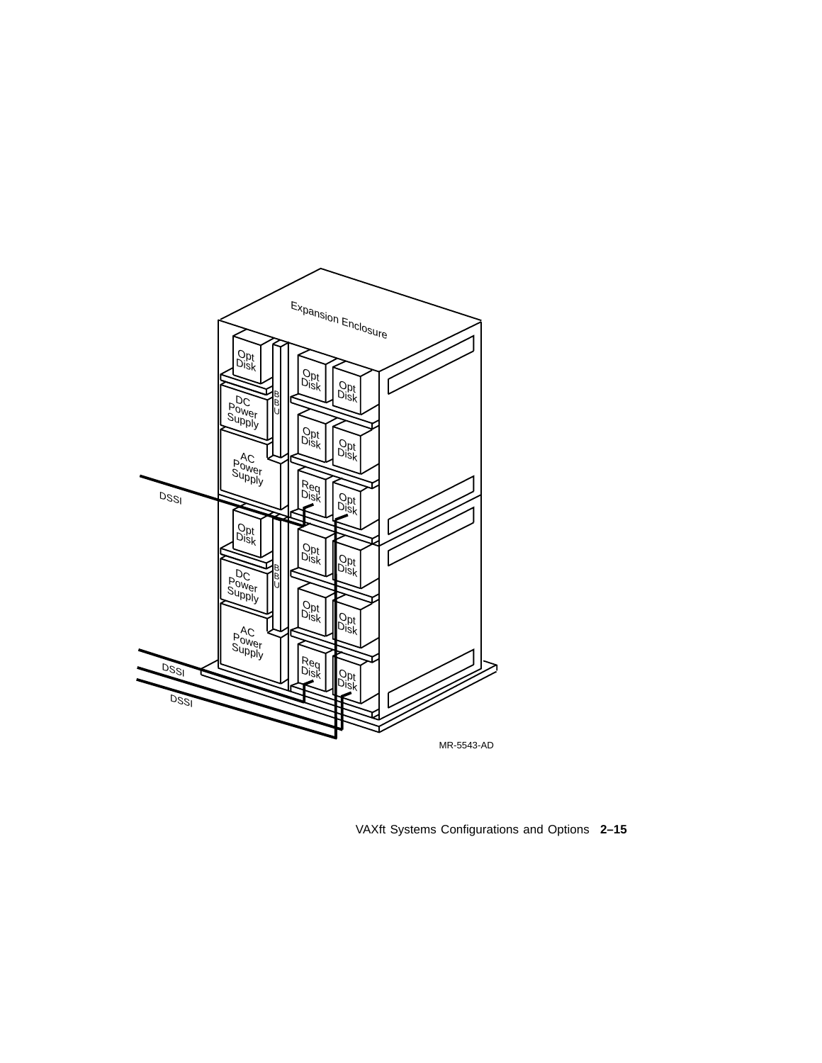Expansion Enclosure

Opt Disk

Opt Disk

Opt Disk

B B U

DC Power Supply

Opt Disk

Opt Disk

AC Power Supply

Req Disk

Opt Disk

DSSI

Opt Disk

Opt Disk

Opt Disk

B B U

DC Power Supply

Opt Disk

Opt Disk

AC Power Supply

Req Disk

Opt Disk

DSSI

DSSI

MR-5543-AD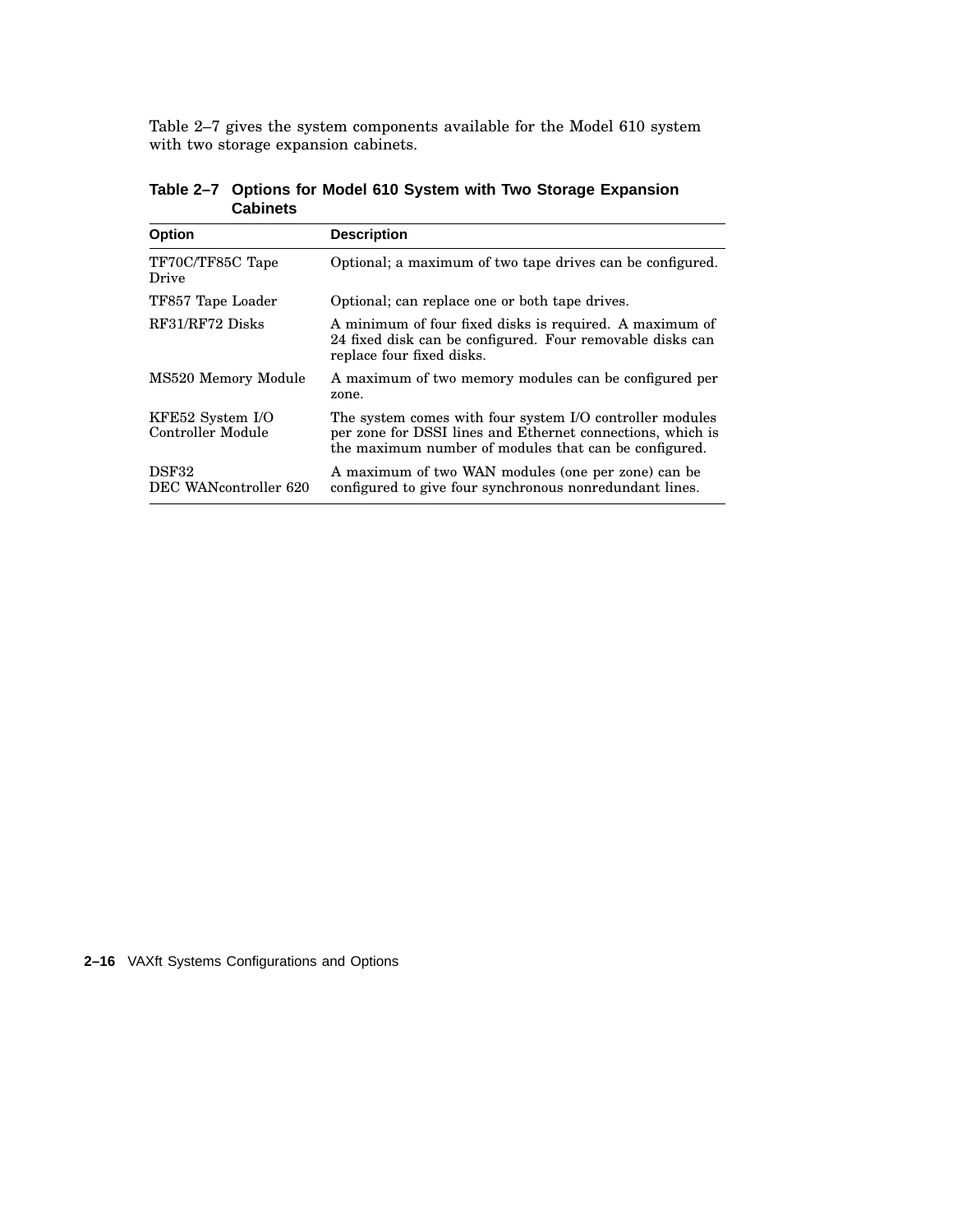Table 2–7 gives the system components available for the Model 610 system with two storage expansion cabinets.

**Table 2–7 Options for Model 610 System with Two Storage Expansion Cabinets**

| Option | Description |
|---|---|
| TF70C/TF85C Tape Drive | Optional; a maximum of two tape drives can be configured. |
| TF857 Tape Loader | Optional; can replace one or both tape drives. |
| RF31/RF72 Disks | A minimum of four fixed disks is required. A maximum of 24 fixed disk can be configured. Four removable disks can replace four fixed disks. |
| MS520 Memory Module | A maximum of two memory modules can be configured per zone. |
| KFE52 System I/O Controller Module | The system comes with four system I/O controller modules per zone for DSSI lines and Ethernet connections, which is the maximum number of modules that can be configured. |
| DSF32 DEC WANcontroller 620 | A maximum of two WAN modules (one per zone) can be configured to give four synchronous nonredundant lines. |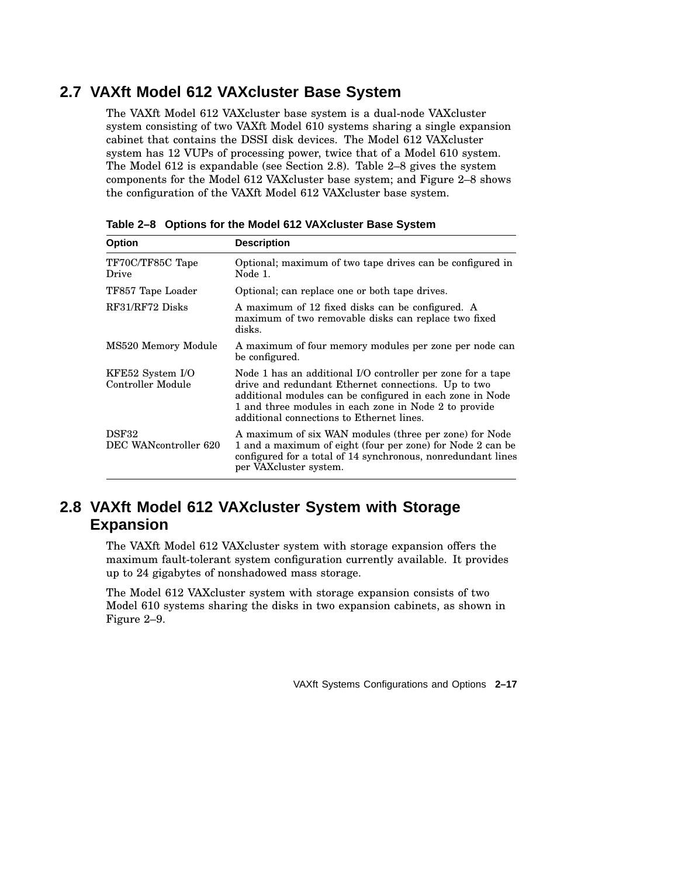## 2.7 VAXft Model 612 VAXcluster Base System

The VAXft Model 612 VAXcluster base system is a dual-node VAXcluster system consisting of two VAXft Model 610 systems sharing a single expansion cabinet that contains the DSSI disk devices. The Model 612 VAXcluster system has 12 VUPs of processing power, twice that of a Model 610 system. The Model 612 is expandable (see Section 2.8). Table 2–8 gives the system components for the Model 612 VAXcluster base system; and Figure 2–8 shows the configuration of the VAXft Model 612 VAXcluster base system.

**Table 2–8 Options for the Model 612 VAXcluster Base System**

| Option | Description |
|---|---|
| TF70C/TF85C Tape Drive | Optional; maximum of two tape drives can be configured in Node 1. |
| TF857 Tape Loader | Optional; can replace one or both tape drives. |
| RF31/RF72 Disks | A maximum of 12 fixed disks can be configured. A maximum of two removable disks can replace two fixed disks. |
| MS520 Memory Module | A maximum of four memory modules per zone per node can be configured. |
| KFE52 System I/O Controller Module | Node 1 has an additional I/O controller per zone for a tape drive and redundant Ethernet connections. Up to two additional modules can be configured in each zone in Node 1 and three modules in each zone in Node 2 to provide additional connections to Ethernet lines. |
| DSF32 DEC WANcontroller 620 | A maximum of six WAN modules (three per zone) for Node 1 and a maximum of eight (four per zone) for Node 2 can be configured for a total of 14 synchronous, nonredundant lines per VAXcluster system. |

## 2.8 VAXft Model 612 VAXcluster System with Storage Expansion

The VAXft Model 612 VAXcluster system with storage expansion offers the maximum fault-tolerant system configuration currently available. It provides up to 24 gigabytes of nonshadowed mass storage.

The Model 612 VAXcluster system with storage expansion consists of two Model 610 systems sharing the disks in two expansion cabinets, as shown in Figure 2–9.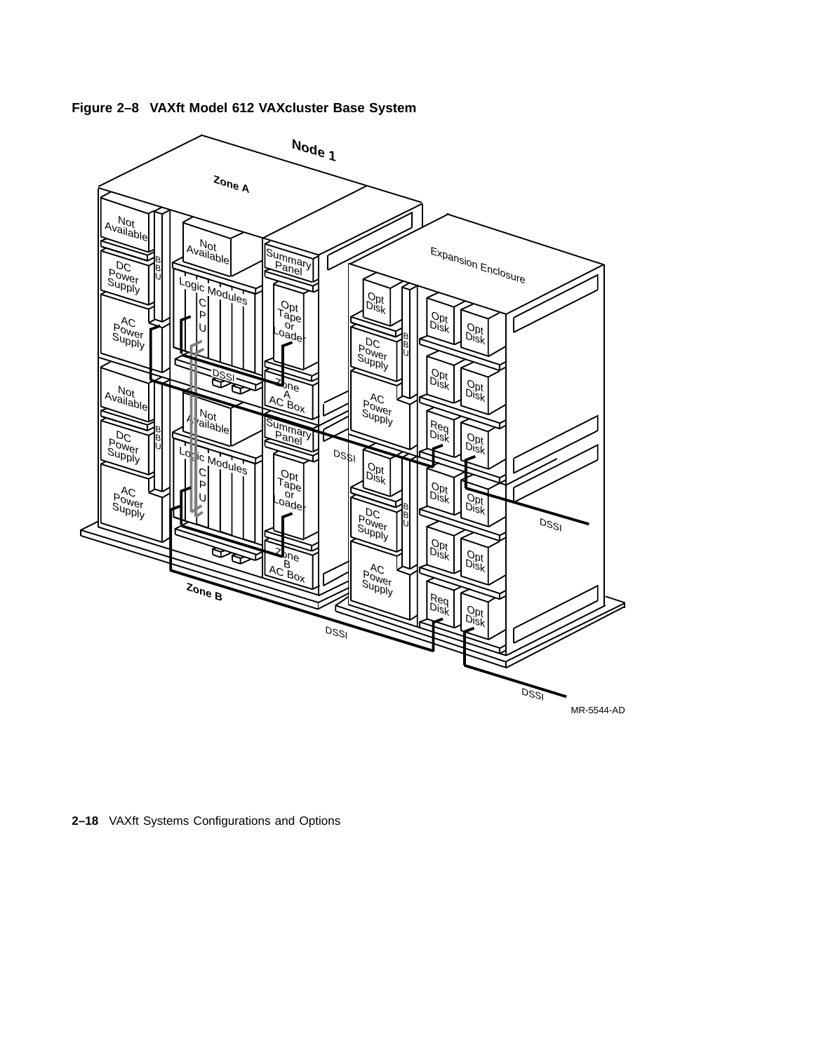**Figure 2–8 VAXft Model 612 VAXcluster Base System**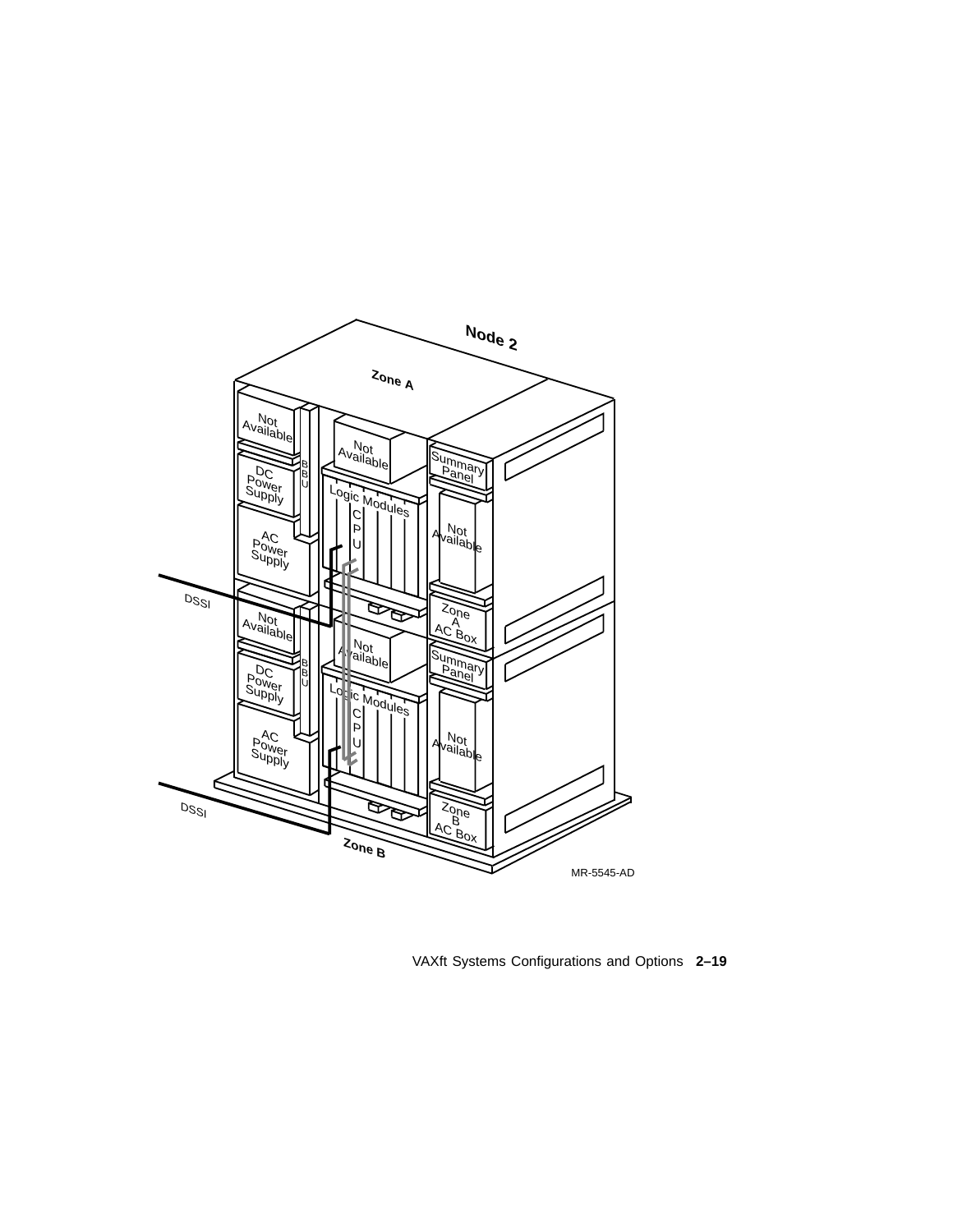Node 2

Zone A

Not Available

DC Power Supply

B B U

AC Power Supply

Not Available

Logic Modules

C P U

Summary Panel

Not Available

Zone A AC Box

DSSI

Not Available

DC Power Supply

B B U

AC Power Supply

Not Available

Logic Modules

C P U

Summary Panel

Not Available

Zone B AC Box

DSSI

Zone B

MR-5545-AD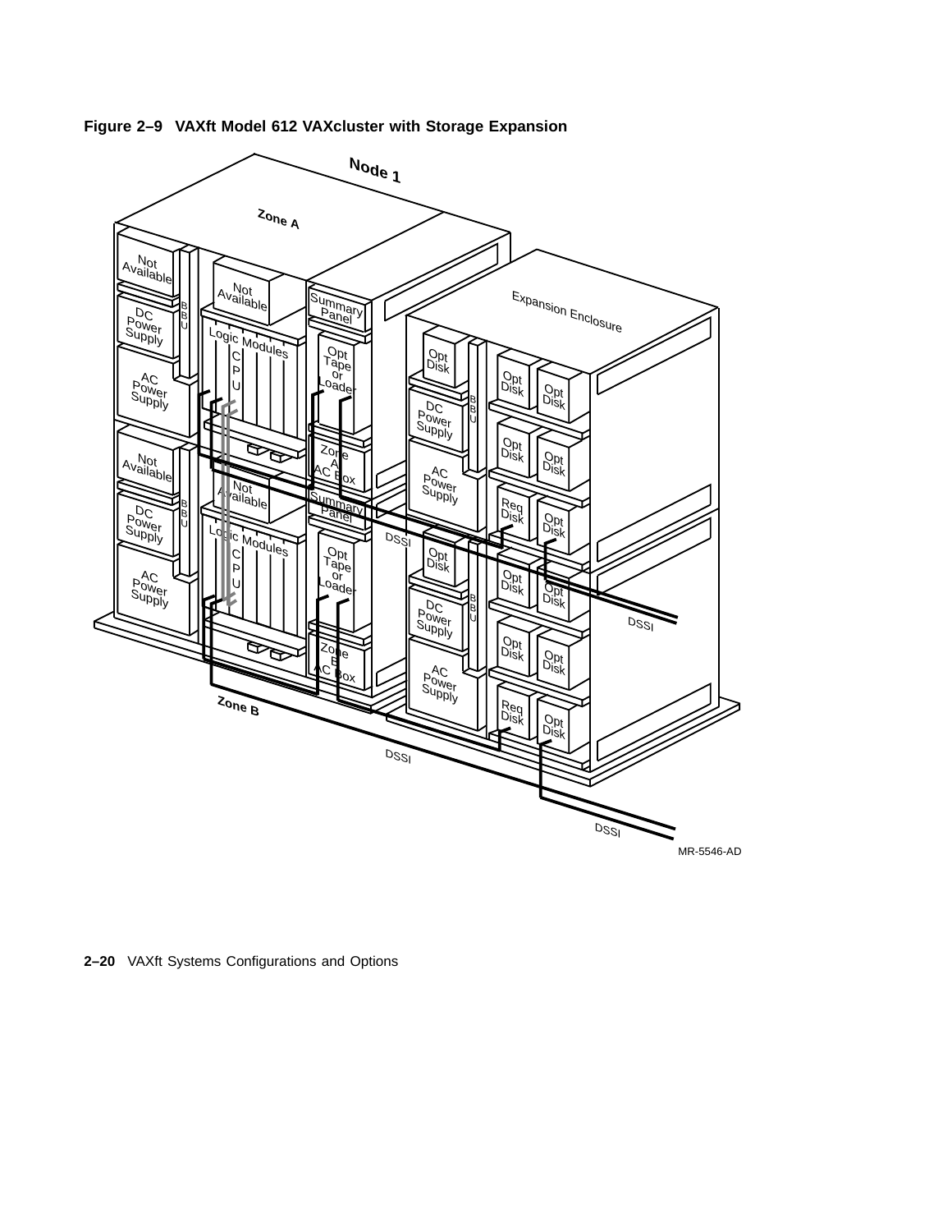**Figure 2–9 VAXft Model 612 VAXcluster with Storage Expansion**

Node 1

Zone A

Not Available

Not Available

BBU

DC Power Supply

Summary Panel

Expansion Enclosure

Logic Modules

CPU

Opt Tape or Loader

Opt Disk

AC Power Supply

Opt Disk

Opt Disk

BBU

DC Power Supply

Opt Disk

Opt Disk

Zone A AC Box

Not Available

AC Power Supply

Not Available

Summary Panel

Req Disk

Opt Disk

DC Power Supply

BBU

Logic Modules

DSSI

Opt Disk

CPU

Opt Tape or Loader

Opt Disk

Opt Disk

AC Power Supply

DC Power Supply

BBU

DSSI

Zone B AC Box

Opt Disk

Opt Disk

AC Power Supply

Zone B

Req Disk

Opt Disk

DSSI

DSSI

MR-5546-AD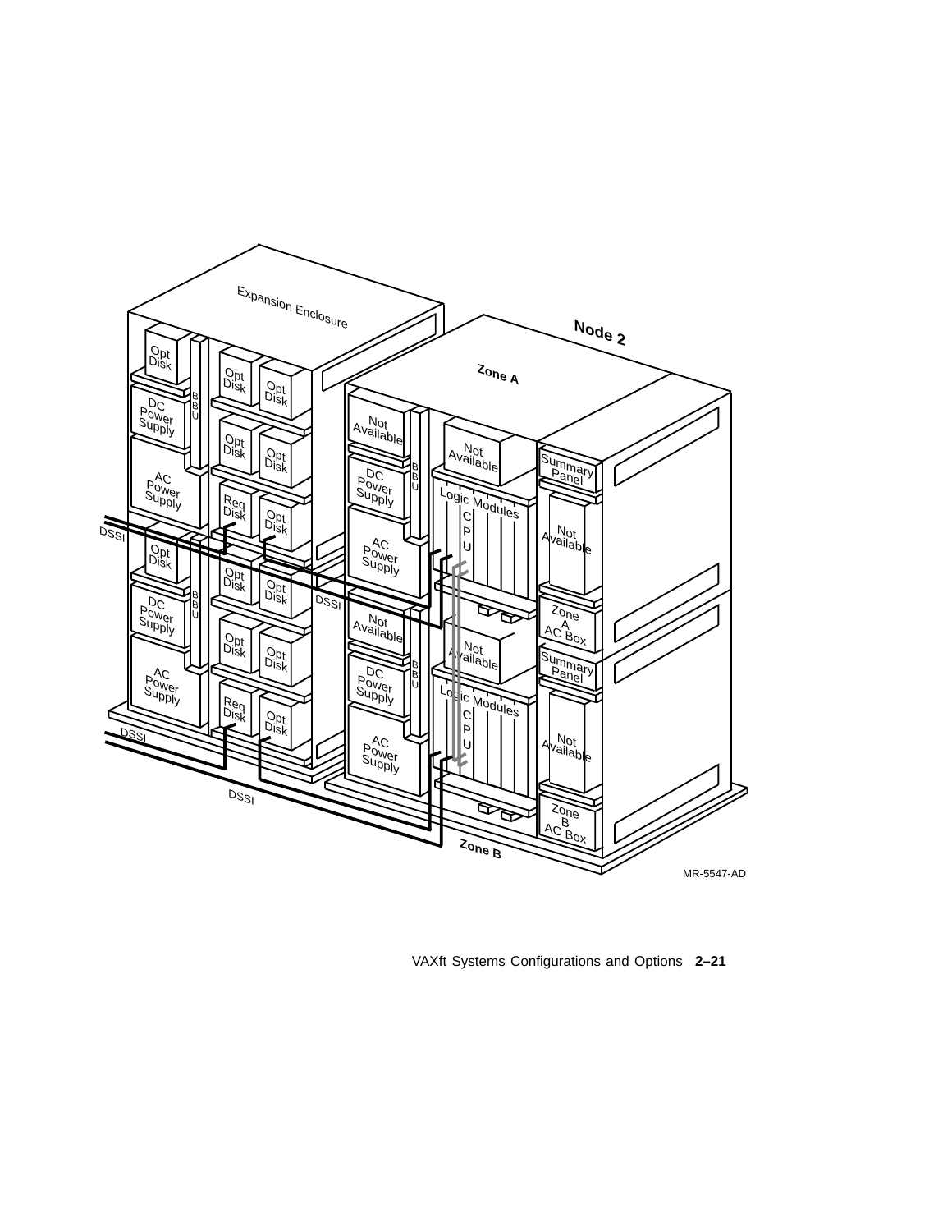Expansion Enclosure

Node 2

Zone A

Opt Disk

BBU

DC Power Supply

AC Power Supply

Req Disk

DSSI

Not Available

Logic Modules

CPU

Summary Panel

Zone A AC Box

Zone B AC Box

Zone B

MR-5547-AD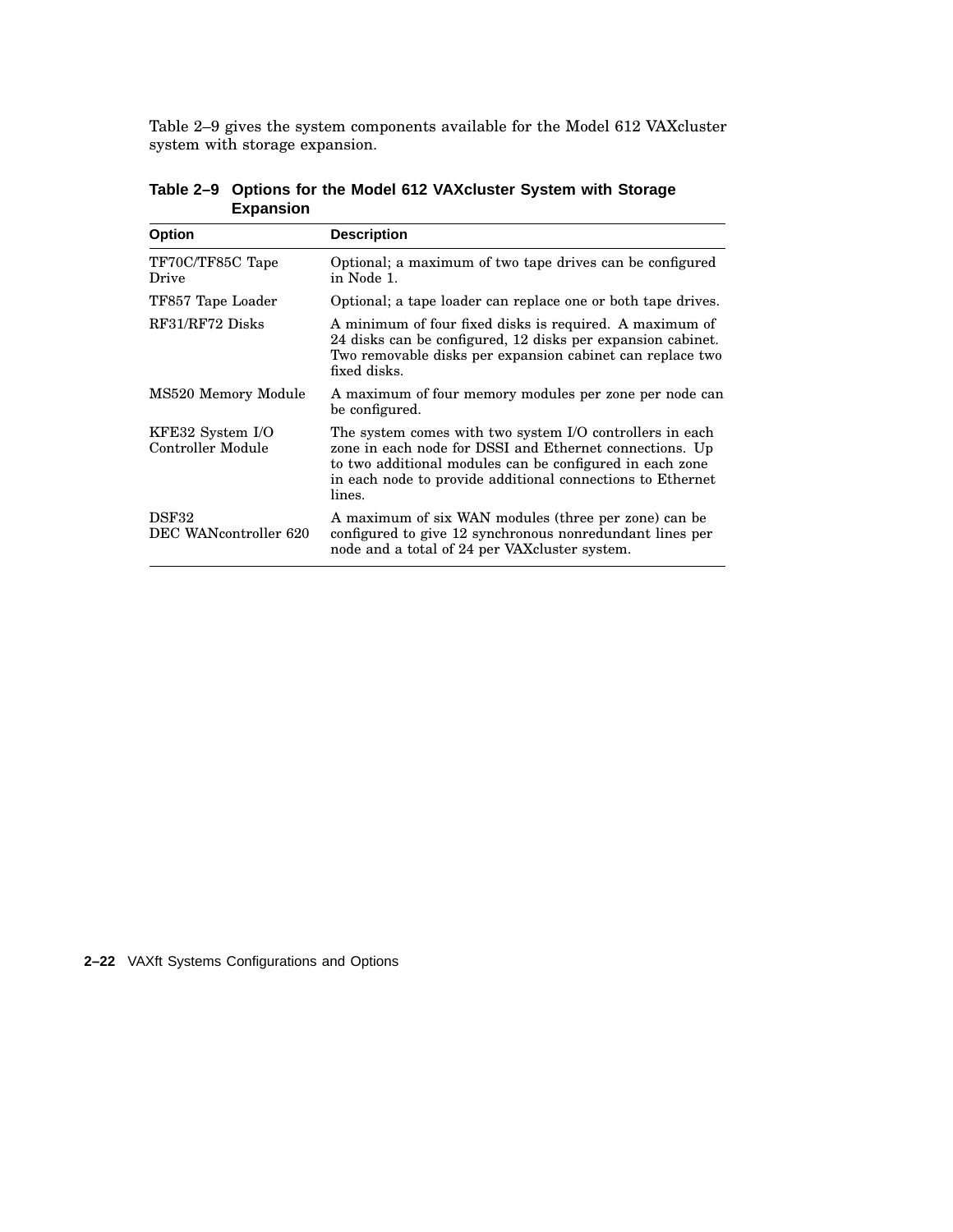Table 2–9 gives the system components available for the Model 612 VAXcluster system with storage expansion.

**Table 2–9 Options for the Model 612 VAXcluster System with Storage Expansion**

| Option | Description |
|---|---|
| TF70C/TF85C Tape Drive | Optional; a maximum of two tape drives can be configured in Node 1. |
| TF857 Tape Loader | Optional; a tape loader can replace one or both tape drives. |
| RF31/RF72 Disks | A minimum of four fixed disks is required. A maximum of 24 disks can be configured, 12 disks per expansion cabinet. Two removable disks per expansion cabinet can replace two fixed disks. |
| MS520 Memory Module | A maximum of four memory modules per zone per node can be configured. |
| KFE32 System I/O Controller Module | The system comes with two system I/O controllers in each zone in each node for DSSI and Ethernet connections. Up to two additional modules can be configured in each zone in each node to provide additional connections to Ethernet lines. |
| DSF32 DEC WANcontroller 620 | A maximum of six WAN modules (three per zone) can be configured to give 12 synchronous nonredundant lines per node and a total of 24 per VAXcluster system. |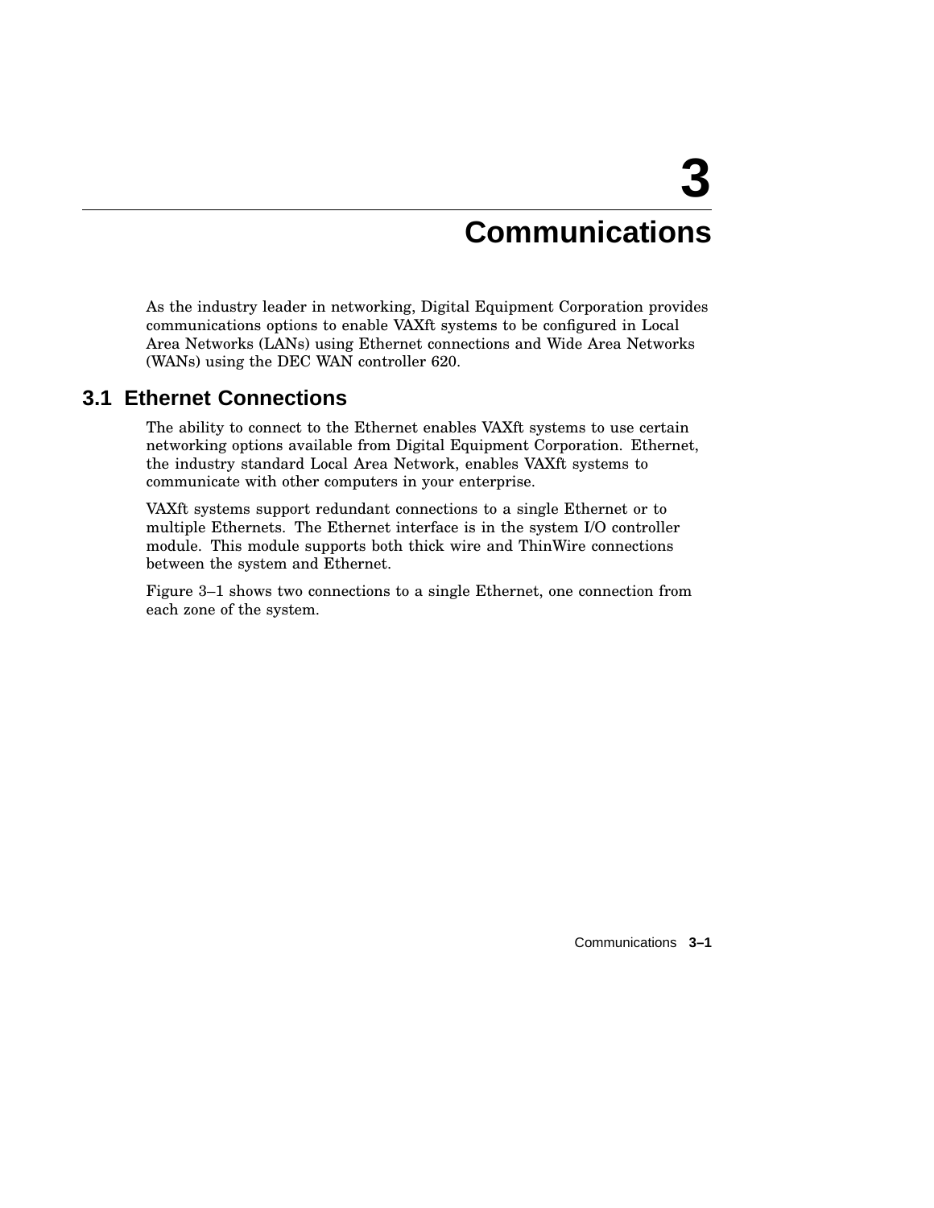# 3 Communications

As the industry leader in networking, Digital Equipment Corporation provides communications options to enable VAXft systems to be configured in Local Area Networks (LANs) using Ethernet connections and Wide Area Networks (WANs) using the DEC WAN controller 620.

## 3.1 Ethernet Connections

The ability to connect to the Ethernet enables VAXft systems to use certain networking options available from Digital Equipment Corporation. Ethernet, the industry standard Local Area Network, enables VAXft systems to communicate with other computers in your enterprise.

VAXft systems support redundant connections to a single Ethernet or to multiple Ethernets. The Ethernet interface is in the system I/O controller module. This module supports both thick wire and ThinWire connections between the system and Ethernet.

Figure 3–1 shows two connections to a single Ethernet, one connection from each zone of the system.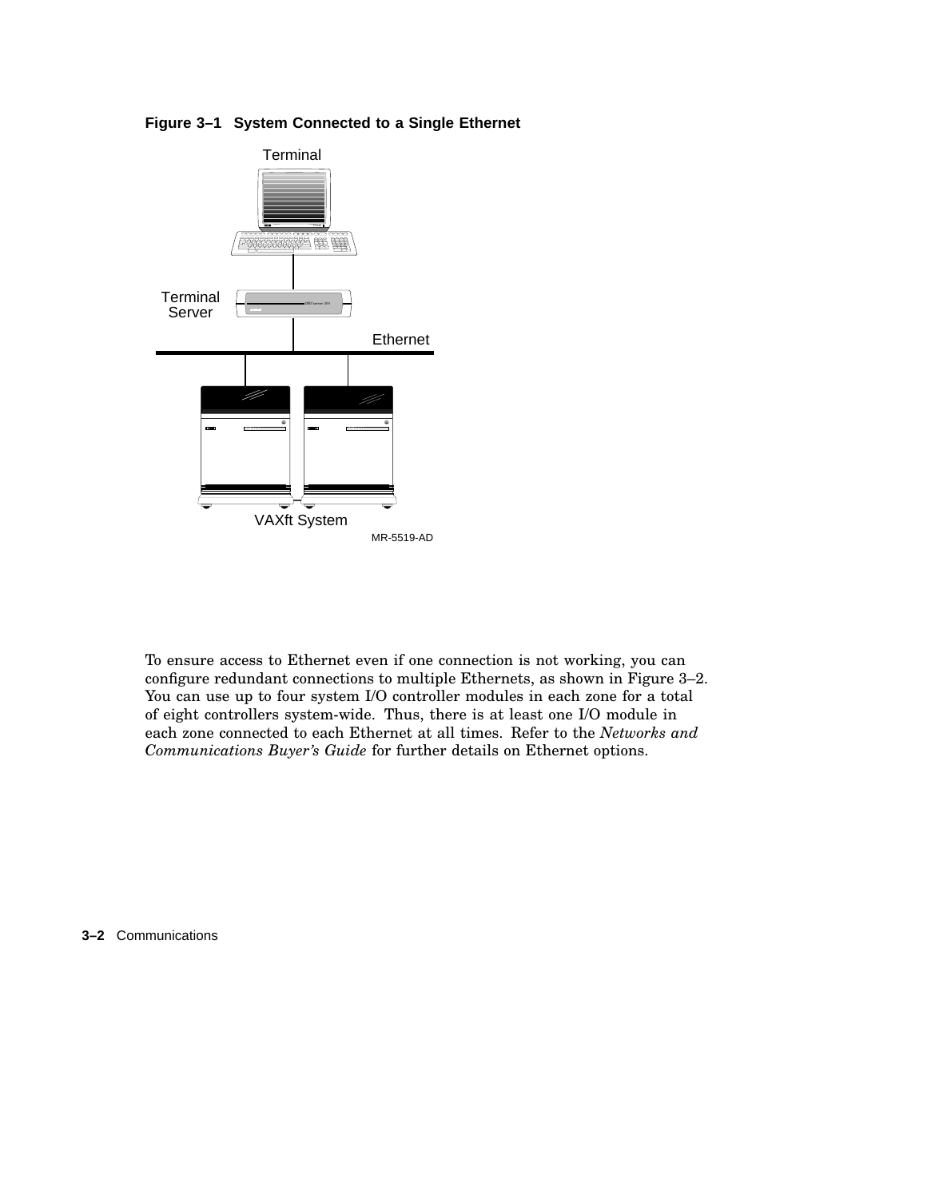**Figure 3–1 System Connected to a Single Ethernet**

To ensure access to Ethernet even if one connection is not working, you can configure redundant connections to multiple Ethernets, as shown in Figure 3–2. You can use up to four system I/O controller modules in each zone for a total of eight controllers system-wide. Thus, there is at least one I/O module in each zone connected to each Ethernet at all times. Refer to the *Networks and Communications Buyer's Guide* for further details on Ethernet options.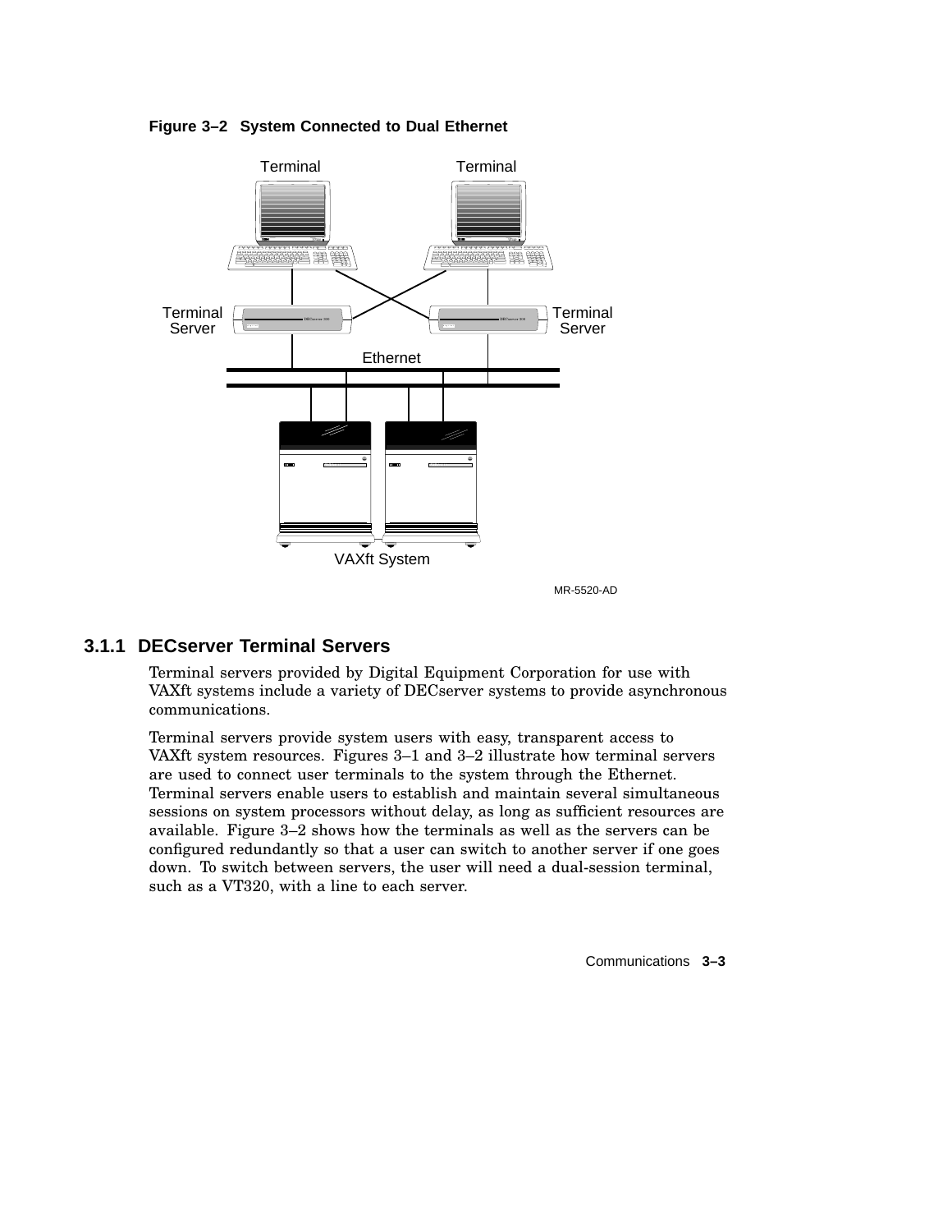**Figure 3–2 System Connected to Dual Ethernet**

### 3.1.1 DECserver Terminal Servers

Terminal servers provided by Digital Equipment Corporation for use with VAXft systems include a variety of DECserver systems to provide asynchronous communications.

Terminal servers provide system users with easy, transparent access to VAXft system resources. Figures 3–1 and 3–2 illustrate how terminal servers are used to connect user terminals to the system through the Ethernet. Terminal servers enable users to establish and maintain several simultaneous sessions on system processors without delay, as long as sufficient resources are available. Figure 3–2 shows how the terminals as well as the servers can be configured redundantly so that a user can switch to another server if one goes down. To switch between servers, the user will need a dual-session terminal, such as a VT320, with a line to each server.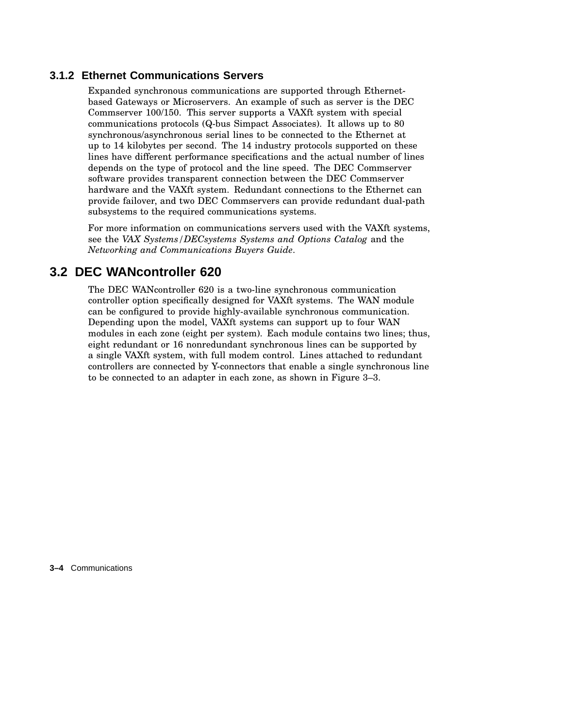### 3.1.2 Ethernet Communications Servers

Expanded synchronous communications are supported through Ethernet-based Gateways or Microservers. An example of such as server is the DEC Commserver 100/150. This server supports a VAXft system with special communications protocols (Q-bus Simpact Associates). It allows up to 80 synchronous/asynchronous serial lines to be connected to the Ethernet at up to 14 kilobytes per second. The 14 industry protocols supported on these lines have different performance specifications and the actual number of lines depends on the type of protocol and the line speed. The DEC Commserver software provides transparent connection between the DEC Commserver hardware and the VAXft system. Redundant connections to the Ethernet can provide failover, and two DEC Commservers can provide redundant dual-path subsystems to the required communications systems.

For more information on communications servers used with the VAXft systems, see the *VAX Systems/DECsystems Systems and Options Catalog* and the *Networking and Communications Buyers Guide*.

## 3.2 DEC WANcontroller 620

The DEC WANcontroller 620 is a two-line synchronous communication controller option specifically designed for VAXft systems. The WAN module can be configured to provide highly-available synchronous communication. Depending upon the model, VAXft systems can support up to four WAN modules in each zone (eight per system). Each module contains two lines; thus, eight redundant or 16 nonredundant synchronous lines can be supported by a single VAXft system, with full modem control. Lines attached to redundant controllers are connected by Y-connectors that enable a single synchronous line to be connected to an adapter in each zone, as shown in Figure 3–3.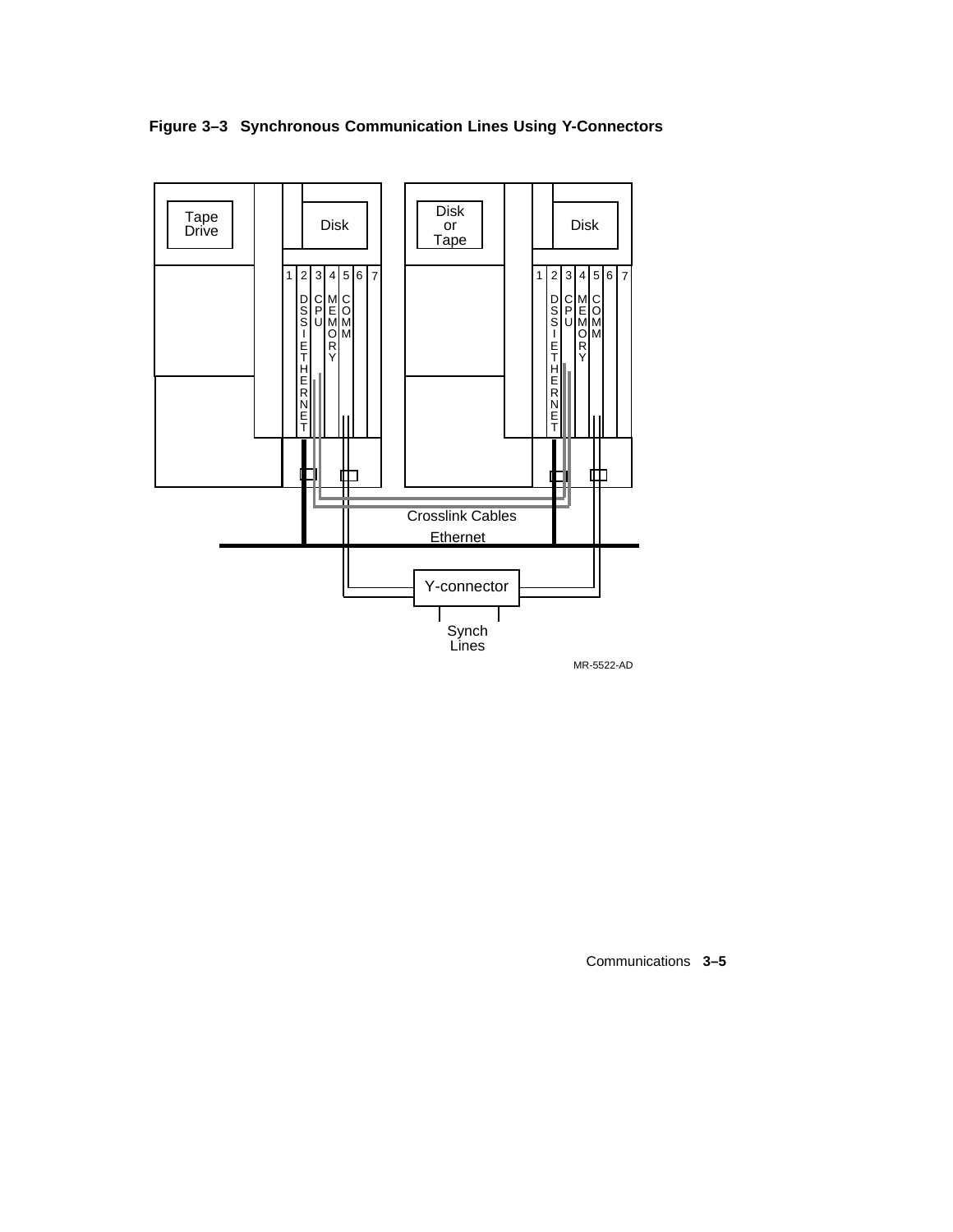**Figure 3–3 Synchronous Communication Lines Using Y-Connectors**

Tape Drive

Disk

Disk or Tape

Disk

1 2 3 4 5 6 7

DSSI ETHERNET

CPU

MEMORY

COMM

1 2 3 4 5 6 7

DSSI ETHERNET

CPU

MEMORY

COMM

Crosslink Cables

Ethernet

Y-connector

Synch Lines

MR-5522-AD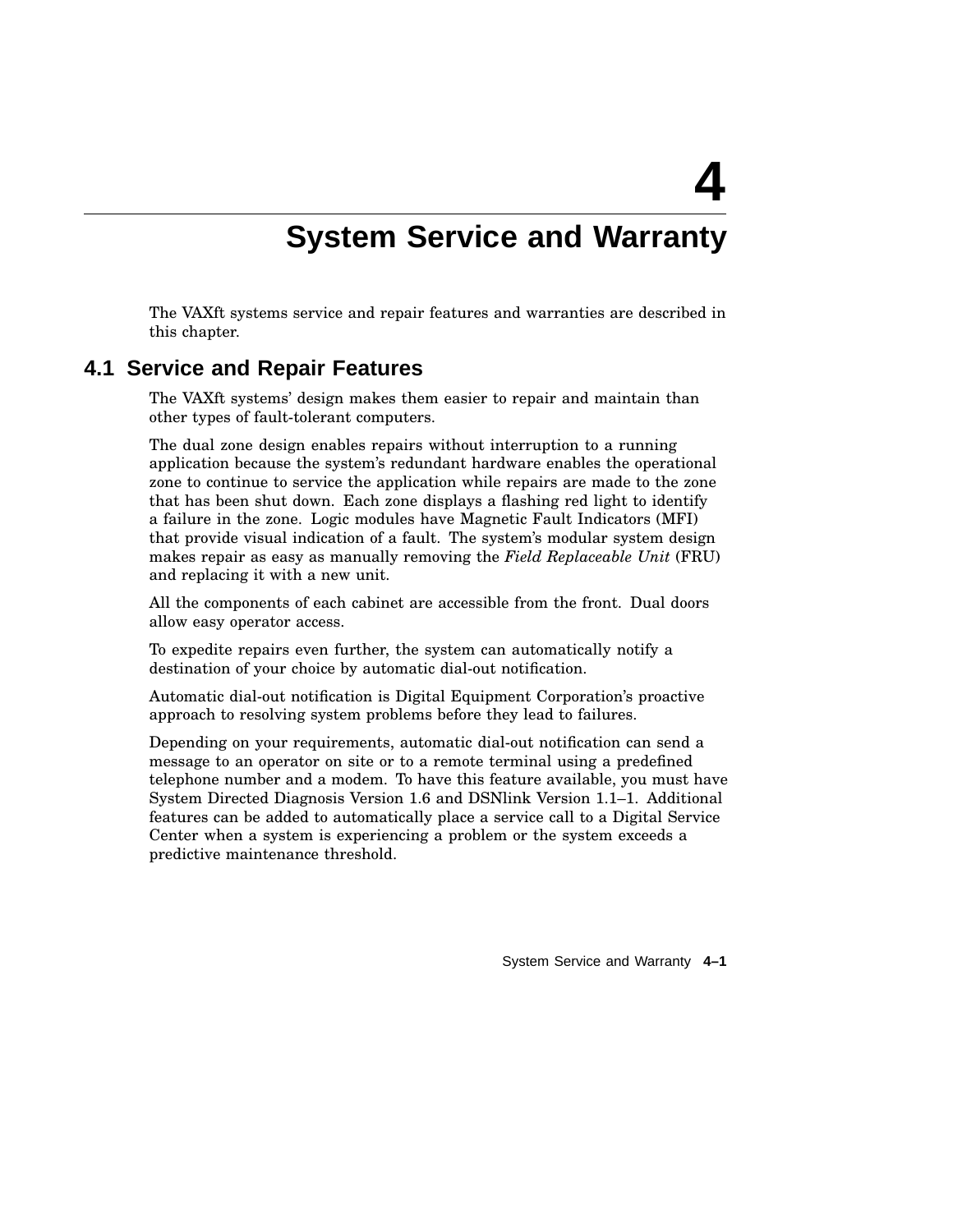# 4 System Service and Warranty

The VAXft systems service and repair features and warranties are described in this chapter.

## 4.1 Service and Repair Features

The VAXft systems' design makes them easier to repair and maintain than other types of fault-tolerant computers.

The dual zone design enables repairs without interruption to a running application because the system's redundant hardware enables the operational zone to continue to service the application while repairs are made to the zone that has been shut down. Each zone displays a flashing red light to identify a failure in the zone. Logic modules have Magnetic Fault Indicators (MFI) that provide visual indication of a fault. The system's modular system design makes repair as easy as manually removing the *Field Replaceable Unit* (FRU) and replacing it with a new unit.

All the components of each cabinet are accessible from the front. Dual doors allow easy operator access.

To expedite repairs even further, the system can automatically notify a destination of your choice by automatic dial-out notification.

Automatic dial-out notification is Digital Equipment Corporation's proactive approach to resolving system problems before they lead to failures.

Depending on your requirements, automatic dial-out notification can send a message to an operator on site or to a remote terminal using a predefined telephone number and a modem. To have this feature available, you must have System Directed Diagnosis Version 1.6 and DSNlink Version 1.1–1. Additional features can be added to automatically place a service call to a Digital Service Center when a system is experiencing a problem or the system exceeds a predictive maintenance threshold.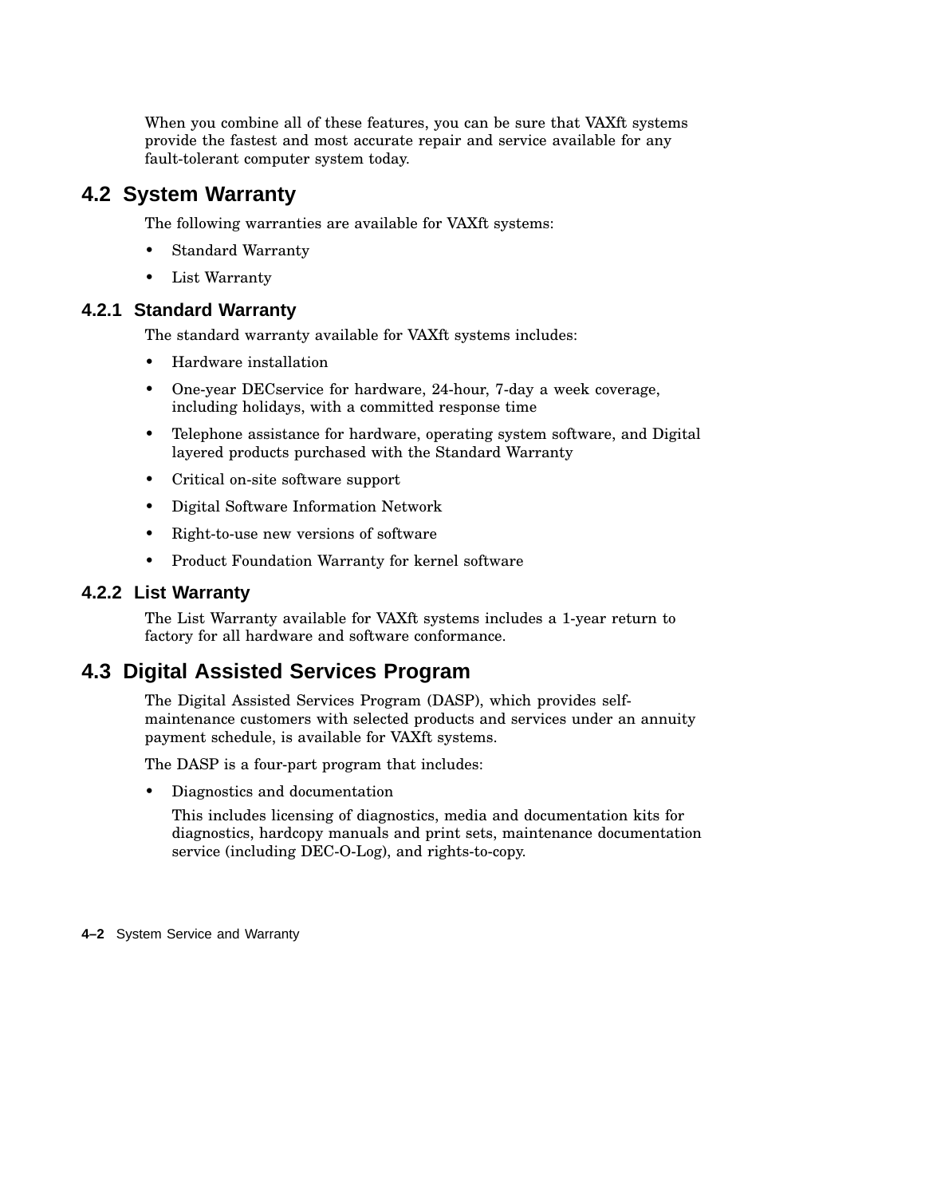When you combine all of these features, you can be sure that VAXft systems provide the fastest and most accurate repair and service available for any fault-tolerant computer system today.

## 4.2 System Warranty

The following warranties are available for VAXft systems:

- Standard Warranty
- List Warranty

### 4.2.1 Standard Warranty

The standard warranty available for VAXft systems includes:

- Hardware installation
- One-year DECservice for hardware, 24-hour, 7-day a week coverage, including holidays, with a committed response time
- Telephone assistance for hardware, operating system software, and Digital layered products purchased with the Standard Warranty
- Critical on-site software support
- Digital Software Information Network
- Right-to-use new versions of software
- Product Foundation Warranty for kernel software

### 4.2.2 List Warranty

The List Warranty available for VAXft systems includes a 1-year return to factory for all hardware and software conformance.

## 4.3 Digital Assisted Services Program

The Digital Assisted Services Program (DASP), which provides self-maintenance customers with selected products and services under an annuity payment schedule, is available for VAXft systems.

The DASP is a four-part program that includes:

- Diagnostics and documentation

  This includes licensing of diagnostics, media and documentation kits for diagnostics, hardcopy manuals and print sets, maintenance documentation service (including DEC-O-Log), and rights-to-copy.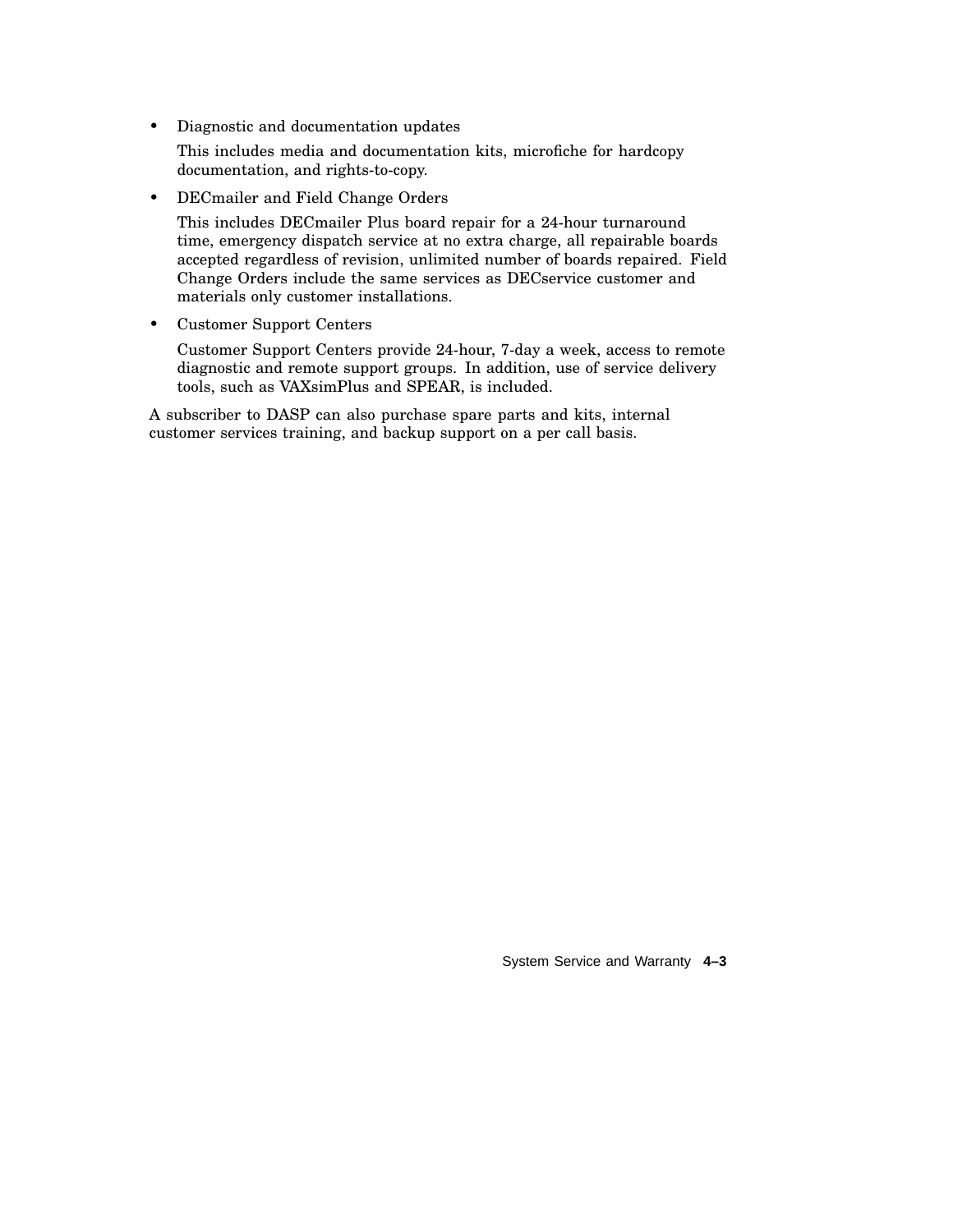- Diagnostic and documentation updates

  This includes media and documentation kits, microfiche for hardcopy documentation, and rights-to-copy.

- DECmailer and Field Change Orders

  This includes DECmailer Plus board repair for a 24-hour turnaround time, emergency dispatch service at no extra charge, all repairable boards accepted regardless of revision, unlimited number of boards repaired. Field Change Orders include the same services as DECservice customer and materials only customer installations.

- Customer Support Centers

  Customer Support Centers provide 24-hour, 7-day a week, access to remote diagnostic and remote support groups. In addition, use of service delivery tools, such as VAXsimPlus and SPEAR, is included.

A subscriber to DASP can also purchase spare parts and kits, internal customer services training, and backup support on a per call basis.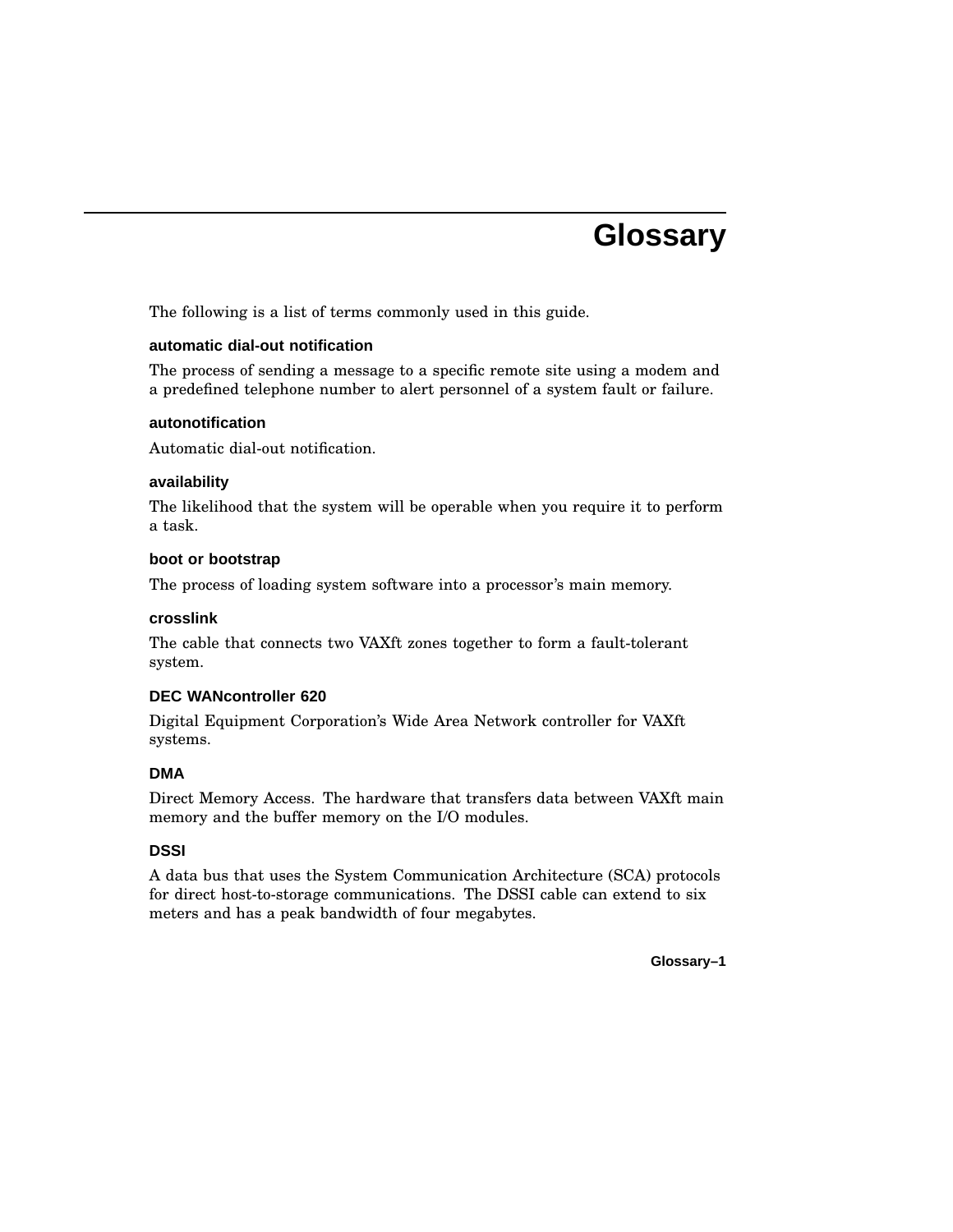# Glossary

The following is a list of terms commonly used in this guide.

**automatic dial-out notification**

The process of sending a message to a specific remote site using a modem and a predefined telephone number to alert personnel of a system fault or failure.

**autonotification**

Automatic dial-out notification.

**availability**

The likelihood that the system will be operable when you require it to perform a task.

**boot or bootstrap**

The process of loading system software into a processor's main memory.

**crosslink**

The cable that connects two VAXft zones together to form a fault-tolerant system.

**DEC WANcontroller 620**

Digital Equipment Corporation's Wide Area Network controller for VAXft systems.

**DMA**

Direct Memory Access. The hardware that transfers data between VAXft main memory and the buffer memory on the I/O modules.

**DSSI**

A data bus that uses the System Communication Architecture (SCA) protocols for direct host-to-storage communications. The DSSI cable can extend to six meters and has a peak bandwidth of four megabytes.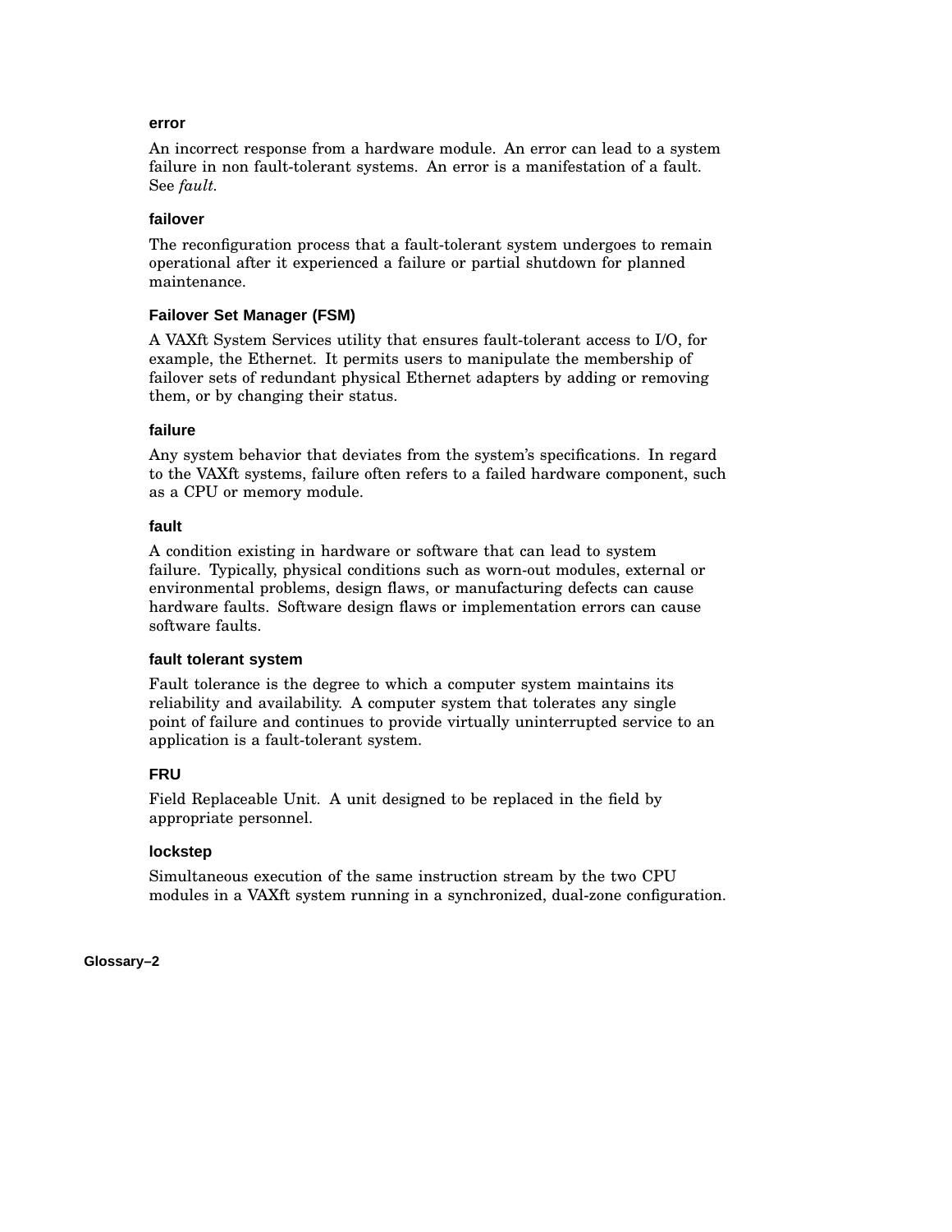### error

An incorrect response from a hardware module. An error can lead to a system failure in non fault-tolerant systems. An error is a manifestation of a fault. See *fault*.

### failover

The reconfiguration process that a fault-tolerant system undergoes to remain operational after it experienced a failure or partial shutdown for planned maintenance.

### Failover Set Manager (FSM)

A VAXft System Services utility that ensures fault-tolerant access to I/O, for example, the Ethernet. It permits users to manipulate the membership of failover sets of redundant physical Ethernet adapters by adding or removing them, or by changing their status.

### failure

Any system behavior that deviates from the system's specifications. In regard to the VAXft systems, failure often refers to a failed hardware component, such as a CPU or memory module.

### fault

A condition existing in hardware or software that can lead to system failure. Typically, physical conditions such as worn-out modules, external or environmental problems, design flaws, or manufacturing defects can cause hardware faults. Software design flaws or implementation errors can cause software faults.

### fault tolerant system

Fault tolerance is the degree to which a computer system maintains its reliability and availability. A computer system that tolerates any single point of failure and continues to provide virtually uninterrupted service to an application is a fault-tolerant system.

### FRU

Field Replaceable Unit. A unit designed to be replaced in the field by appropriate personnel.

### lockstep

Simultaneous execution of the same instruction stream by the two CPU modules in a VAXft system running in a synchronized, dual-zone configuration.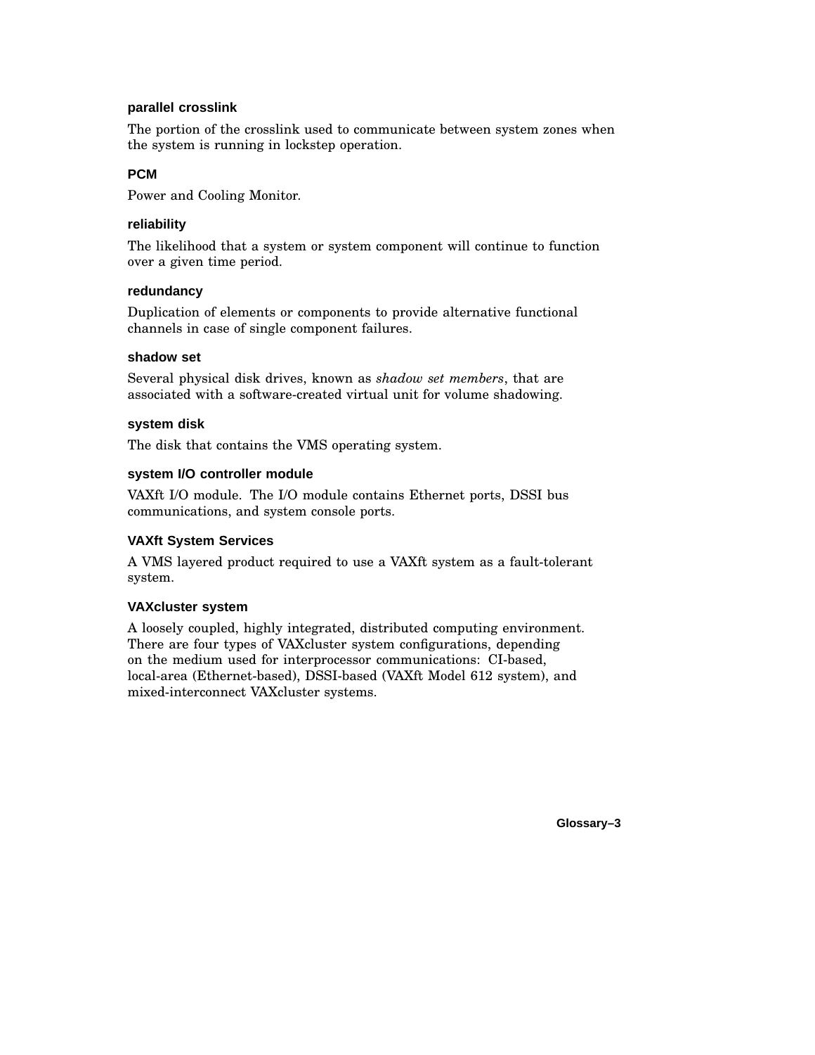**parallel crosslink**

The portion of the crosslink used to communicate between system zones when the system is running in lockstep operation.

**PCM**

Power and Cooling Monitor.

**reliability**

The likelihood that a system or system component will continue to function over a given time period.

**redundancy**

Duplication of elements or components to provide alternative functional channels in case of single component failures.

**shadow set**

Several physical disk drives, known as *shadow set members*, that are associated with a software-created virtual unit for volume shadowing.

**system disk**

The disk that contains the VMS operating system.

**system I/O controller module**

VAXft I/O module. The I/O module contains Ethernet ports, DSSI bus communications, and system console ports.

**VAXft System Services**

A VMS layered product required to use a VAXft system as a fault-tolerant system.

**VAXcluster system**

A loosely coupled, highly integrated, distributed computing environment. There are four types of VAXcluster system configurations, depending on the medium used for interprocessor communications: CI-based, local-area (Ethernet-based), DSSI-based (VAXft Model 612 system), and mixed-interconnect VAXcluster systems.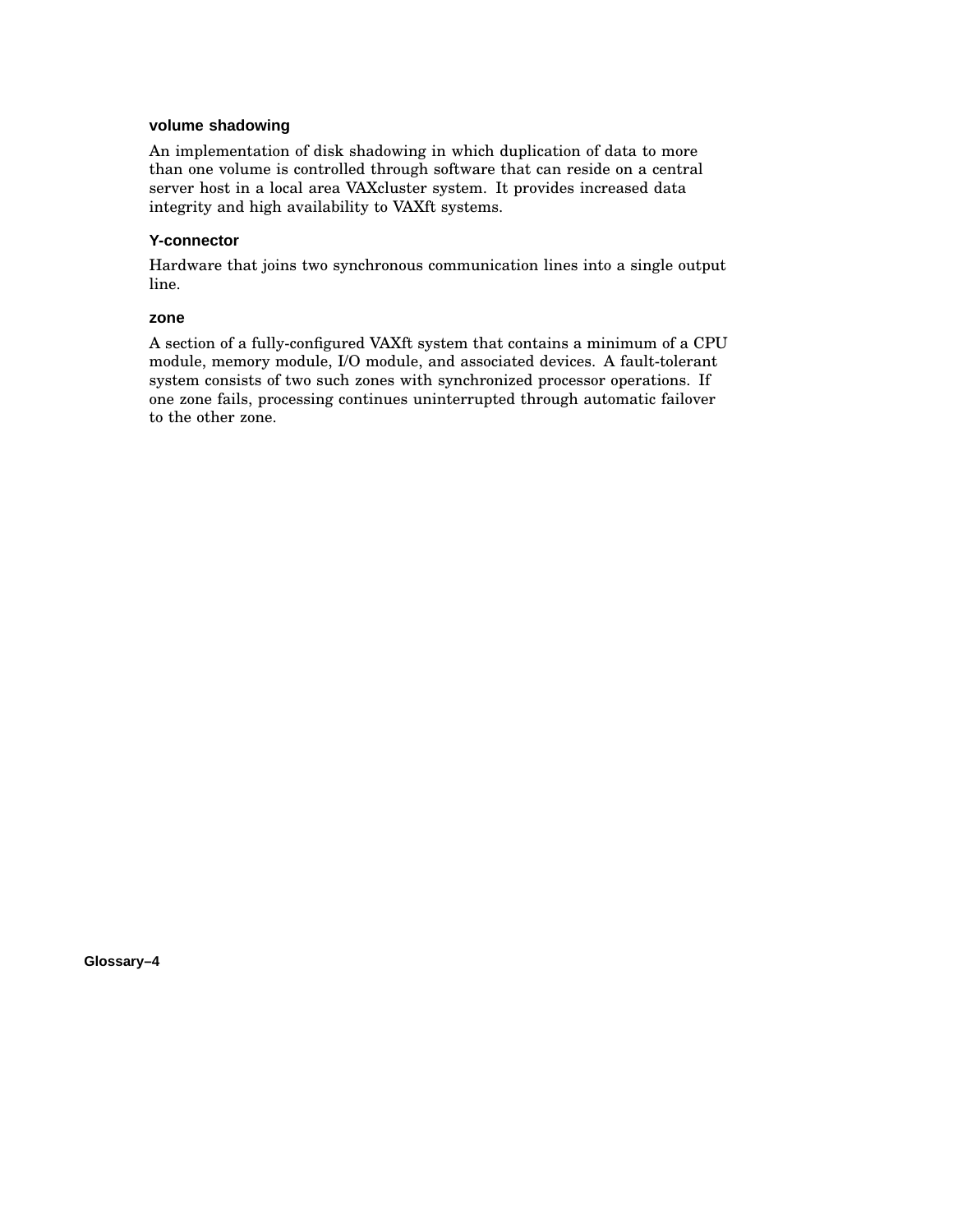### volume shadowing

An implementation of disk shadowing in which duplication of data to more than one volume is controlled through software that can reside on a central server host in a local area VAXcluster system. It provides increased data integrity and high availability to VAXft systems.

### Y-connector

Hardware that joins two synchronous communication lines into a single output line.

### zone

A section of a fully-configured VAXft system that contains a minimum of a CPU module, memory module, I/O module, and associated devices. A fault-tolerant system consists of two such zones with synchronized processor operations. If one zone fails, processing continues uninterrupted through automatic failover to the other zone.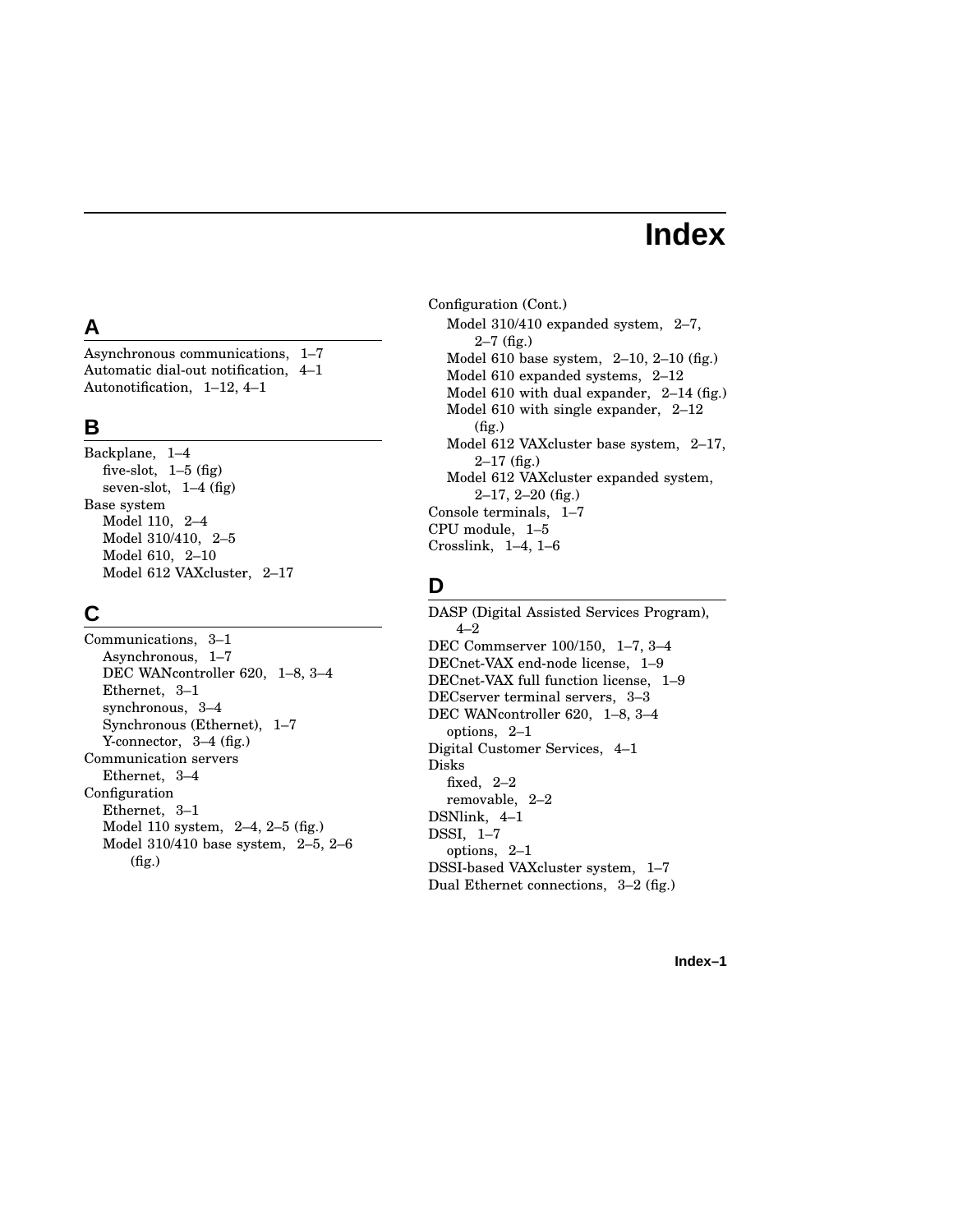# Index

## A

Asynchronous communications, 1–7
Automatic dial-out notification, 4–1
Autonotification, 1–12, 4–1

## B

Backplane, 1–4
- five-slot, 1–5 (fig)
- seven-slot, 1–4 (fig)

Base system
- Model 110, 2–4
- Model 310/410, 2–5
- Model 610, 2–10
- Model 612 VAXcluster, 2–17

## C

Communications, 3–1
- Asynchronous, 1–7
- DEC WANcontroller 620, 1–8, 3–4
- Ethernet, 3–1
- synchronous, 3–4
- Synchronous (Ethernet), 1–7
- Y-connector, 3–4 (fig.)

Communication servers
- Ethernet, 3–4

Configuration
- Ethernet, 3–1
- Model 110 system, 2–4, 2–5 (fig.)
- Model 310/410 base system, 2–5, 2–6 (fig.)

Configuration (Cont.)
- Model 310/410 expanded system, 2–7, 2–7 (fig.)
- Model 610 base system, 2–10, 2–10 (fig.)
- Model 610 expanded systems, 2–12
- Model 610 with dual expander, 2–14 (fig.)
- Model 610 with single expander, 2–12 (fig.)
- Model 612 VAXcluster base system, 2–17, 2–17 (fig.)
- Model 612 VAXcluster expanded system, 2–17, 2–20 (fig.)

Console terminals, 1–7
CPU module, 1–5
Crosslink, 1–4, 1–6

## D

DASP (Digital Assisted Services Program), 4–2
DEC Commserver 100/150, 1–7, 3–4
DECnet-VAX end-node license, 1–9
DECnet-VAX full function license, 1–9
DECserver terminal servers, 3–3
DEC WANcontroller 620, 1–8, 3–4
- options, 2–1

Digital Customer Services, 4–1
Disks
- fixed, 2–2
- removable, 2–2

DSNlink, 4–1
DSSI, 1–7
- options, 2–1

DSSI-based VAXcluster system, 1–7
Dual Ethernet connections, 3–2 (fig.)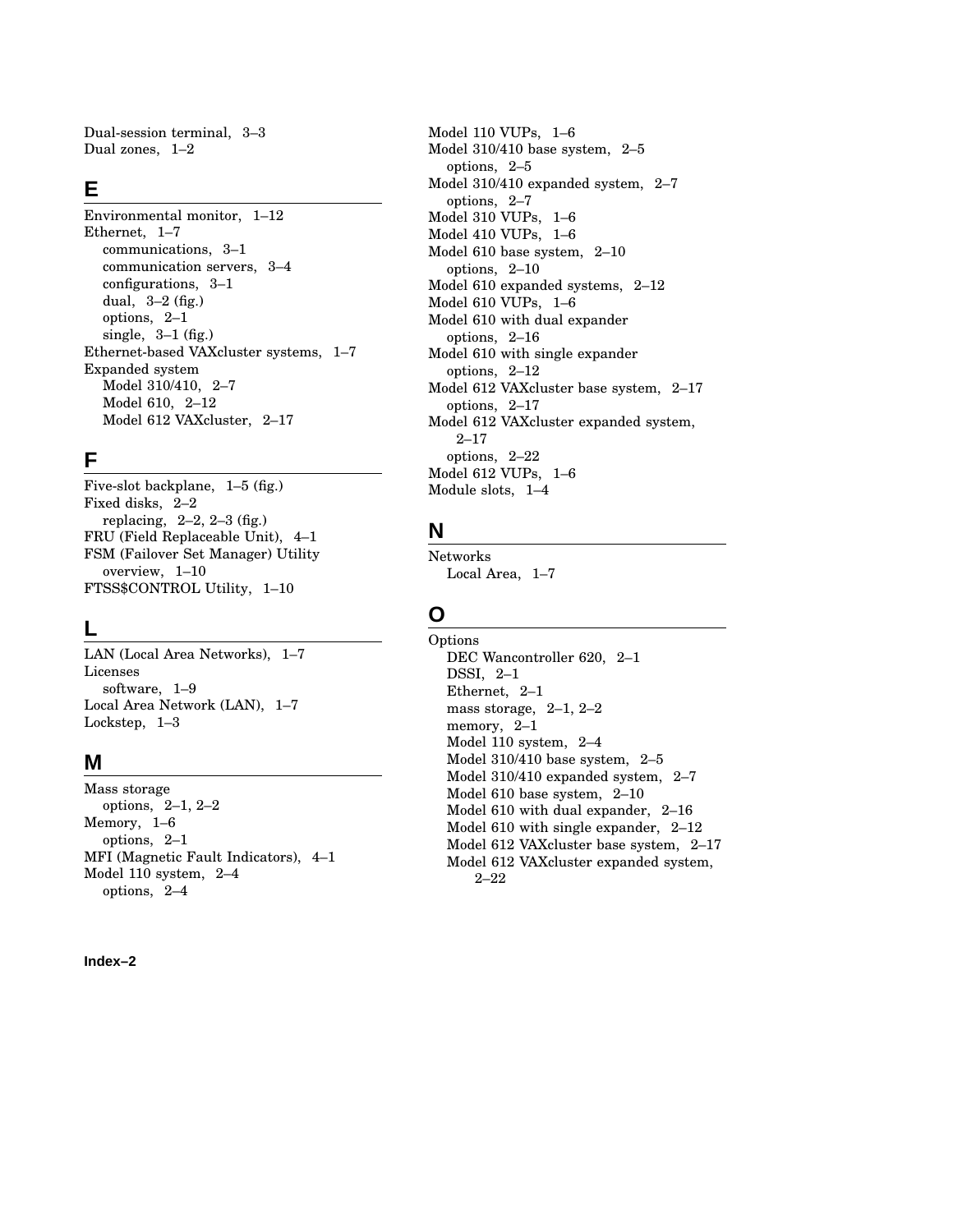Dual-session terminal, 3–3
Dual zones, 1–2

## E

Environmental monitor, 1–12
Ethernet, 1–7
- communications, 3–1
- communication servers, 3–4
- configurations, 3–1
- dual, 3–2 (fig.)
- options, 2–1
- single, 3–1 (fig.)

Ethernet-based VAXcluster systems, 1–7
Expanded system
- Model 310/410, 2–7
- Model 610, 2–12
- Model 612 VAXcluster, 2–17

## F

Five-slot backplane, 1–5 (fig.)
Fixed disks, 2–2
- replacing, 2–2, 2–3 (fig.)

FRU (Field Replaceable Unit), 4–1
FSM (Failover Set Manager) Utility
- overview, 1–10

FTSS$CONTROL Utility, 1–10

## L

LAN (Local Area Networks), 1–7
Licenses
- software, 1–9

Local Area Network (LAN), 1–7
Lockstep, 1–3

## M

Mass storage
- options, 2–1, 2–2

Memory, 1–6
- options, 2–1

MFI (Magnetic Fault Indicators), 4–1
Model 110 system, 2–4
- options, 2–4

Model 110 VUPs, 1–6
Model 310/410 base system, 2–5
- options, 2–5

Model 310/410 expanded system, 2–7
- options, 2–7

Model 310 VUPs, 1–6
Model 410 VUPs, 1–6
Model 610 base system, 2–10
- options, 2–10

Model 610 expanded systems, 2–12
Model 610 VUPs, 1–6
Model 610 with dual expander
- options, 2–16

Model 610 with single expander
- options, 2–12

Model 612 VAXcluster base system, 2–17
- options, 2–17

Model 612 VAXcluster expanded system, 2–17
- options, 2–22

Model 612 VUPs, 1–6
Module slots, 1–4

## N

Networks
- Local Area, 1–7

## O

Options
- DEC Wancontroller 620, 2–1
- DSSI, 2–1
- Ethernet, 2–1
- mass storage, 2–1, 2–2
- memory, 2–1
- Model 110 system, 2–4
- Model 310/410 base system, 2–5
- Model 310/410 expanded system, 2–7
- Model 610 base system, 2–10
- Model 610 with dual expander, 2–16
- Model 610 with single expander, 2–12
- Model 612 VAXcluster base system, 2–17
- Model 612 VAXcluster expanded system, 2–22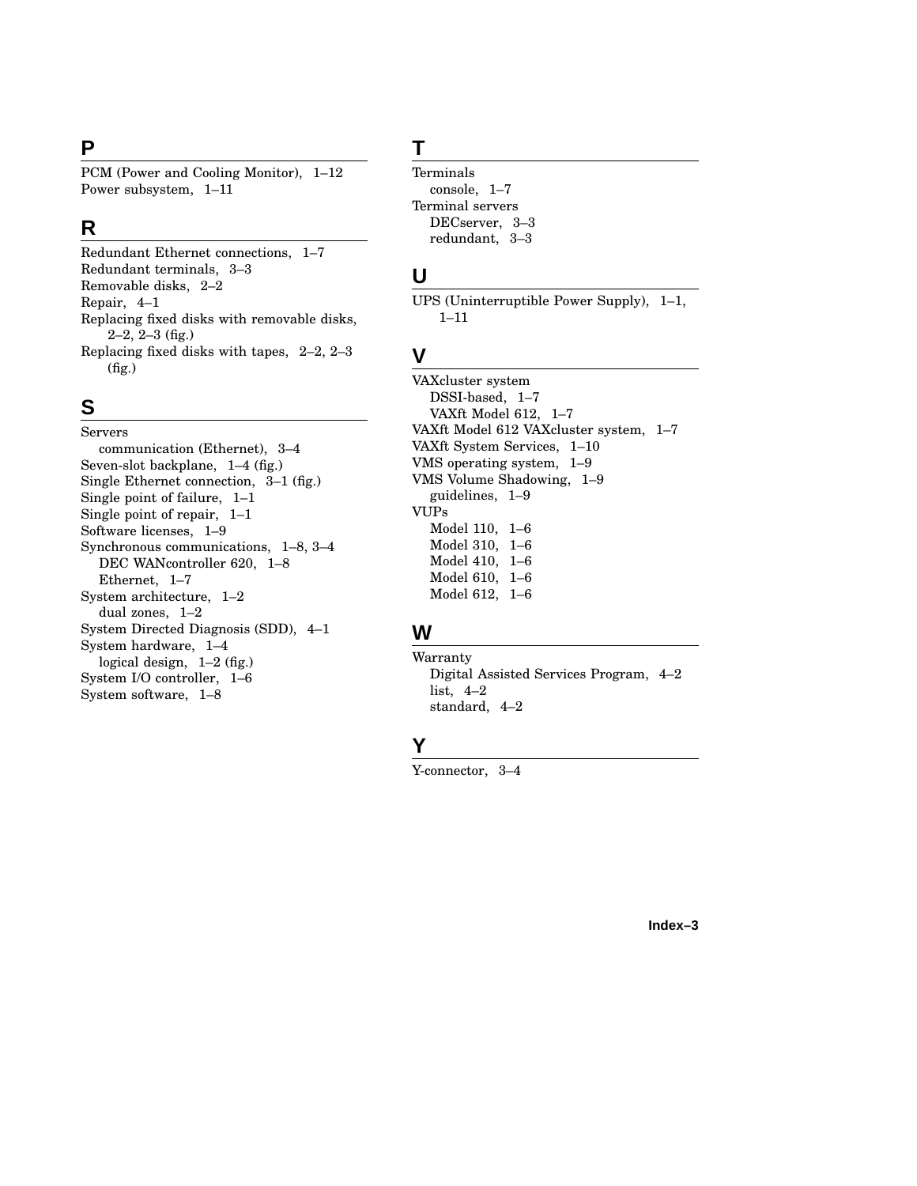## P

PCM (Power and Cooling Monitor), 1–12
Power subsystem, 1–11

## R

Redundant Ethernet connections, 1–7
Redundant terminals, 3–3
Removable disks, 2–2
Repair, 4–1
Replacing fixed disks with removable disks, 2–2, 2–3 (fig.)
Replacing fixed disks with tapes, 2–2, 2–3 (fig.)

## S

Servers
  communication (Ethernet), 3–4
Seven-slot backplane, 1–4 (fig.)
Single Ethernet connection, 3–1 (fig.)
Single point of failure, 1–1
Single point of repair, 1–1
Software licenses, 1–9
Synchronous communications, 1–8, 3–4
  DEC WANcontroller 620, 1–8
  Ethernet, 1–7
System architecture, 1–2
  dual zones, 1–2
System Directed Diagnosis (SDD), 4–1
System hardware, 1–4
  logical design, 1–2 (fig.)
System I/O controller, 1–6
System software, 1–8

## T

Terminals
  console, 1–7
Terminal servers
  DECserver, 3–3
  redundant, 3–3

## U

UPS (Uninterruptible Power Supply), 1–1, 1–11

## V

VAXcluster system
  DSSI-based, 1–7
  VAXft Model 612, 1–7
VAXft Model 612 VAXcluster system, 1–7
VAXft System Services, 1–10
VMS operating system, 1–9
VMS Volume Shadowing, 1–9
  guidelines, 1–9
VUPs
  Model 110, 1–6
  Model 310, 1–6
  Model 410, 1–6
  Model 610, 1–6
  Model 612, 1–6

## W

Warranty
  Digital Assisted Services Program, 4–2
  list, 4–2
  standard, 4–2

## Y

Y-connector, 3–4